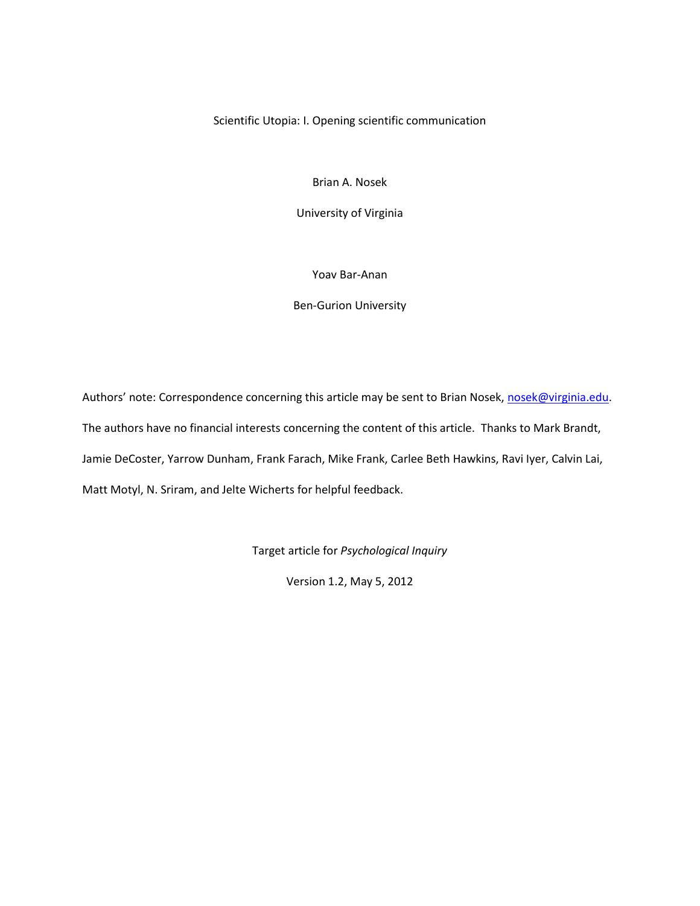# Scientific Utopia: I. Opening scientific communication

Brian A. Nosek

University of Virginia

Yoav Bar-Anan

Ben-Gurion University

Authors' note: Correspondence concerning this article may be sent to Brian Nosek, nosek@virginia.edu. The authors have no financial interests concerning the content of this article. Thanks to Mark Brandt, Jamie DeCoster, Yarrow Dunham, Frank Farach, Mike Frank, Carlee Beth Hawkins, Ravi Iyer, Calvin Lai, Matt Motyl, N. Sriram, and Jelte Wicherts for helpful feedback.

Target article for *Psychological Inquiry*

Version 1.2, May 5, 2012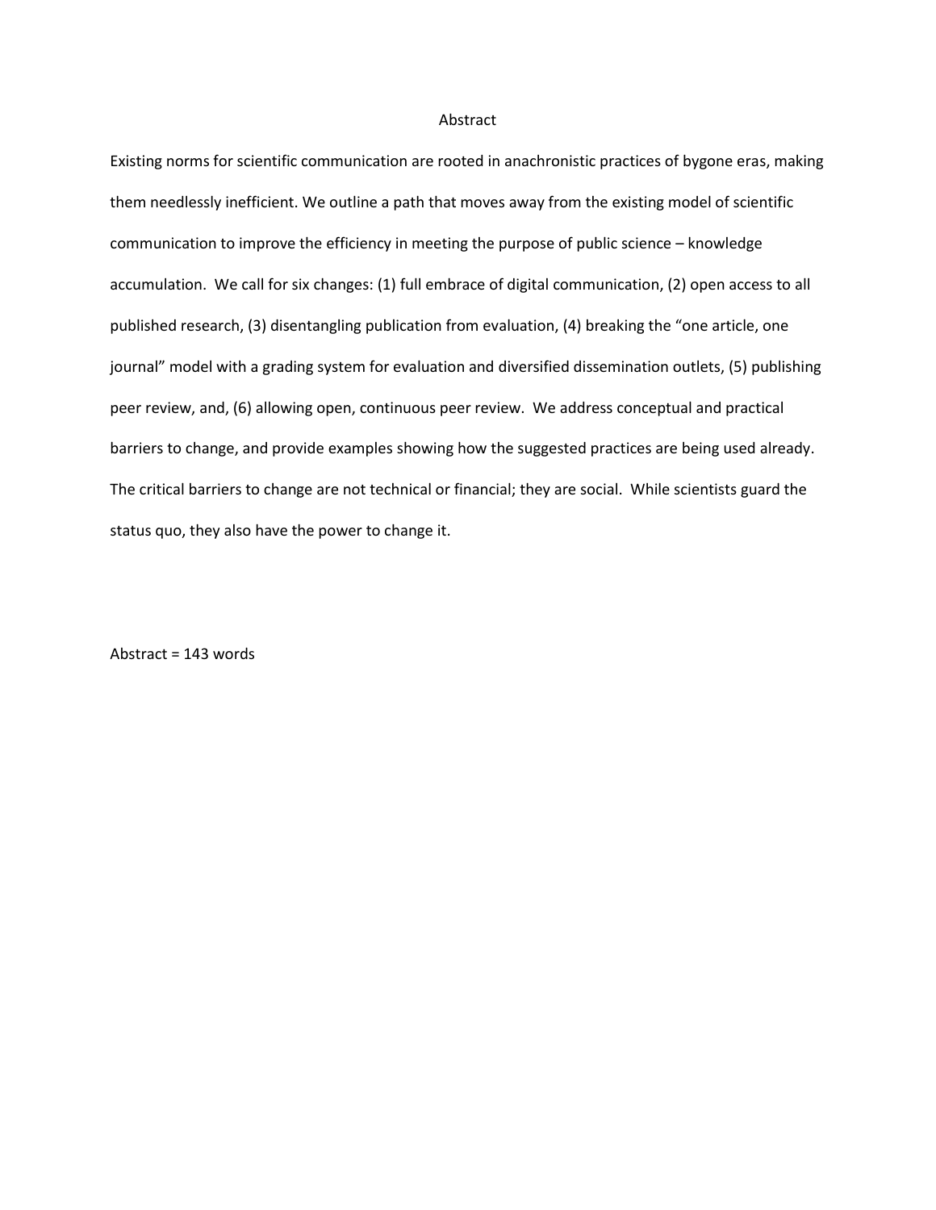# Abstract

Existing norms for scientific communication are rooted in anachronistic practices of bygone eras, making them needlessly inefficient. We outline a path that moves away from the existing model of scientific communication to improve the efficiency in meeting the purpose of public science – knowledge accumulation. We call for six changes: (1) full embrace of digital communication, (2) open access to all published research, (3) disentangling publication from evaluation, (4) breaking the "one article, one journal" model with a grading system for evaluation and diversified dissemination outlets, (5) publishing peer review, and, (6) allowing open, continuous peer review. We address conceptual and practical barriers to change, and provide examples showing how the suggested practices are being used already. The critical barriers to change are not technical or financial; they are social. While scientists guard the status quo, they also have the power to change it.

Abstract = 143 words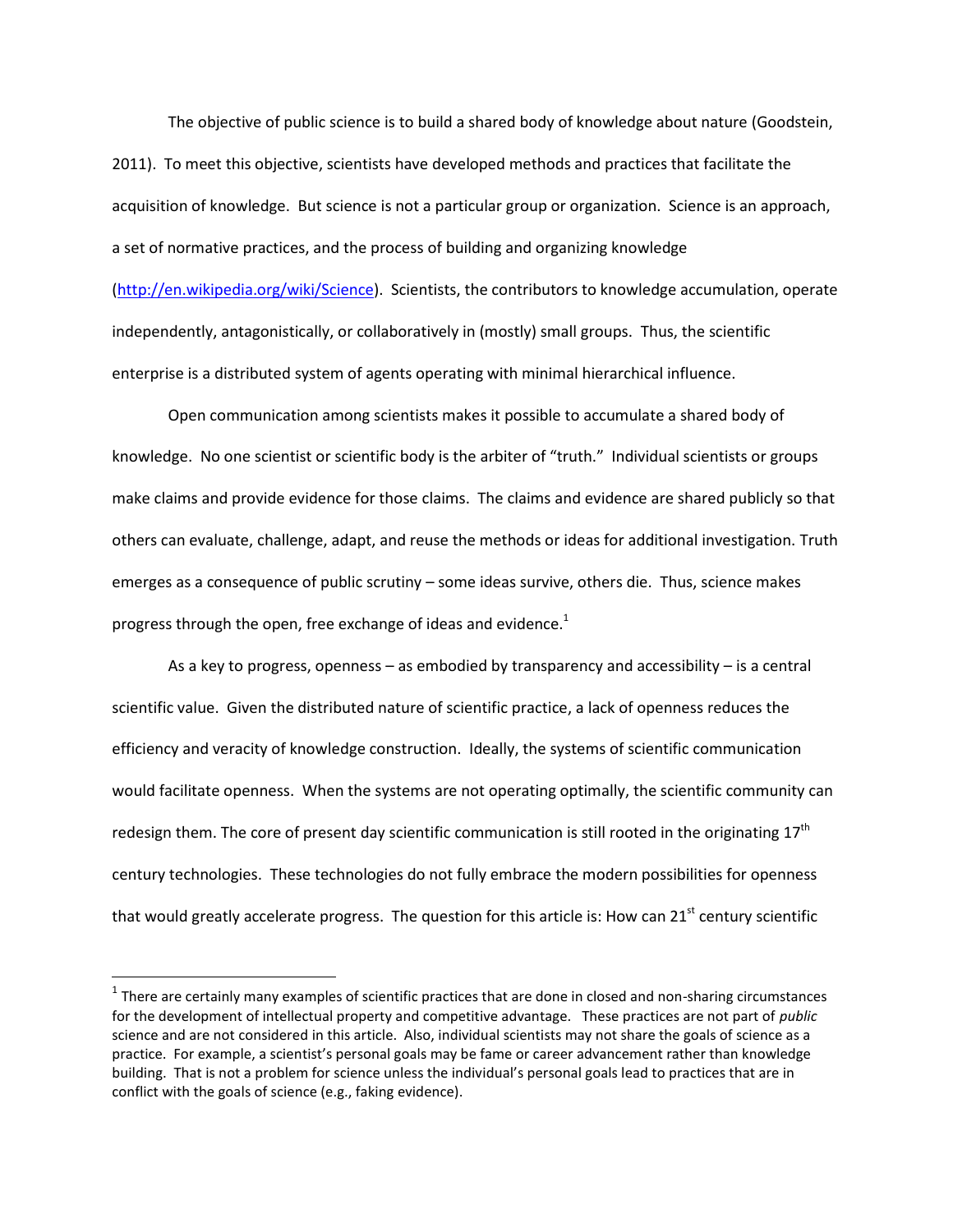The objective of public science is to build a shared body of knowledge about nature (Goodstein, 2011). To meet this objective, scientists have developed methods and practices that facilitate the acquisition of knowledge. But science is not a particular group or organization. Science is an approach, a set of normative practices, and the process of building and organizing knowledge (http://en.wikipedia.org/wiki/Science). Scientists, the contributors to knowledge accumulation, operate independently, antagonistically, or collaboratively in (mostly) small groups. Thus, the scientific enterprise is a distributed system of agents operating with minimal hierarchical influence.

Open communication among scientists makes it possible to accumulate a shared body of knowledge. No one scientist or scientific body is the arbiter of "truth." Individual scientists or groups make claims and provide evidence for those claims. The claims and evidence are shared publicly so that others can evaluate, challenge, adapt, and reuse the methods or ideas for additional investigation. Truth emerges as a consequence of public scrutiny – some ideas survive, others die. Thus, science makes progress through the open, free exchange of ideas and evidence.[1]

As a key to progress, openness – as embodied by transparency and accessibility – is a central scientific value. Given the distributed nature of scientific practice, a lack of openness reduces the efficiency and veracity of knowledge construction. Ideally, the systems of scientific communication would facilitate openness. When the systems are not operating optimally, the scientific community can redesign them. The core of present day scientific communication is still rooted in the originating 17th century technologies. These technologies do not fully embrace the modern possibilities for openness that would greatly accelerate progress. The question for this article is: How can 21st century scientific

---

[1] There are certainly many examples of scientific practices that are done in closed and non-sharing circumstances for the development of intellectual property and competitive advantage. These practices are not part of *public* science and are not considered in this article. Also, individual scientists may not share the goals of science as a practice. For example, a scientist's personal goals may be fame or career advancement rather than knowledge building. That is not a problem for science unless the individual's personal goals lead to practices that are in conflict with the goals of science (e.g., faking evidence).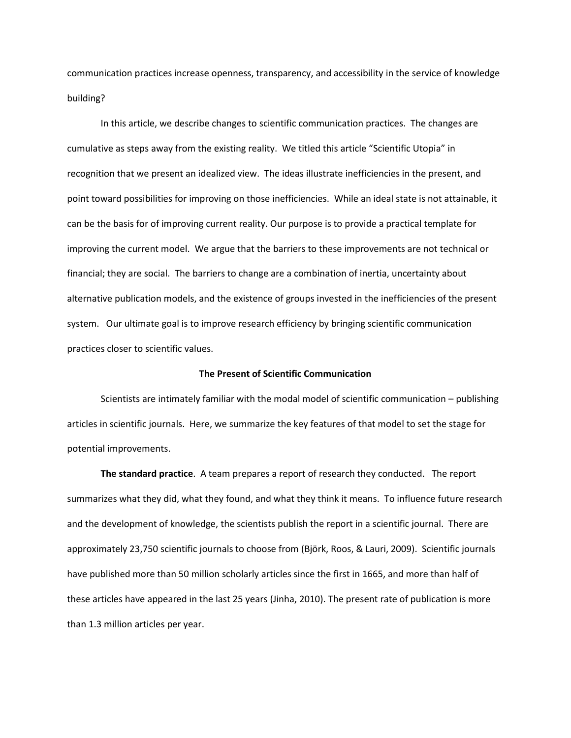communication practices increase openness, transparency, and accessibility in the service of knowledge building?

In this article, we describe changes to scientific communication practices. The changes are cumulative as steps away from the existing reality. We titled this article "Scientific Utopia" in recognition that we present an idealized view. The ideas illustrate inefficiencies in the present, and point toward possibilities for improving on those inefficiencies. While an ideal state is not attainable, it can be the basis for of improving current reality. Our purpose is to provide a practical template for improving the current model. We argue that the barriers to these improvements are not technical or financial; they are social. The barriers to change are a combination of inertia, uncertainty about alternative publication models, and the existence of groups invested in the inefficiencies of the present system. Our ultimate goal is to improve research efficiency by bringing scientific communication practices closer to scientific values.

## The Present of Scientific Communication

Scientists are intimately familiar with the modal model of scientific communication – publishing articles in scientific journals. Here, we summarize the key features of that model to set the stage for potential improvements.

**The standard practice**. A team prepares a report of research they conducted. The report summarizes what they did, what they found, and what they think it means. To influence future research and the development of knowledge, the scientists publish the report in a scientific journal. There are approximately 23,750 scientific journals to choose from (Björk, Roos, & Lauri, 2009). Scientific journals have published more than 50 million scholarly articles since the first in 1665, and more than half of these articles have appeared in the last 25 years (Jinha, 2010). The present rate of publication is more than 1.3 million articles per year.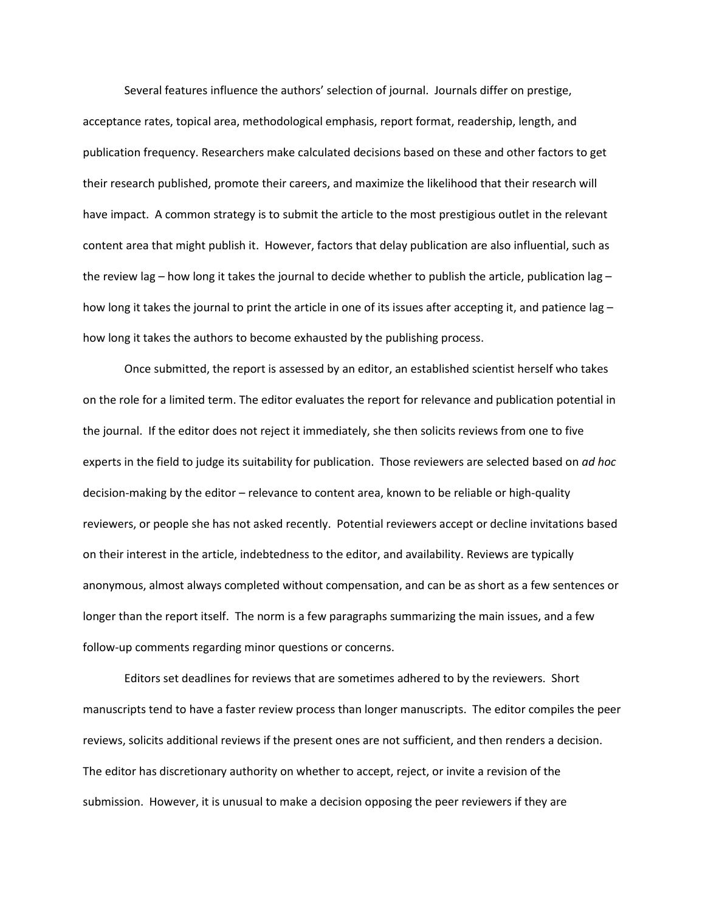Several features influence the authors' selection of journal. Journals differ on prestige, acceptance rates, topical area, methodological emphasis, report format, readership, length, and publication frequency. Researchers make calculated decisions based on these and other factors to get their research published, promote their careers, and maximize the likelihood that their research will have impact. A common strategy is to submit the article to the most prestigious outlet in the relevant content area that might publish it. However, factors that delay publication are also influential, such as the review lag – how long it takes the journal to decide whether to publish the article, publication lag – how long it takes the journal to print the article in one of its issues after accepting it, and patience lag – how long it takes the authors to become exhausted by the publishing process.

Once submitted, the report is assessed by an editor, an established scientist herself who takes on the role for a limited term. The editor evaluates the report for relevance and publication potential in the journal. If the editor does not reject it immediately, she then solicits reviews from one to five experts in the field to judge its suitability for publication. Those reviewers are selected based on *ad hoc* decision-making by the editor – relevance to content area, known to be reliable or high-quality reviewers, or people she has not asked recently. Potential reviewers accept or decline invitations based on their interest in the article, indebtedness to the editor, and availability. Reviews are typically anonymous, almost always completed without compensation, and can be as short as a few sentences or longer than the report itself. The norm is a few paragraphs summarizing the main issues, and a few follow-up comments regarding minor questions or concerns.

Editors set deadlines for reviews that are sometimes adhered to by the reviewers. Short manuscripts tend to have a faster review process than longer manuscripts. The editor compiles the peer reviews, solicits additional reviews if the present ones are not sufficient, and then renders a decision. The editor has discretionary authority on whether to accept, reject, or invite a revision of the submission. However, it is unusual to make a decision opposing the peer reviewers if they are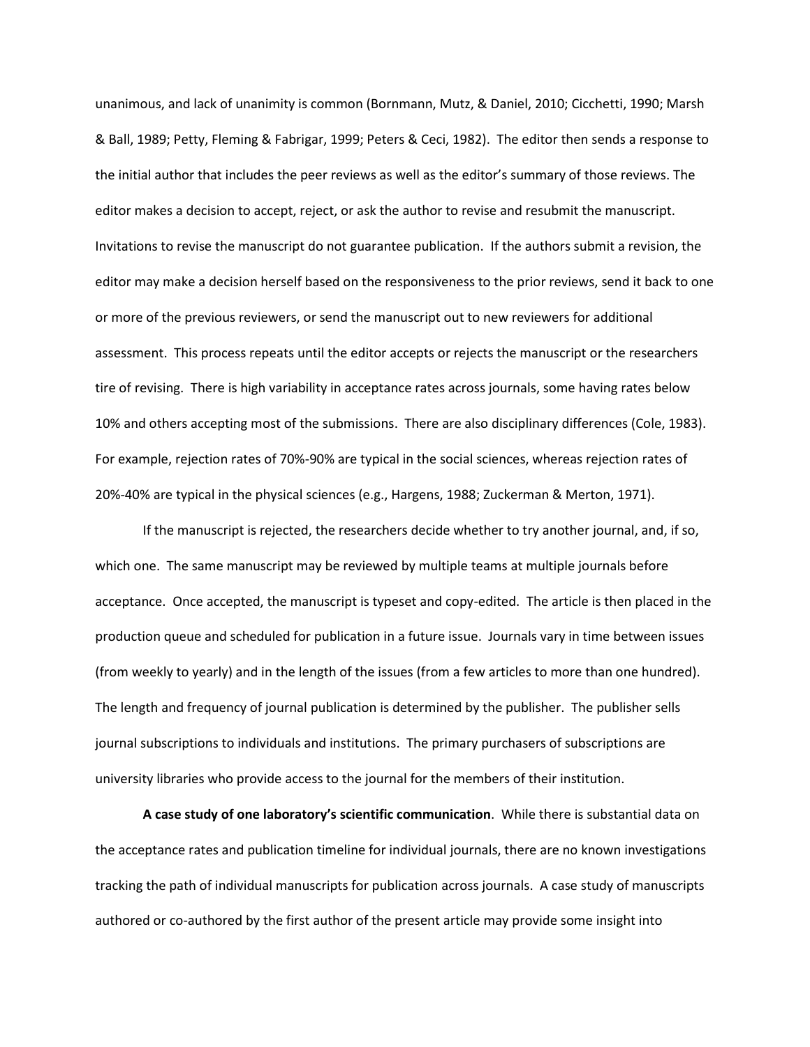unanimous, and lack of unanimity is common (Bornmann, Mutz, & Daniel, 2010; Cicchetti, 1990; Marsh & Ball, 1989; Petty, Fleming & Fabrigar, 1999; Peters & Ceci, 1982). The editor then sends a response to the initial author that includes the peer reviews as well as the editor's summary of those reviews. The editor makes a decision to accept, reject, or ask the author to revise and resubmit the manuscript. Invitations to revise the manuscript do not guarantee publication. If the authors submit a revision, the editor may make a decision herself based on the responsiveness to the prior reviews, send it back to one or more of the previous reviewers, or send the manuscript out to new reviewers for additional assessment. This process repeats until the editor accepts or rejects the manuscript or the researchers tire of revising. There is high variability in acceptance rates across journals, some having rates below 10% and others accepting most of the submissions. There are also disciplinary differences (Cole, 1983). For example, rejection rates of 70%-90% are typical in the social sciences, whereas rejection rates of 20%-40% are typical in the physical sciences (e.g., Hargens, 1988; Zuckerman & Merton, 1971).

If the manuscript is rejected, the researchers decide whether to try another journal, and, if so, which one. The same manuscript may be reviewed by multiple teams at multiple journals before acceptance. Once accepted, the manuscript is typeset and copy-edited. The article is then placed in the production queue and scheduled for publication in a future issue. Journals vary in time between issues (from weekly to yearly) and in the length of the issues (from a few articles to more than one hundred). The length and frequency of journal publication is determined by the publisher. The publisher sells journal subscriptions to individuals and institutions. The primary purchasers of subscriptions are university libraries who provide access to the journal for the members of their institution.

**A case study of one laboratory's scientific communication**. While there is substantial data on the acceptance rates and publication timeline for individual journals, there are no known investigations tracking the path of individual manuscripts for publication across journals. A case study of manuscripts authored or co-authored by the first author of the present article may provide some insight into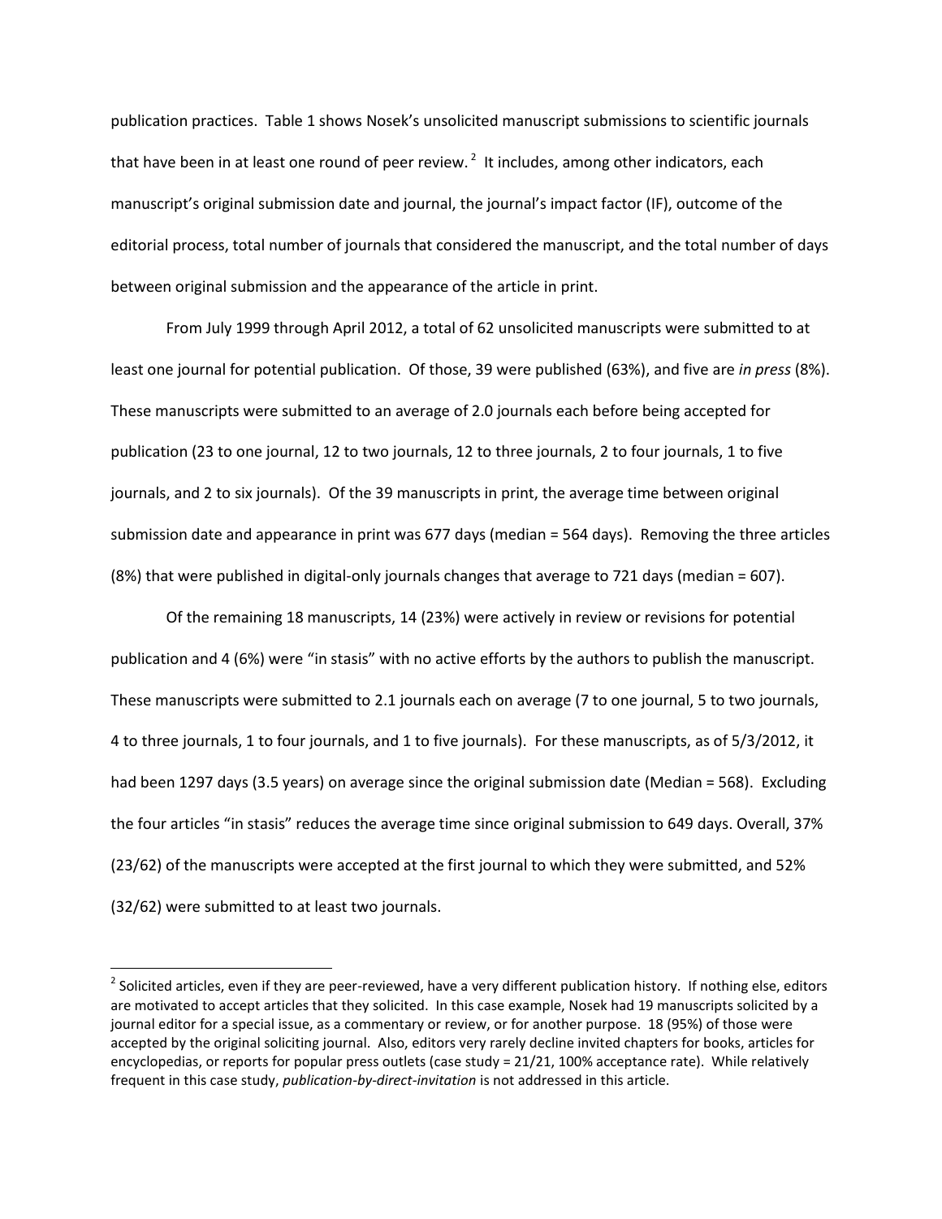publication practices. Table 1 shows Nosek's unsolicited manuscript submissions to scientific journals that have been in at least one round of peer review.[2] It includes, among other indicators, each manuscript's original submission date and journal, the journal's impact factor (IF), outcome of the editorial process, total number of journals that considered the manuscript, and the total number of days between original submission and the appearance of the article in print.

From July 1999 through April 2012, a total of 62 unsolicited manuscripts were submitted to at least one journal for potential publication. Of those, 39 were published (63%), and five are *in press* (8%). These manuscripts were submitted to an average of 2.0 journals each before being accepted for publication (23 to one journal, 12 to two journals, 12 to three journals, 2 to four journals, 1 to five journals, and 2 to six journals). Of the 39 manuscripts in print, the average time between original submission date and appearance in print was 677 days (median = 564 days). Removing the three articles (8%) that were published in digital-only journals changes that average to 721 days (median = 607).

Of the remaining 18 manuscripts, 14 (23%) were actively in review or revisions for potential publication and 4 (6%) were "in stasis" with no active efforts by the authors to publish the manuscript. These manuscripts were submitted to 2.1 journals each on average (7 to one journal, 5 to two journals, 4 to three journals, 1 to four journals, and 1 to five journals). For these manuscripts, as of 5/3/2012, it had been 1297 days (3.5 years) on average since the original submission date (Median = 568). Excluding the four articles "in stasis" reduces the average time since original submission to 649 days. Overall, 37% (23/62) of the manuscripts were accepted at the first journal to which they were submitted, and 52% (32/62) were submitted to at least two journals.

[2] Solicited articles, even if they are peer-reviewed, have a very different publication history. If nothing else, editors are motivated to accept articles that they solicited. In this case example, Nosek had 19 manuscripts solicited by a journal editor for a special issue, as a commentary or review, or for another purpose. 18 (95%) of those were accepted by the original soliciting journal. Also, editors very rarely decline invited chapters for books, articles for encyclopedias, or reports for popular press outlets (case study = 21/21, 100% acceptance rate). While relatively frequent in this case study, *publication-by-direct-invitation* is not addressed in this article.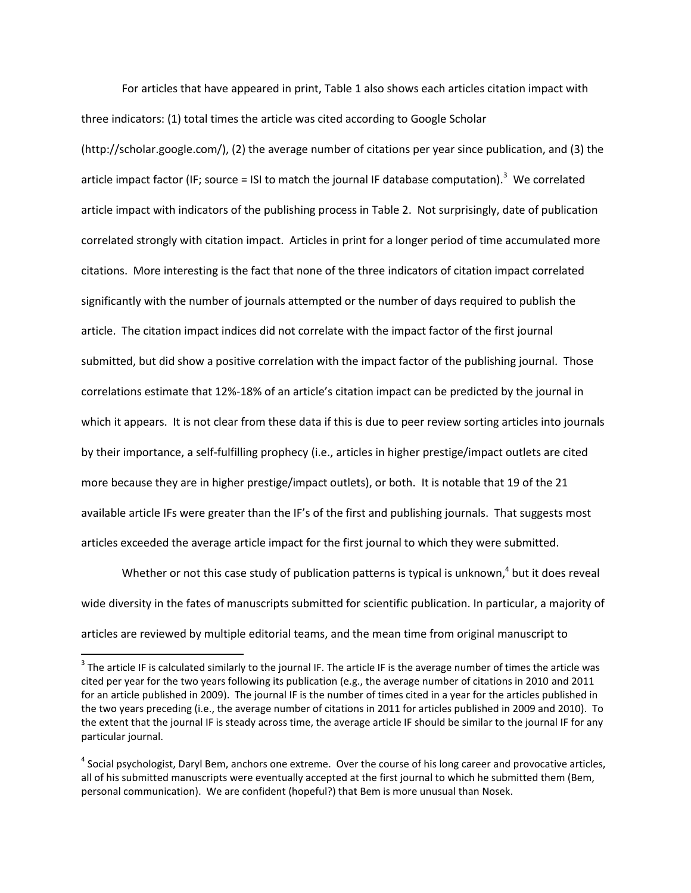For articles that have appeared in print, Table 1 also shows each articles citation impact with three indicators: (1) total times the article was cited according to Google Scholar (http://scholar.google.com/), (2) the average number of citations per year since publication, and (3) the article impact factor (IF; source = ISI to match the journal IF database computation).[3] We correlated article impact with indicators of the publishing process in Table 2. Not surprisingly, date of publication correlated strongly with citation impact. Articles in print for a longer period of time accumulated more citations. More interesting is the fact that none of the three indicators of citation impact correlated significantly with the number of journals attempted or the number of days required to publish the article. The citation impact indices did not correlate with the impact factor of the first journal submitted, but did show a positive correlation with the impact factor of the publishing journal. Those correlations estimate that 12%-18% of an article's citation impact can be predicted by the journal in which it appears. It is not clear from these data if this is due to peer review sorting articles into journals by their importance, a self-fulfilling prophecy (i.e., articles in higher prestige/impact outlets are cited more because they are in higher prestige/impact outlets), or both. It is notable that 19 of the 21 available article IFs were greater than the IF's of the first and publishing journals. That suggests most articles exceeded the average article impact for the first journal to which they were submitted.

Whether or not this case study of publication patterns is typical is unknown,[4] but it does reveal wide diversity in the fates of manuscripts submitted for scientific publication. In particular, a majority of articles are reviewed by multiple editorial teams, and the mean time from original manuscript to

---

[3] The article IF is calculated similarly to the journal IF. The article IF is the average number of times the article was cited per year for the two years following its publication (e.g., the average number of citations in 2010 and 2011 for an article published in 2009). The journal IF is the number of times cited in a year for the articles published in the two years preceding (i.e., the average number of citations in 2011 for articles published in 2009 and 2010). To the extent that the journal IF is steady across time, the average article IF should be similar to the journal IF for any particular journal.

[4] Social psychologist, Daryl Bem, anchors one extreme. Over the course of his long career and provocative articles, all of his submitted manuscripts were eventually accepted at the first journal to which he submitted them (Bem, personal communication). We are confident (hopeful?) that Bem is more unusual than Nosek.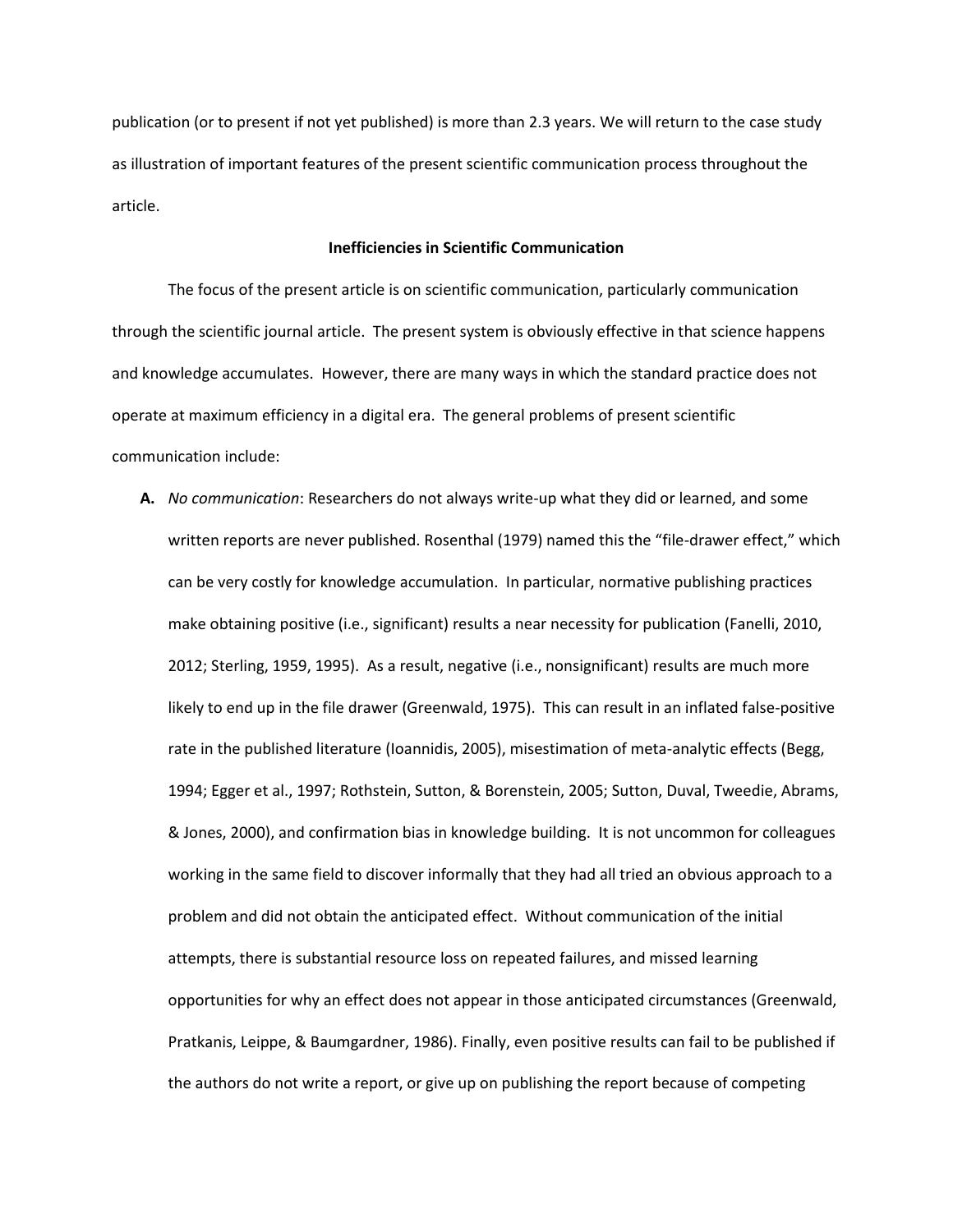publication (or to present if not yet published) is more than 2.3 years. We will return to the case study as illustration of important features of the present scientific communication process throughout the article.

## Inefficiencies in Scientific Communication

The focus of the present article is on scientific communication, particularly communication through the scientific journal article. The present system is obviously effective in that science happens and knowledge accumulates. However, there are many ways in which the standard practice does not operate at maximum efficiency in a digital era. The general problems of present scientific communication include:

**A.** *No communication*: Researchers do not always write-up what they did or learned, and some written reports are never published. Rosenthal (1979) named this the "file-drawer effect," which can be very costly for knowledge accumulation. In particular, normative publishing practices make obtaining positive (i.e., significant) results a near necessity for publication (Fanelli, 2010, 2012; Sterling, 1959, 1995). As a result, negative (i.e., nonsignificant) results are much more likely to end up in the file drawer (Greenwald, 1975). This can result in an inflated false-positive rate in the published literature (Ioannidis, 2005), misestimation of meta-analytic effects (Begg, 1994; Egger et al., 1997; Rothstein, Sutton, & Borenstein, 2005; Sutton, Duval, Tweedie, Abrams, & Jones, 2000), and confirmation bias in knowledge building. It is not uncommon for colleagues working in the same field to discover informally that they had all tried an obvious approach to a problem and did not obtain the anticipated effect. Without communication of the initial attempts, there is substantial resource loss on repeated failures, and missed learning opportunities for why an effect does not appear in those anticipated circumstances (Greenwald, Pratkanis, Leippe, & Baumgardner, 1986). Finally, even positive results can fail to be published if the authors do not write a report, or give up on publishing the report because of competing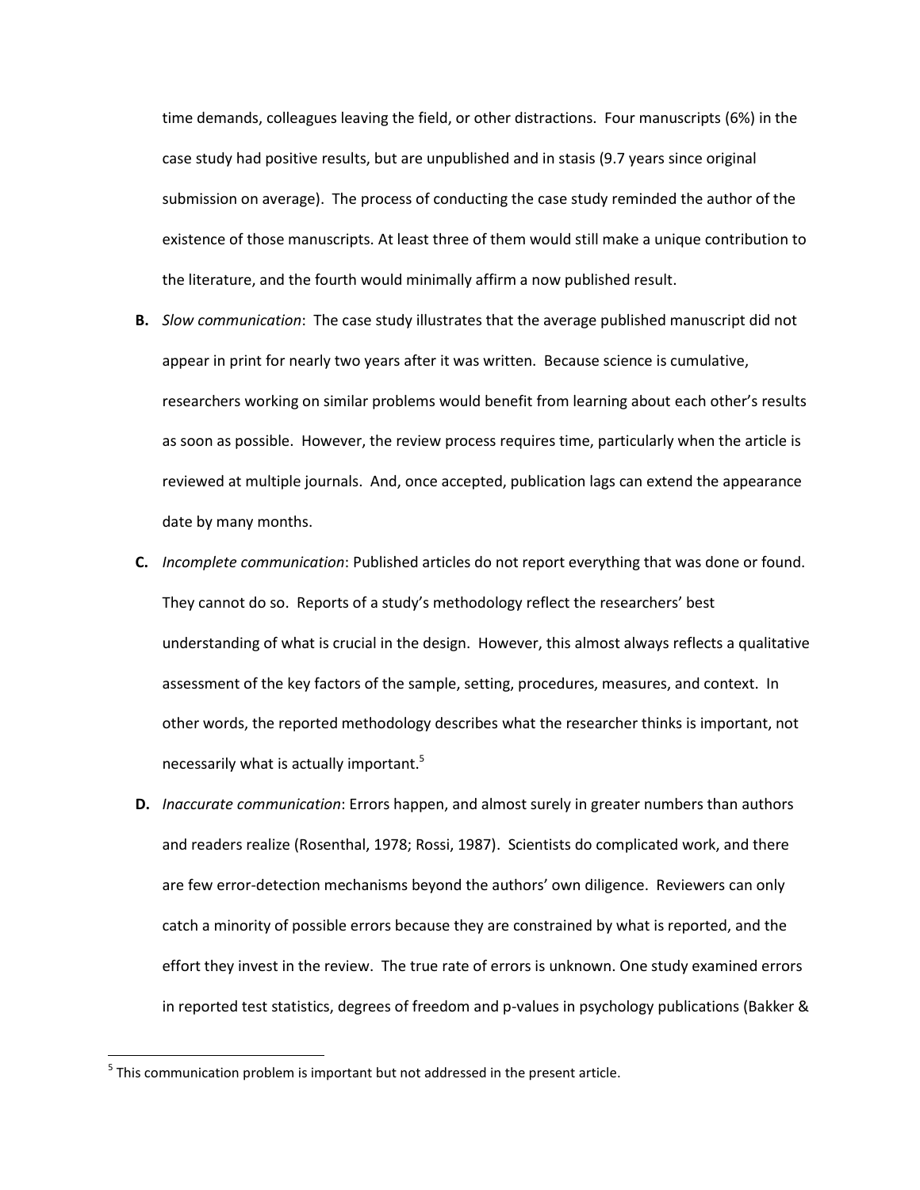time demands, colleagues leaving the field, or other distractions. Four manuscripts (6%) in the case study had positive results, but are unpublished and in stasis (9.7 years since original submission on average). The process of conducting the case study reminded the author of the existence of those manuscripts. At least three of them would still make a unique contribution to the literature, and the fourth would minimally affirm a now published result.

**B.** *Slow communication*: The case study illustrates that the average published manuscript did not appear in print for nearly two years after it was written. Because science is cumulative, researchers working on similar problems would benefit from learning about each other's results as soon as possible. However, the review process requires time, particularly when the article is reviewed at multiple journals. And, once accepted, publication lags can extend the appearance date by many months.

**C.** *Incomplete communication*: Published articles do not report everything that was done or found. They cannot do so. Reports of a study's methodology reflect the researchers' best understanding of what is crucial in the design. However, this almost always reflects a qualitative assessment of the key factors of the sample, setting, procedures, measures, and context. In other words, the reported methodology describes what the researcher thinks is important, not necessarily what is actually important.[5]

**D.** *Inaccurate communication*: Errors happen, and almost surely in greater numbers than authors and readers realize (Rosenthal, 1978; Rossi, 1987). Scientists do complicated work, and there are few error-detection mechanisms beyond the authors' own diligence. Reviewers can only catch a minority of possible errors because they are constrained by what is reported, and the effort they invest in the review. The true rate of errors is unknown. One study examined errors in reported test statistics, degrees of freedom and p-values in psychology publications (Bakker &

[5] This communication problem is important but not addressed in the present article.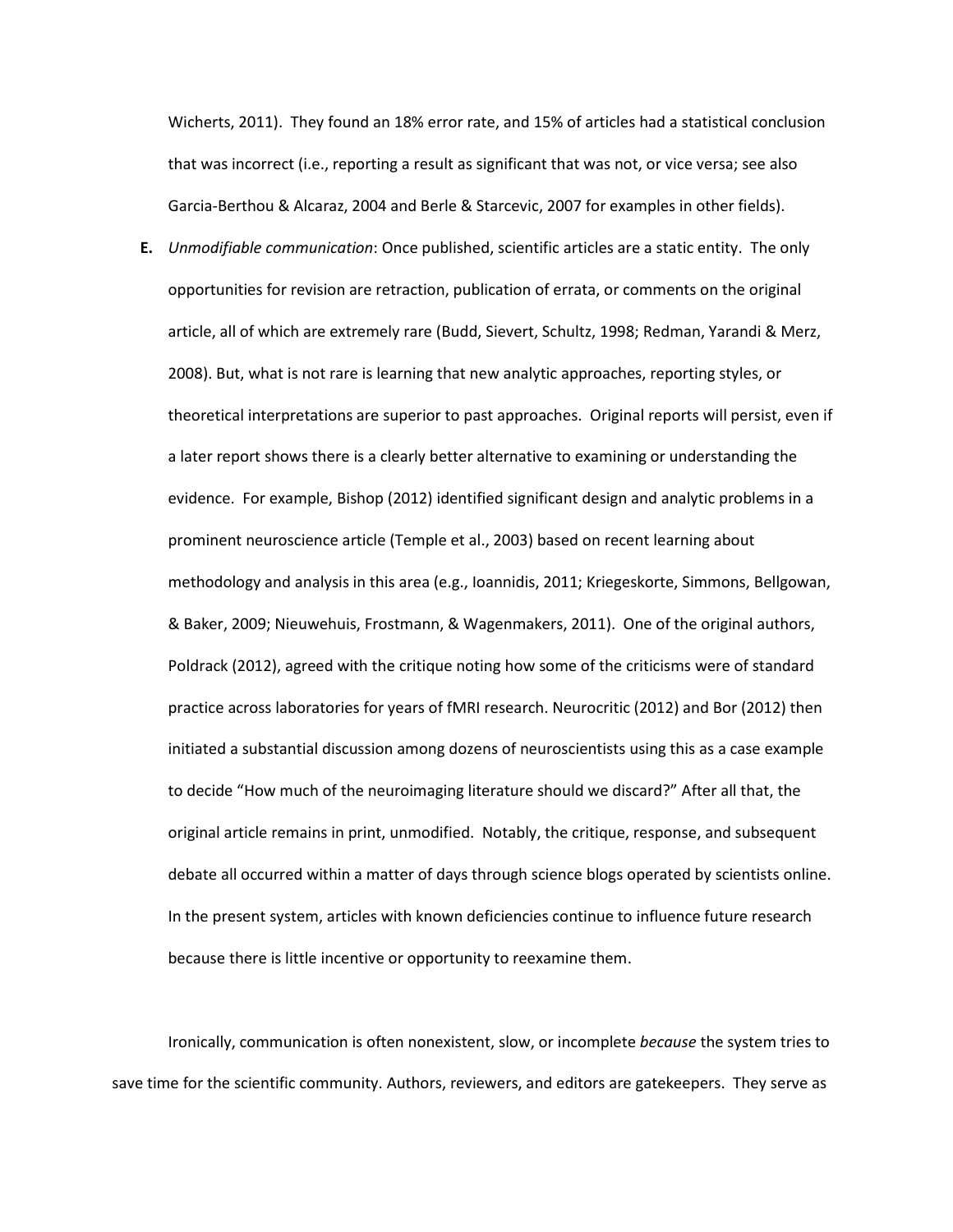Wicherts, 2011). They found an 18% error rate, and 15% of articles had a statistical conclusion that was incorrect (i.e., reporting a result as significant that was not, or vice versa; see also Garcia-Berthou & Alcaraz, 2004 and Berle & Starcevic, 2007 for examples in other fields).

**E.** *Unmodifiable communication*: Once published, scientific articles are a static entity. The only opportunities for revision are retraction, publication of errata, or comments on the original article, all of which are extremely rare (Budd, Sievert, Schultz, 1998; Redman, Yarandi & Merz, 2008). But, what is not rare is learning that new analytic approaches, reporting styles, or theoretical interpretations are superior to past approaches. Original reports will persist, even if a later report shows there is a clearly better alternative to examining or understanding the evidence. For example, Bishop (2012) identified significant design and analytic problems in a prominent neuroscience article (Temple et al., 2003) based on recent learning about methodology and analysis in this area (e.g., Ioannidis, 2011; Kriegeskorte, Simmons, Bellgowan, & Baker, 2009; Nieuwehuis, Frostmann, & Wagenmakers, 2011). One of the original authors, Poldrack (2012), agreed with the critique noting how some of the criticisms were of standard practice across laboratories for years of fMRI research. Neurocritic (2012) and Bor (2012) then initiated a substantial discussion among dozens of neuroscientists using this as a case example to decide "How much of the neuroimaging literature should we discard?" After all that, the original article remains in print, unmodified. Notably, the critique, response, and subsequent debate all occurred within a matter of days through science blogs operated by scientists online. In the present system, articles with known deficiencies continue to influence future research because there is little incentive or opportunity to reexamine them.

Ironically, communication is often nonexistent, slow, or incomplete *because* the system tries to save time for the scientific community. Authors, reviewers, and editors are gatekeepers. They serve as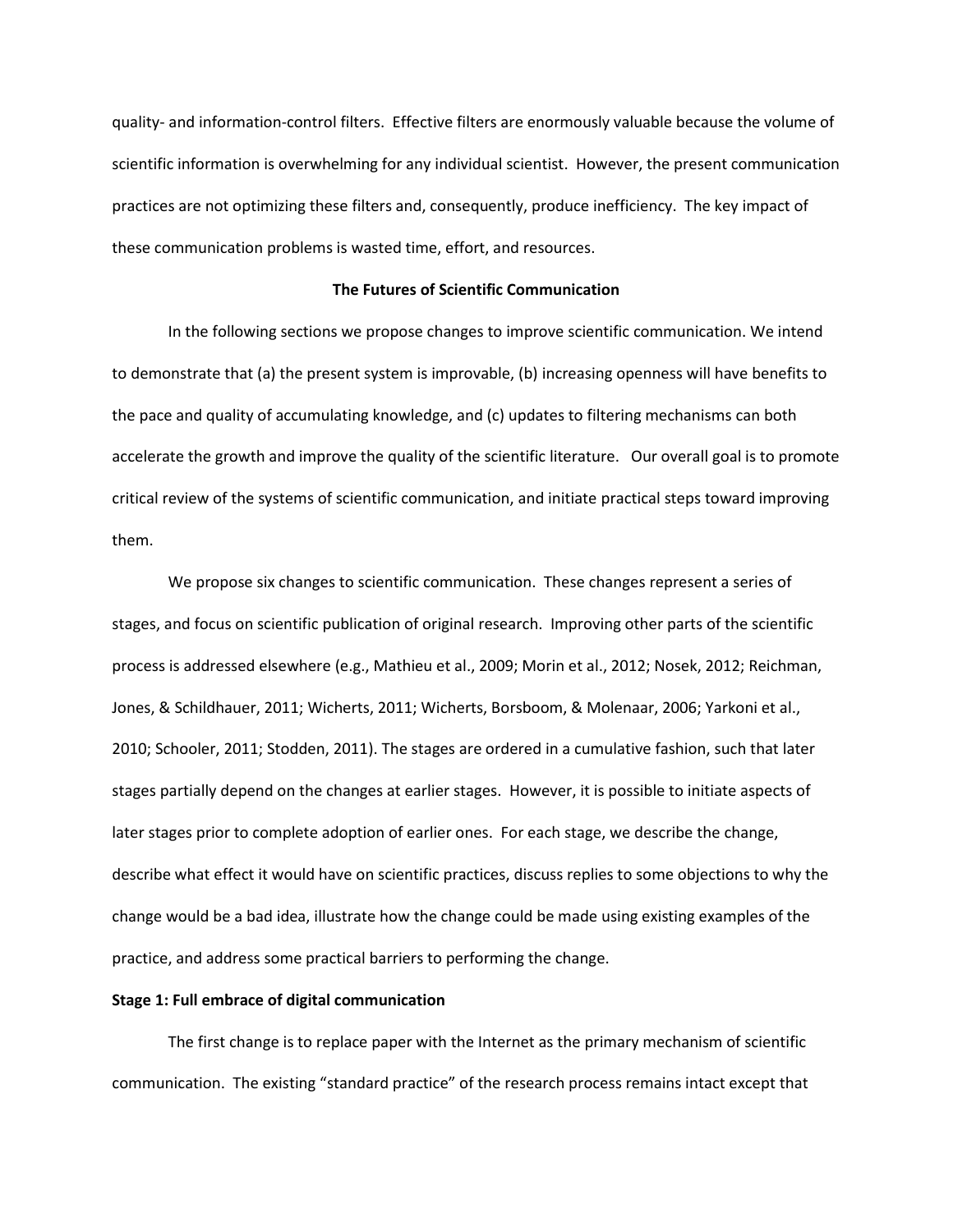quality- and information-control filters. Effective filters are enormously valuable because the volume of scientific information is overwhelming for any individual scientist. However, the present communication practices are not optimizing these filters and, consequently, produce inefficiency. The key impact of these communication problems is wasted time, effort, and resources.

## The Futures of Scientific Communication

In the following sections we propose changes to improve scientific communication. We intend to demonstrate that (a) the present system is improvable, (b) increasing openness will have benefits to the pace and quality of accumulating knowledge, and (c) updates to filtering mechanisms can both accelerate the growth and improve the quality of the scientific literature. Our overall goal is to promote critical review of the systems of scientific communication, and initiate practical steps toward improving them.

We propose six changes to scientific communication. These changes represent a series of stages, and focus on scientific publication of original research. Improving other parts of the scientific process is addressed elsewhere (e.g., Mathieu et al., 2009; Morin et al., 2012; Nosek, 2012; Reichman, Jones, & Schildhauer, 2011; Wicherts, 2011; Wicherts, Borsboom, & Molenaar, 2006; Yarkoni et al., 2010; Schooler, 2011; Stodden, 2011). The stages are ordered in a cumulative fashion, such that later stages partially depend on the changes at earlier stages. However, it is possible to initiate aspects of later stages prior to complete adoption of earlier ones. For each stage, we describe the change, describe what effect it would have on scientific practices, discuss replies to some objections to why the change would be a bad idea, illustrate how the change could be made using existing examples of the practice, and address some practical barriers to performing the change.

### Stage 1: Full embrace of digital communication

The first change is to replace paper with the Internet as the primary mechanism of scientific communication. The existing "standard practice" of the research process remains intact except that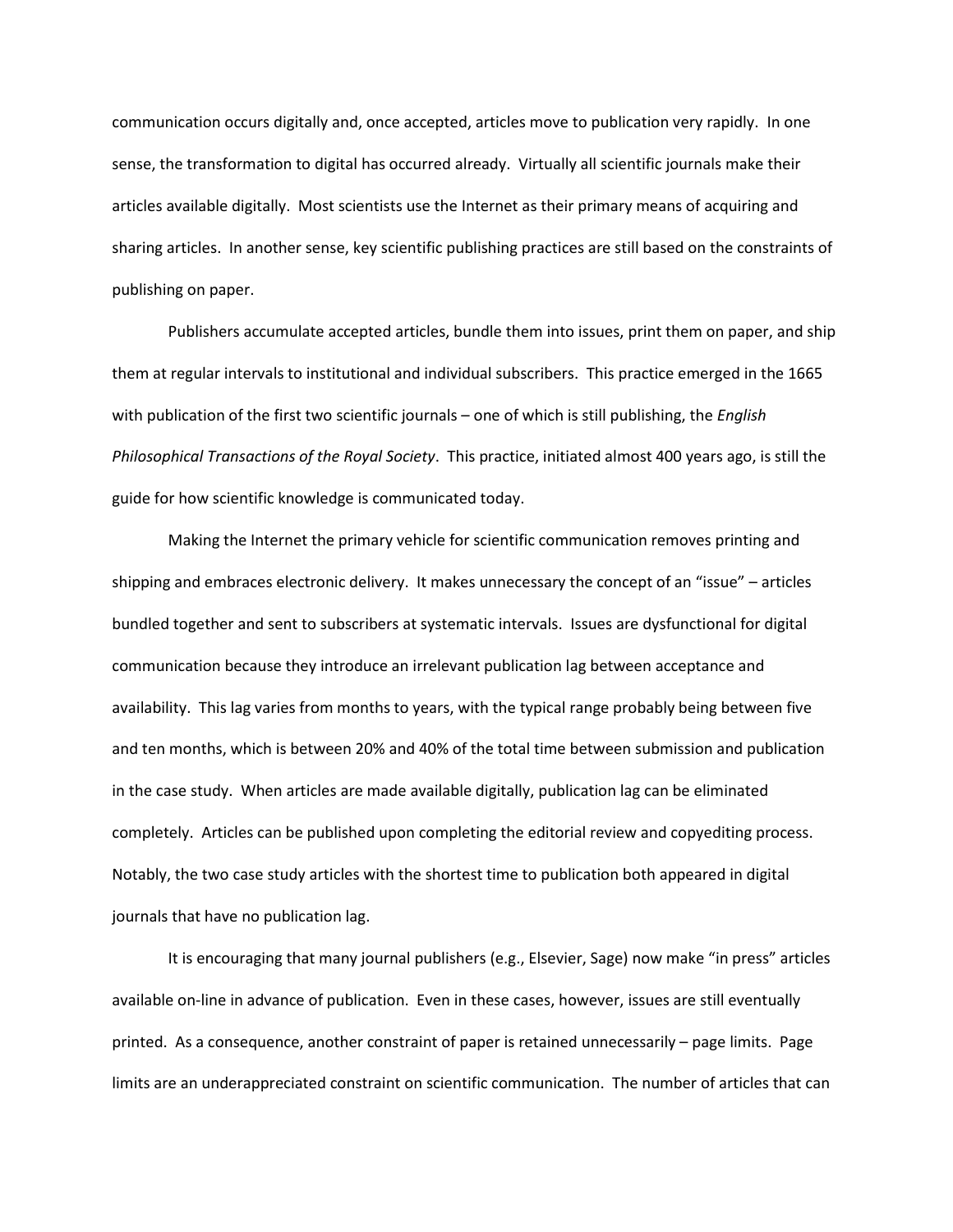communication occurs digitally and, once accepted, articles move to publication very rapidly. In one sense, the transformation to digital has occurred already. Virtually all scientific journals make their articles available digitally. Most scientists use the Internet as their primary means of acquiring and sharing articles. In another sense, key scientific publishing practices are still based on the constraints of publishing on paper.

Publishers accumulate accepted articles, bundle them into issues, print them on paper, and ship them at regular intervals to institutional and individual subscribers. This practice emerged in the 1665 with publication of the first two scientific journals – one of which is still publishing, the *English Philosophical Transactions of the Royal Society*. This practice, initiated almost 400 years ago, is still the guide for how scientific knowledge is communicated today.

Making the Internet the primary vehicle for scientific communication removes printing and shipping and embraces electronic delivery. It makes unnecessary the concept of an "issue" – articles bundled together and sent to subscribers at systematic intervals. Issues are dysfunctional for digital communication because they introduce an irrelevant publication lag between acceptance and availability. This lag varies from months to years, with the typical range probably being between five and ten months, which is between 20% and 40% of the total time between submission and publication in the case study. When articles are made available digitally, publication lag can be eliminated completely. Articles can be published upon completing the editorial review and copyediting process. Notably, the two case study articles with the shortest time to publication both appeared in digital journals that have no publication lag.

It is encouraging that many journal publishers (e.g., Elsevier, Sage) now make "in press" articles available on-line in advance of publication. Even in these cases, however, issues are still eventually printed. As a consequence, another constraint of paper is retained unnecessarily – page limits. Page limits are an underappreciated constraint on scientific communication. The number of articles that can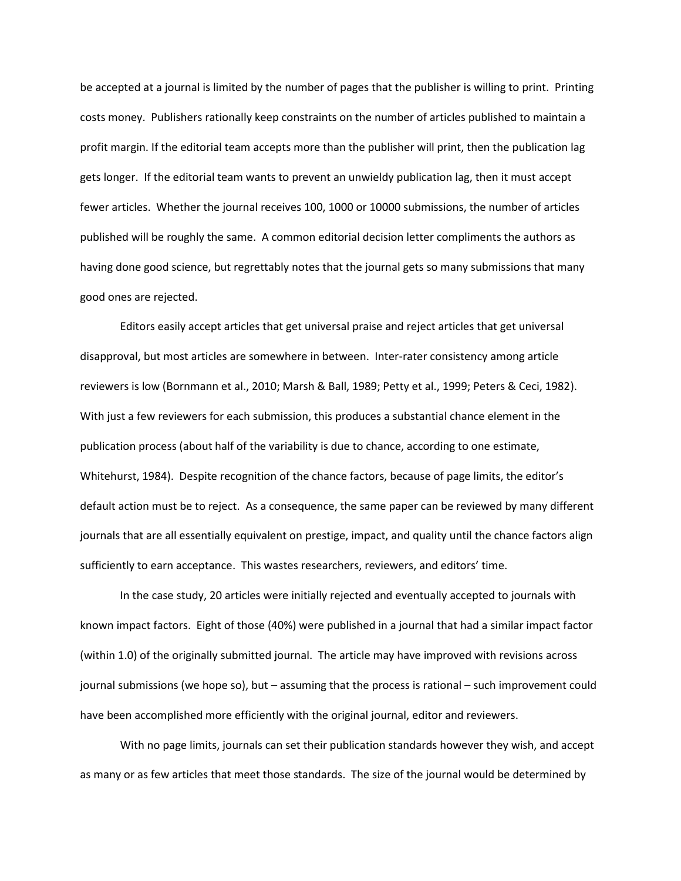be accepted at a journal is limited by the number of pages that the publisher is willing to print. Printing costs money. Publishers rationally keep constraints on the number of articles published to maintain a profit margin. If the editorial team accepts more than the publisher will print, then the publication lag gets longer. If the editorial team wants to prevent an unwieldy publication lag, then it must accept fewer articles. Whether the journal receives 100, 1000 or 10000 submissions, the number of articles published will be roughly the same. A common editorial decision letter compliments the authors as having done good science, but regrettably notes that the journal gets so many submissions that many good ones are rejected.

Editors easily accept articles that get universal praise and reject articles that get universal disapproval, but most articles are somewhere in between. Inter-rater consistency among article reviewers is low (Bornmann et al., 2010; Marsh & Ball, 1989; Petty et al., 1999; Peters & Ceci, 1982). With just a few reviewers for each submission, this produces a substantial chance element in the publication process (about half of the variability is due to chance, according to one estimate, Whitehurst, 1984). Despite recognition of the chance factors, because of page limits, the editor's default action must be to reject. As a consequence, the same paper can be reviewed by many different journals that are all essentially equivalent on prestige, impact, and quality until the chance factors align sufficiently to earn acceptance. This wastes researchers, reviewers, and editors' time.

In the case study, 20 articles were initially rejected and eventually accepted to journals with known impact factors. Eight of those (40%) were published in a journal that had a similar impact factor (within 1.0) of the originally submitted journal. The article may have improved with revisions across journal submissions (we hope so), but – assuming that the process is rational – such improvement could have been accomplished more efficiently with the original journal, editor and reviewers.

With no page limits, journals can set their publication standards however they wish, and accept as many or as few articles that meet those standards. The size of the journal would be determined by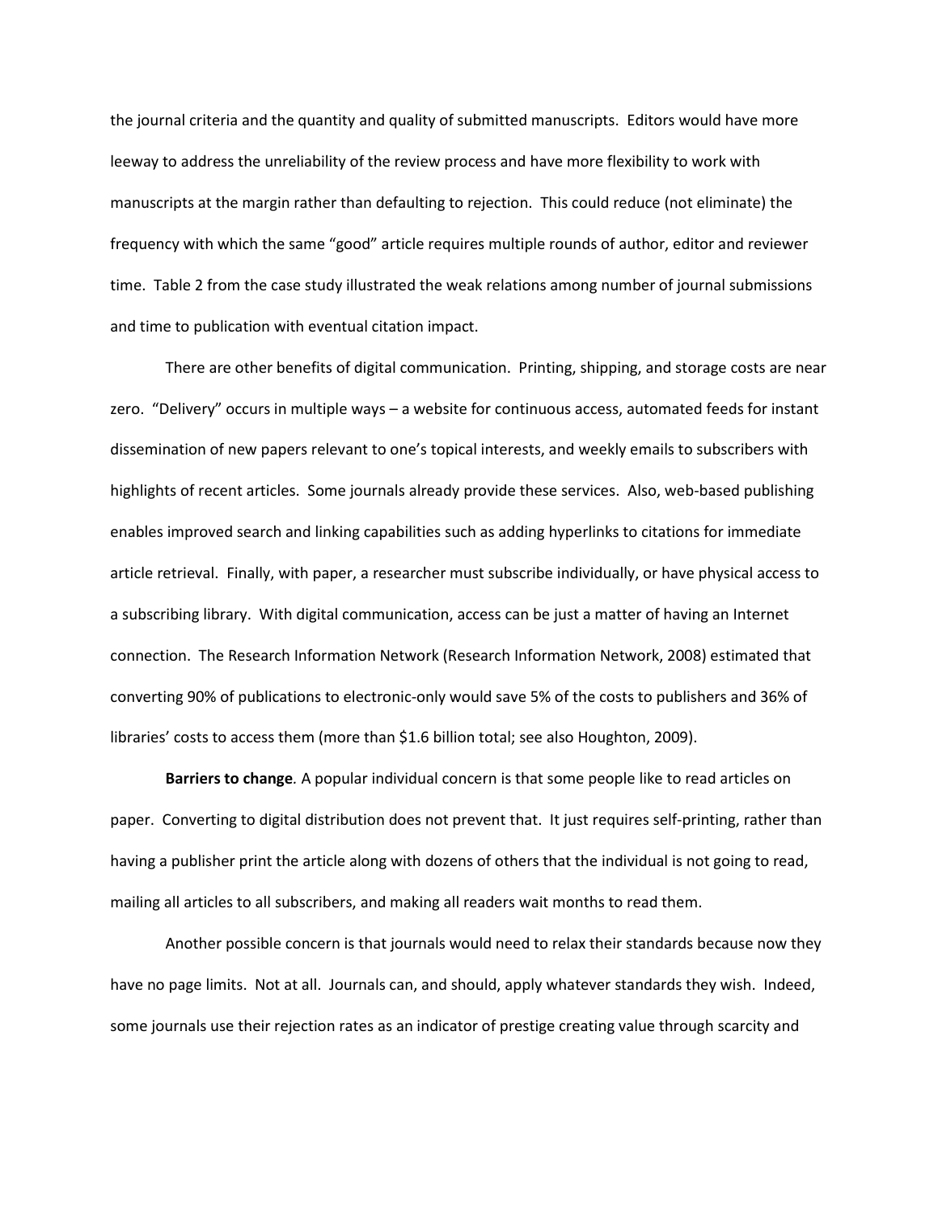the journal criteria and the quantity and quality of submitted manuscripts. Editors would have more leeway to address the unreliability of the review process and have more flexibility to work with manuscripts at the margin rather than defaulting to rejection. This could reduce (not eliminate) the frequency with which the same "good" article requires multiple rounds of author, editor and reviewer time. Table 2 from the case study illustrated the weak relations among number of journal submissions and time to publication with eventual citation impact.

There are other benefits of digital communication. Printing, shipping, and storage costs are near zero. "Delivery" occurs in multiple ways – a website for continuous access, automated feeds for instant dissemination of new papers relevant to one's topical interests, and weekly emails to subscribers with highlights of recent articles. Some journals already provide these services. Also, web-based publishing enables improved search and linking capabilities such as adding hyperlinks to citations for immediate article retrieval. Finally, with paper, a researcher must subscribe individually, or have physical access to a subscribing library. With digital communication, access can be just a matter of having an Internet connection. The Research Information Network (Research Information Network, 2008) estimated that converting 90% of publications to electronic-only would save 5% of the costs to publishers and 36% of libraries' costs to access them (more than $1.6 billion total; see also Houghton, 2009).

**Barriers to change**. A popular individual concern is that some people like to read articles on paper. Converting to digital distribution does not prevent that. It just requires self-printing, rather than having a publisher print the article along with dozens of others that the individual is not going to read, mailing all articles to all subscribers, and making all readers wait months to read them.

Another possible concern is that journals would need to relax their standards because now they have no page limits. Not at all. Journals can, and should, apply whatever standards they wish. Indeed, some journals use their rejection rates as an indicator of prestige creating value through scarcity and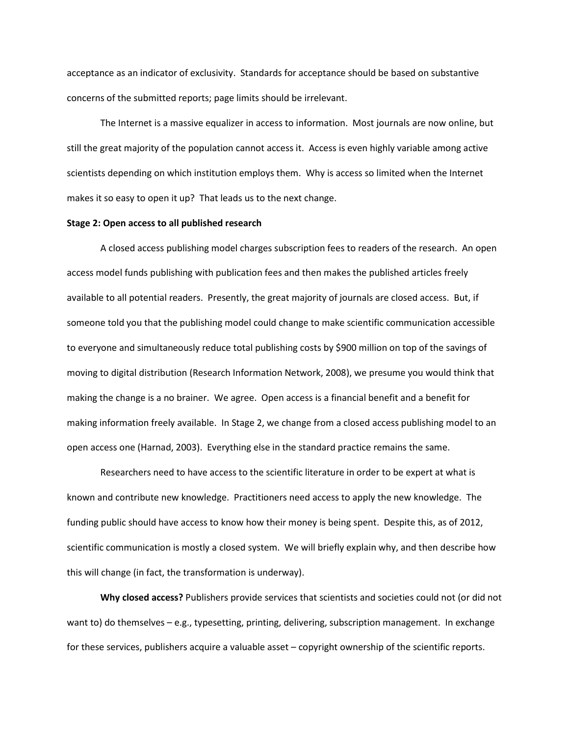acceptance as an indicator of exclusivity. Standards for acceptance should be based on substantive concerns of the submitted reports; page limits should be irrelevant.

The Internet is a massive equalizer in access to information. Most journals are now online, but still the great majority of the population cannot access it. Access is even highly variable among active scientists depending on which institution employs them. Why is access so limited when the Internet makes it so easy to open it up? That leads us to the next change.

**Stage 2: Open access to all published research**

A closed access publishing model charges subscription fees to readers of the research. An open access model funds publishing with publication fees and then makes the published articles freely available to all potential readers. Presently, the great majority of journals are closed access. But, if someone told you that the publishing model could change to make scientific communication accessible to everyone and simultaneously reduce total publishing costs by $900 million on top of the savings of moving to digital distribution (Research Information Network, 2008), we presume you would think that making the change is a no brainer. We agree. Open access is a financial benefit and a benefit for making information freely available. In Stage 2, we change from a closed access publishing model to an open access one (Harnad, 2003). Everything else in the standard practice remains the same.

Researchers need to have access to the scientific literature in order to be expert at what is known and contribute new knowledge. Practitioners need access to apply the new knowledge. The funding public should have access to know how their money is being spent. Despite this, as of 2012, scientific communication is mostly a closed system. We will briefly explain why, and then describe how this will change (in fact, the transformation is underway).

**Why closed access?** Publishers provide services that scientists and societies could not (or did not want to) do themselves – e.g., typesetting, printing, delivering, subscription management. In exchange for these services, publishers acquire a valuable asset – copyright ownership of the scientific reports.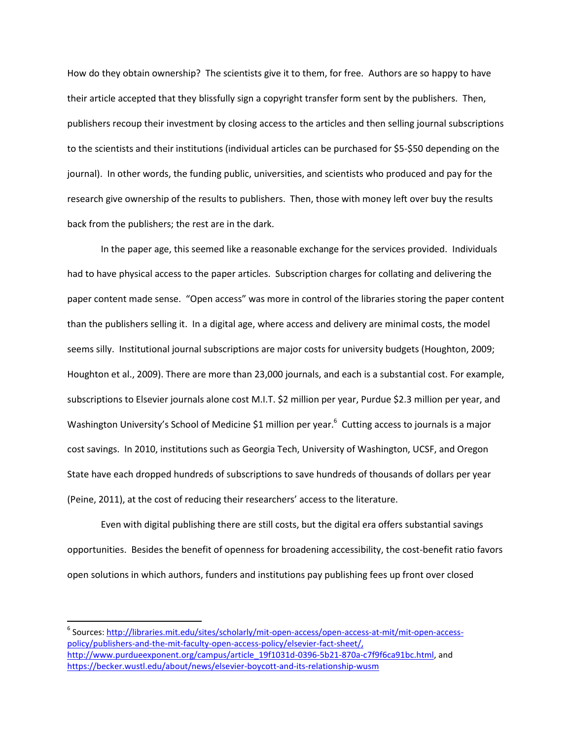How do they obtain ownership? The scientists give it to them, for free. Authors are so happy to have their article accepted that they blissfully sign a copyright transfer form sent by the publishers. Then, publishers recoup their investment by closing access to the articles and then selling journal subscriptions to the scientists and their institutions (individual articles can be purchased for $5-$50 depending on the journal). In other words, the funding public, universities, and scientists who produced and pay for the research give ownership of the results to publishers. Then, those with money left over buy the results back from the publishers; the rest are in the dark.

In the paper age, this seemed like a reasonable exchange for the services provided. Individuals had to have physical access to the paper articles. Subscription charges for collating and delivering the paper content made sense. "Open access" was more in control of the libraries storing the paper content than the publishers selling it. In a digital age, where access and delivery are minimal costs, the model seems silly. Institutional journal subscriptions are major costs for university budgets (Houghton, 2009; Houghton et al., 2009). There are more than 23,000 journals, and each is a substantial cost. For example, subscriptions to Elsevier journals alone cost M.I.T. $2 million per year, Purdue $2.3 million per year, and Washington University's School of Medicine $1 million per year.[6] Cutting access to journals is a major cost savings. In 2010, institutions such as Georgia Tech, University of Washington, UCSF, and Oregon State have each dropped hundreds of subscriptions to save hundreds of thousands of dollars per year (Peine, 2011), at the cost of reducing their researchers' access to the literature.

Even with digital publishing there are still costs, but the digital era offers substantial savings opportunities. Besides the benefit of openness for broadening accessibility, the cost-benefit ratio favors open solutions in which authors, funders and institutions pay publishing fees up front over closed

---

[6] Sources: http://libraries.mit.edu/sites/scholarly/mit-open-access/open-access-at-mit/mit-open-access-policy/publishers-and-the-mit-faculty-open-access-policy/elsevier-fact-sheet/, http://www.purdueexponent.org/campus/article_19f1031d-0396-5b21-870a-c7f9f6ca91bc.html, and https://becker.wustl.edu/about/news/elsevier-boycott-and-its-relationship-wusm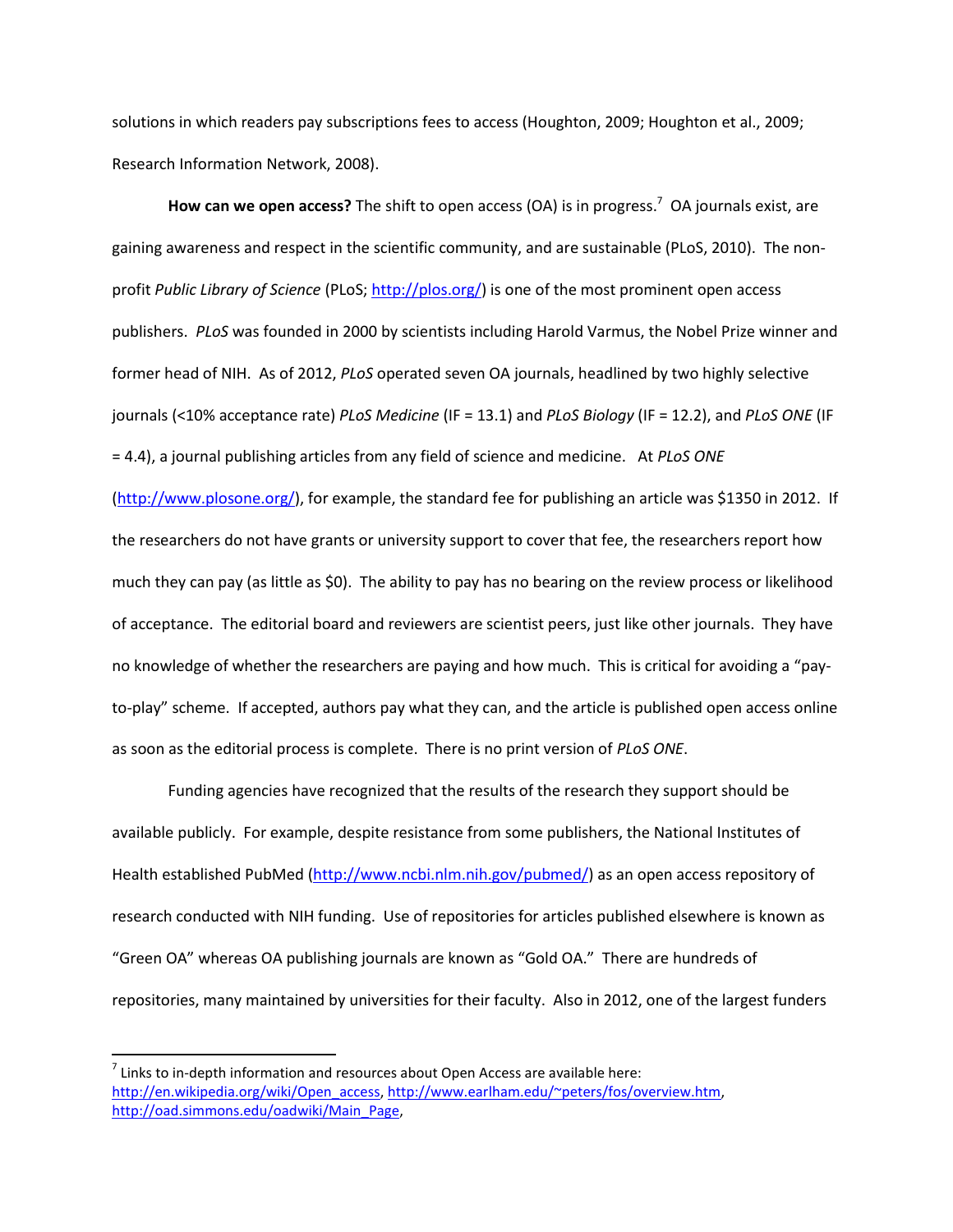solutions in which readers pay subscriptions fees to access (Houghton, 2009; Houghton et al., 2009; Research Information Network, 2008).

**How can we open access?** The shift to open access (OA) is in progress.[7] OA journals exist, are gaining awareness and respect in the scientific community, and are sustainable (PLoS, 2010). The non-profit *Public Library of Science* (PLoS; http://plos.org/) is one of the most prominent open access publishers. *PLoS* was founded in 2000 by scientists including Harold Varmus, the Nobel Prize winner and former head of NIH. As of 2012, *PLoS* operated seven OA journals, headlined by two highly selective journals (<10% acceptance rate) *PLoS Medicine* (IF = 13.1) and *PLoS Biology* (IF = 12.2), and *PLoS ONE* (IF = 4.4), a journal publishing articles from any field of science and medicine. At *PLoS ONE* (http://www.plosone.org/), for example, the standard fee for publishing an article was $1350 in 2012. If the researchers do not have grants or university support to cover that fee, the researchers report how much they can pay (as little as $0). The ability to pay has no bearing on the review process or likelihood of acceptance. The editorial board and reviewers are scientist peers, just like other journals. They have no knowledge of whether the researchers are paying and how much. This is critical for avoiding a "pay-to-play" scheme. If accepted, authors pay what they can, and the article is published open access online as soon as the editorial process is complete. There is no print version of *PLoS ONE*.

Funding agencies have recognized that the results of the research they support should be available publicly. For example, despite resistance from some publishers, the National Institutes of Health established PubMed (http://www.ncbi.nlm.nih.gov/pubmed/) as an open access repository of research conducted with NIH funding. Use of repositories for articles published elsewhere is known as "Green OA" whereas OA publishing journals are known as "Gold OA." There are hundreds of repositories, many maintained by universities for their faculty. Also in 2012, one of the largest funders

---

[7] Links to in-depth information and resources about Open Access are available here: http://en.wikipedia.org/wiki/Open_access, http://www.earlham.edu/~peters/fos/overview.htm, http://oad.simmons.edu/oadwiki/Main_Page,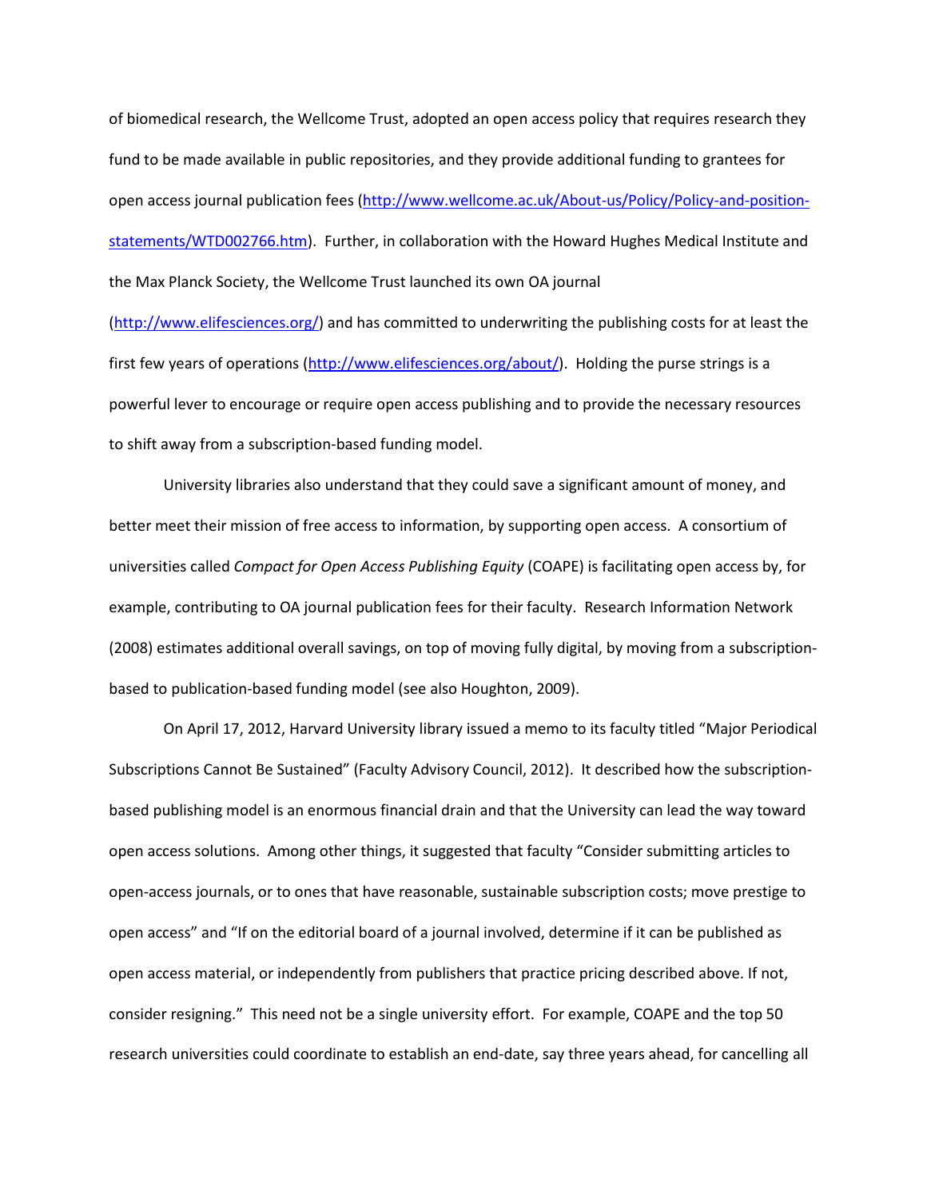of biomedical research, the Wellcome Trust, adopted an open access policy that requires research they fund to be made available in public repositories, and they provide additional funding to grantees for open access journal publication fees (http://www.wellcome.ac.uk/About-us/Policy/Policy-and-position-statements/WTD002766.htm). Further, in collaboration with the Howard Hughes Medical Institute and the Max Planck Society, the Wellcome Trust launched its own OA journal (http://www.elifesciences.org/) and has committed to underwriting the publishing costs for at least the first few years of operations (http://www.elifesciences.org/about/). Holding the purse strings is a powerful lever to encourage or require open access publishing and to provide the necessary resources to shift away from a subscription-based funding model.

University libraries also understand that they could save a significant amount of money, and better meet their mission of free access to information, by supporting open access. A consortium of universities called *Compact for Open Access Publishing Equity* (COAPE) is facilitating open access by, for example, contributing to OA journal publication fees for their faculty. Research Information Network (2008) estimates additional overall savings, on top of moving fully digital, by moving from a subscription-based to publication-based funding model (see also Houghton, 2009).

On April 17, 2012, Harvard University library issued a memo to its faculty titled "Major Periodical Subscriptions Cannot Be Sustained" (Faculty Advisory Council, 2012). It described how the subscription-based publishing model is an enormous financial drain and that the University can lead the way toward open access solutions. Among other things, it suggested that faculty "Consider submitting articles to open-access journals, or to ones that have reasonable, sustainable subscription costs; move prestige to open access" and "If on the editorial board of a journal involved, determine if it can be published as open access material, or independently from publishers that practice pricing described above. If not, consider resigning." This need not be a single university effort. For example, COAPE and the top 50 research universities could coordinate to establish an end-date, say three years ahead, for cancelling all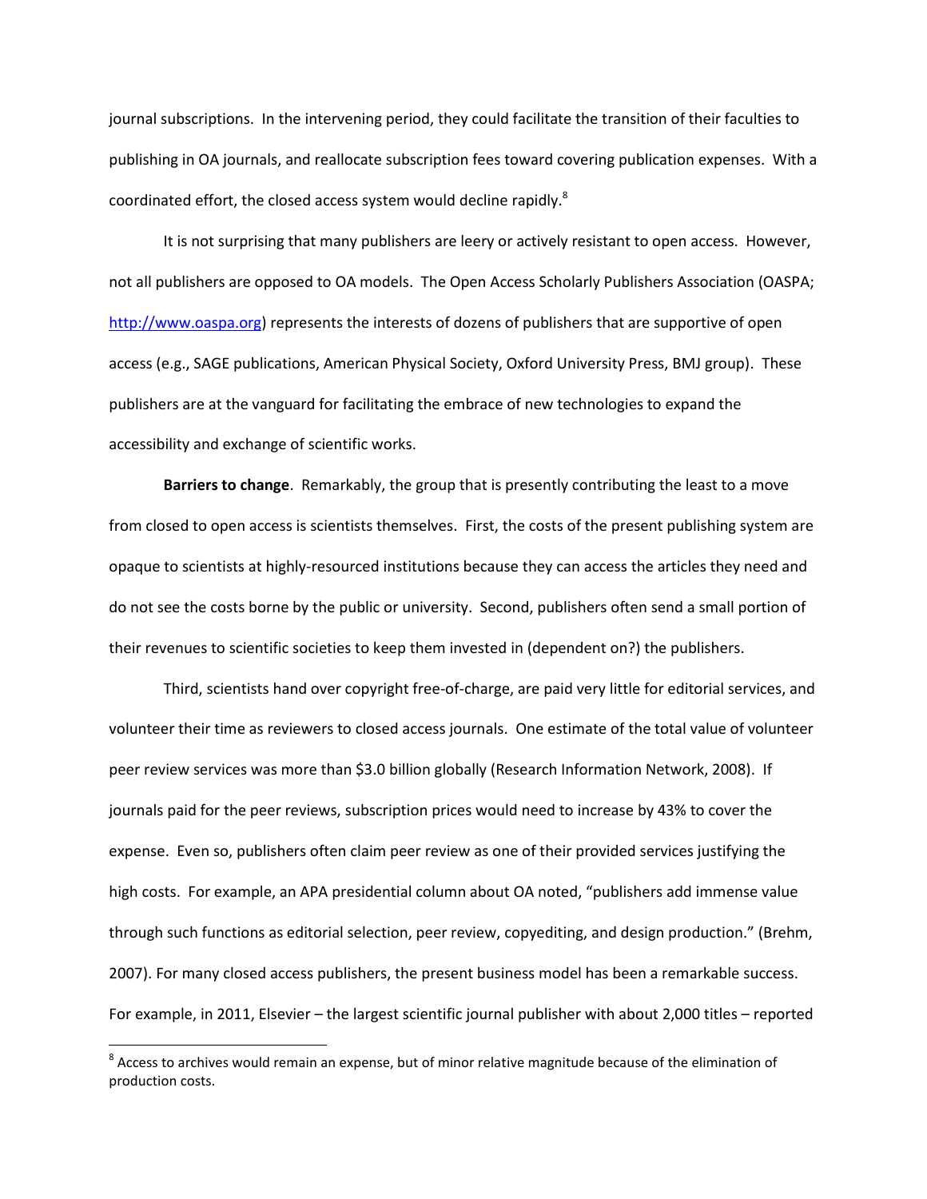journal subscriptions. In the intervening period, they could facilitate the transition of their faculties to publishing in OA journals, and reallocate subscription fees toward covering publication expenses. With a coordinated effort, the closed access system would decline rapidly.[8]

It is not surprising that many publishers are leery or actively resistant to open access. However, not all publishers are opposed to OA models. The Open Access Scholarly Publishers Association (OASPA; http://www.oaspa.org) represents the interests of dozens of publishers that are supportive of open access (e.g., SAGE publications, American Physical Society, Oxford University Press, BMJ group). These publishers are at the vanguard for facilitating the embrace of new technologies to expand the accessibility and exchange of scientific works.

**Barriers to change**. Remarkably, the group that is presently contributing the least to a move from closed to open access is scientists themselves. First, the costs of the present publishing system are opaque to scientists at highly-resourced institutions because they can access the articles they need and do not see the costs borne by the public or university. Second, publishers often send a small portion of their revenues to scientific societies to keep them invested in (dependent on?) the publishers.

Third, scientists hand over copyright free-of-charge, are paid very little for editorial services, and volunteer their time as reviewers to closed access journals. One estimate of the total value of volunteer peer review services was more than $3.0 billion globally (Research Information Network, 2008). If journals paid for the peer reviews, subscription prices would need to increase by 43% to cover the expense. Even so, publishers often claim peer review as one of their provided services justifying the high costs. For example, an APA presidential column about OA noted, "publishers add immense value through such functions as editorial selection, peer review, copyediting, and design production." (Brehm, 2007). For many closed access publishers, the present business model has been a remarkable success. For example, in 2011, Elsevier – the largest scientific journal publisher with about 2,000 titles – reported

---

[8] Access to archives would remain an expense, but of minor relative magnitude because of the elimination of production costs.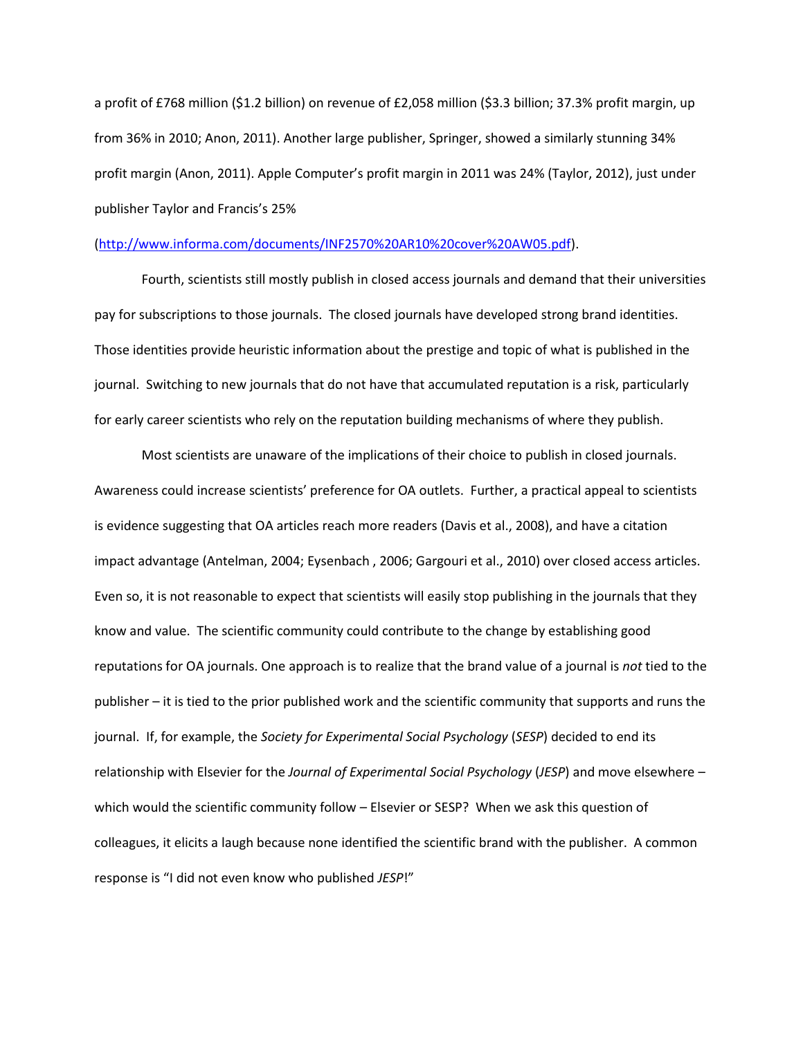a profit of £768 million ($1.2 billion) on revenue of £2,058 million ($3.3 billion; 37.3% profit margin, up from 36% in 2010; Anon, 2011). Another large publisher, Springer, showed a similarly stunning 34% profit margin (Anon, 2011). Apple Computer's profit margin in 2011 was 24% (Taylor, 2012), just under publisher Taylor and Francis's 25% (http://www.informa.com/documents/INF2570%20AR10%20cover%20AW05.pdf).

Fourth, scientists still mostly publish in closed access journals and demand that their universities pay for subscriptions to those journals. The closed journals have developed strong brand identities. Those identities provide heuristic information about the prestige and topic of what is published in the journal. Switching to new journals that do not have that accumulated reputation is a risk, particularly for early career scientists who rely on the reputation building mechanisms of where they publish.

Most scientists are unaware of the implications of their choice to publish in closed journals. Awareness could increase scientists' preference for OA outlets. Further, a practical appeal to scientists is evidence suggesting that OA articles reach more readers (Davis et al., 2008), and have a citation impact advantage (Antelman, 2004; Eysenbach , 2006; Gargouri et al., 2010) over closed access articles. Even so, it is not reasonable to expect that scientists will easily stop publishing in the journals that they know and value. The scientific community could contribute to the change by establishing good reputations for OA journals. One approach is to realize that the brand value of a journal is *not* tied to the publisher – it is tied to the prior published work and the scientific community that supports and runs the journal. If, for example, the *Society for Experimental Social Psychology* (*SESP*) decided to end its relationship with Elsevier for the *Journal of Experimental Social Psychology* (*JESP*) and move elsewhere – which would the scientific community follow – Elsevier or SESP? When we ask this question of colleagues, it elicits a laugh because none identified the scientific brand with the publisher. A common response is "I did not even know who published *JESP*!"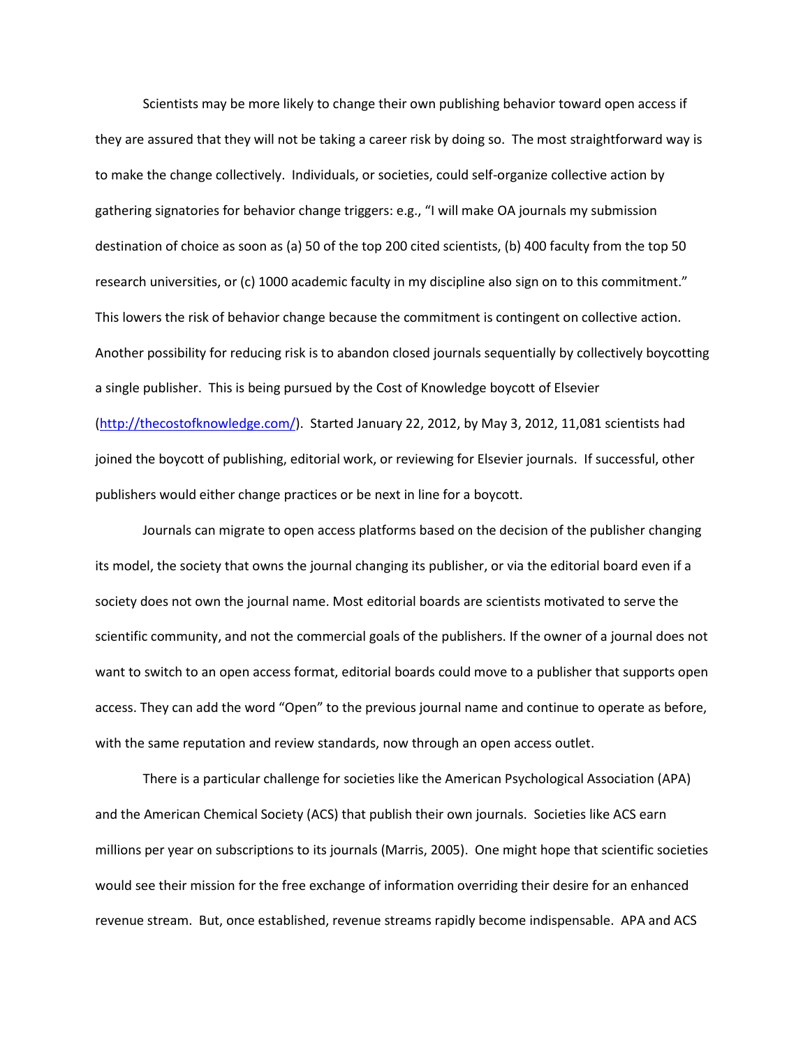Scientists may be more likely to change their own publishing behavior toward open access if they are assured that they will not be taking a career risk by doing so. The most straightforward way is to make the change collectively. Individuals, or societies, could self-organize collective action by gathering signatories for behavior change triggers: e.g., "I will make OA journals my submission destination of choice as soon as (a) 50 of the top 200 cited scientists, (b) 400 faculty from the top 50 research universities, or (c) 1000 academic faculty in my discipline also sign on to this commitment." This lowers the risk of behavior change because the commitment is contingent on collective action. Another possibility for reducing risk is to abandon closed journals sequentially by collectively boycotting a single publisher. This is being pursued by the Cost of Knowledge boycott of Elsevier ([http://thecostofknowledge.com/](http://thecostofknowledge.com/)). Started January 22, 2012, by May 3, 2012, 11,081 scientists had joined the boycott of publishing, editorial work, or reviewing for Elsevier journals. If successful, other publishers would either change practices or be next in line for a boycott.

Journals can migrate to open access platforms based on the decision of the publisher changing its model, the society that owns the journal changing its publisher, or via the editorial board even if a society does not own the journal name. Most editorial boards are scientists motivated to serve the scientific community, and not the commercial goals of the publishers. If the owner of a journal does not want to switch to an open access format, editorial boards could move to a publisher that supports open access. They can add the word "Open" to the previous journal name and continue to operate as before, with the same reputation and review standards, now through an open access outlet.

There is a particular challenge for societies like the American Psychological Association (APA) and the American Chemical Society (ACS) that publish their own journals. Societies like ACS earn millions per year on subscriptions to its journals (Marris, 2005). One might hope that scientific societies would see their mission for the free exchange of information overriding their desire for an enhanced revenue stream. But, once established, revenue streams rapidly become indispensable. APA and ACS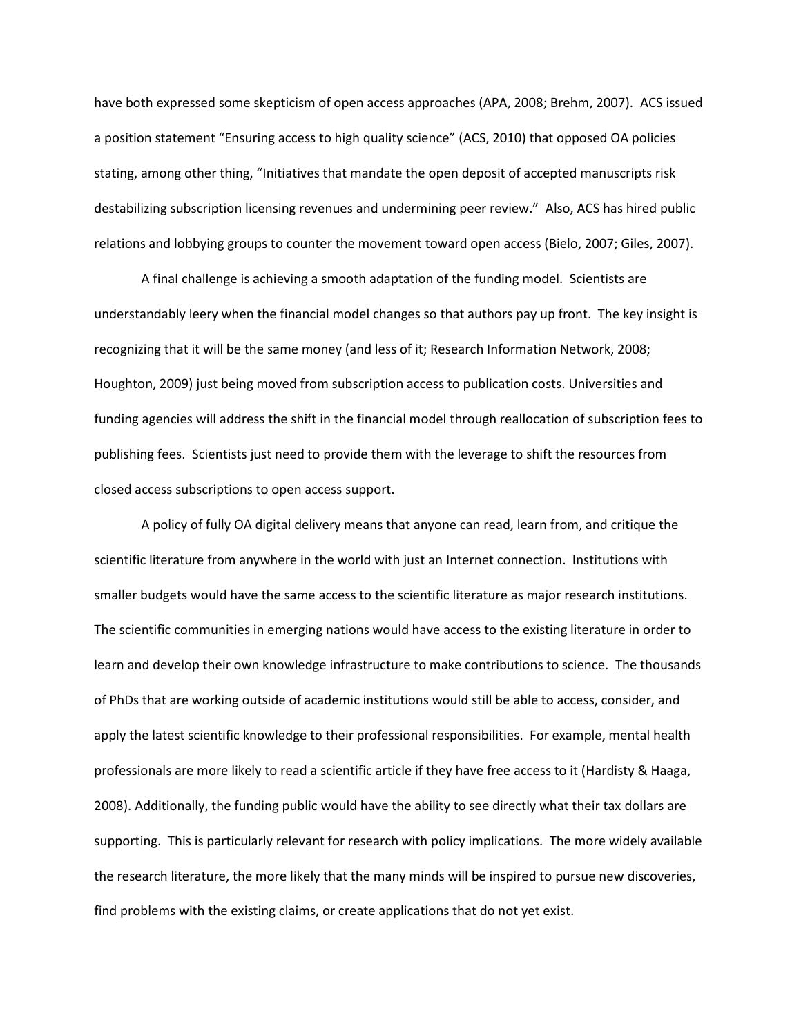have both expressed some skepticism of open access approaches (APA, 2008; Brehm, 2007). ACS issued a position statement "Ensuring access to high quality science" (ACS, 2010) that opposed OA policies stating, among other thing, "Initiatives that mandate the open deposit of accepted manuscripts risk destabilizing subscription licensing revenues and undermining peer review." Also, ACS has hired public relations and lobbying groups to counter the movement toward open access (Bielo, 2007; Giles, 2007).

A final challenge is achieving a smooth adaptation of the funding model. Scientists are understandably leery when the financial model changes so that authors pay up front. The key insight is recognizing that it will be the same money (and less of it; Research Information Network, 2008; Houghton, 2009) just being moved from subscription access to publication costs. Universities and funding agencies will address the shift in the financial model through reallocation of subscription fees to publishing fees. Scientists just need to provide them with the leverage to shift the resources from closed access subscriptions to open access support.

A policy of fully OA digital delivery means that anyone can read, learn from, and critique the scientific literature from anywhere in the world with just an Internet connection. Institutions with smaller budgets would have the same access to the scientific literature as major research institutions. The scientific communities in emerging nations would have access to the existing literature in order to learn and develop their own knowledge infrastructure to make contributions to science. The thousands of PhDs that are working outside of academic institutions would still be able to access, consider, and apply the latest scientific knowledge to their professional responsibilities. For example, mental health professionals are more likely to read a scientific article if they have free access to it (Hardisty & Haaga, 2008). Additionally, the funding public would have the ability to see directly what their tax dollars are supporting. This is particularly relevant for research with policy implications. The more widely available the research literature, the more likely that the many minds will be inspired to pursue new discoveries, find problems with the existing claims, or create applications that do not yet exist.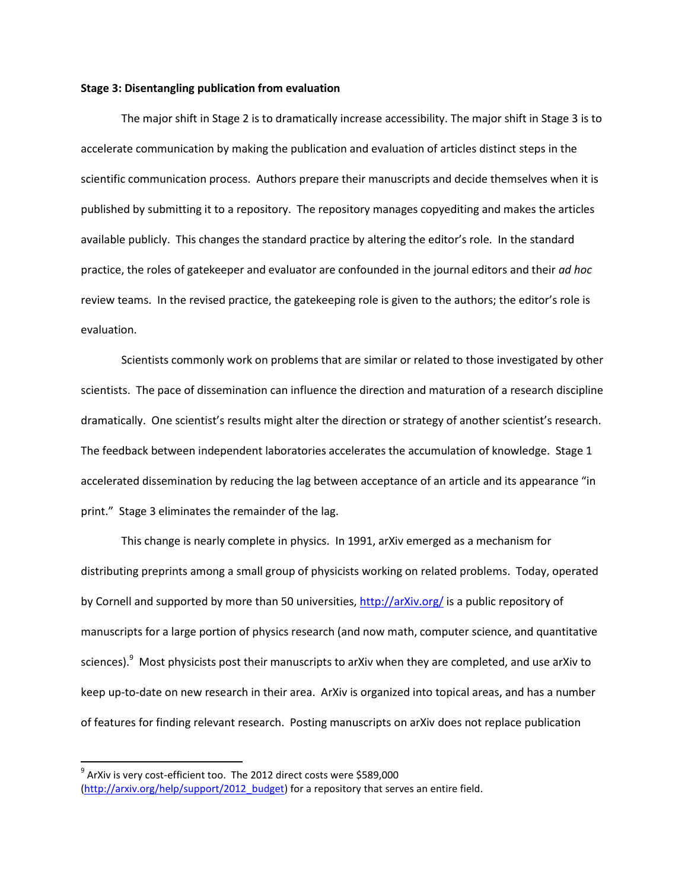**Stage 3: Disentangling publication from evaluation**

The major shift in Stage 2 is to dramatically increase accessibility. The major shift in Stage 3 is to accelerate communication by making the publication and evaluation of articles distinct steps in the scientific communication process. Authors prepare their manuscripts and decide themselves when it is published by submitting it to a repository. The repository manages copyediting and makes the articles available publicly. This changes the standard practice by altering the editor's role. In the standard practice, the roles of gatekeeper and evaluator are confounded in the journal editors and their *ad hoc* review teams. In the revised practice, the gatekeeping role is given to the authors; the editor's role is evaluation.

Scientists commonly work on problems that are similar or related to those investigated by other scientists. The pace of dissemination can influence the direction and maturation of a research discipline dramatically. One scientist's results might alter the direction or strategy of another scientist's research. The feedback between independent laboratories accelerates the accumulation of knowledge. Stage 1 accelerated dissemination by reducing the lag between acceptance of an article and its appearance "in print." Stage 3 eliminates the remainder of the lag.

This change is nearly complete in physics. In 1991, arXiv emerged as a mechanism for distributing preprints among a small group of physicists working on related problems. Today, operated by Cornell and supported by more than 50 universities, http://arXiv.org/ is a public repository of manuscripts for a large portion of physics research (and now math, computer science, and quantitative sciences).[9] Most physicists post their manuscripts to arXiv when they are completed, and use arXiv to keep up-to-date on new research in their area. ArXiv is organized into topical areas, and has a number of features for finding relevant research. Posting manuscripts on arXiv does not replace publication

[9] ArXiv is very cost-efficient too. The 2012 direct costs were $589,000 (http://arxiv.org/help/support/2012_budget) for a repository that serves an entire field.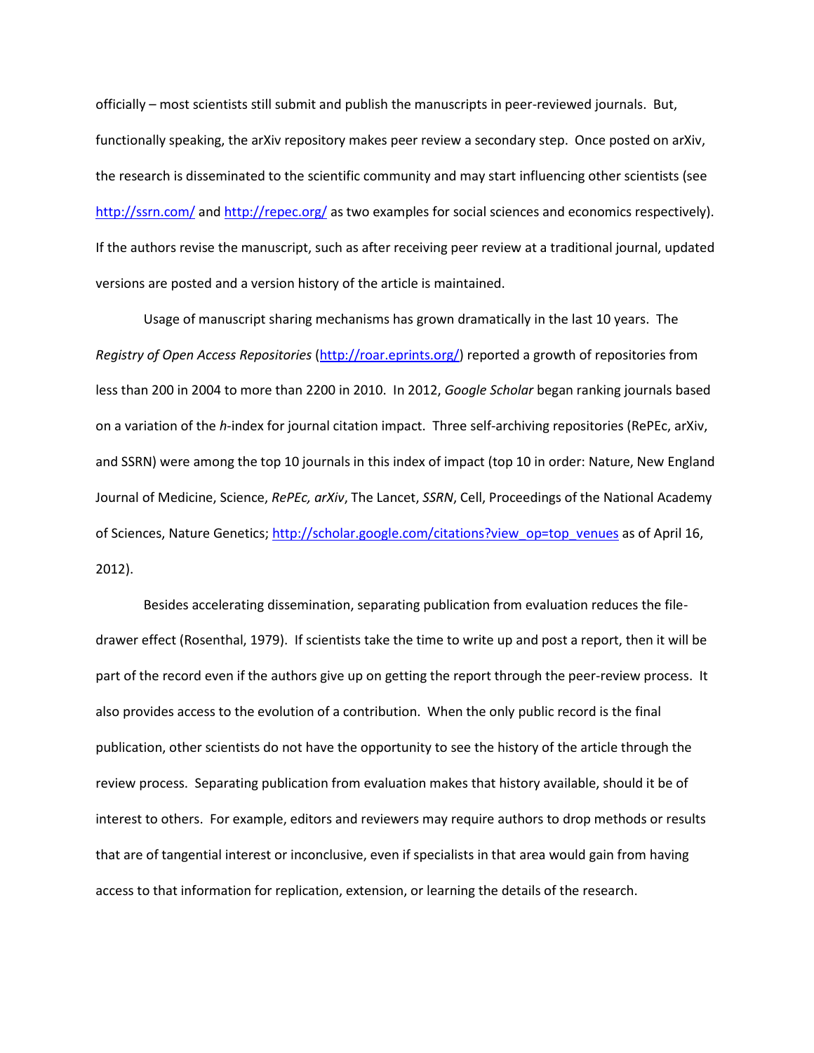officially – most scientists still submit and publish the manuscripts in peer-reviewed journals. But, functionally speaking, the arXiv repository makes peer review a secondary step. Once posted on arXiv, the research is disseminated to the scientific community and may start influencing other scientists (see http://ssrn.com/ and http://repec.org/ as two examples for social sciences and economics respectively). If the authors revise the manuscript, such as after receiving peer review at a traditional journal, updated versions are posted and a version history of the article is maintained.

Usage of manuscript sharing mechanisms has grown dramatically in the last 10 years. The *Registry of Open Access Repositories* (http://roar.eprints.org/) reported a growth of repositories from less than 200 in 2004 to more than 2200 in 2010. In 2012, *Google Scholar* began ranking journals based on a variation of the *h*-index for journal citation impact. Three self-archiving repositories (RePEc, arXiv, and SSRN) were among the top 10 journals in this index of impact (top 10 in order: Nature, New England Journal of Medicine, Science, *RePEc, arXiv*, The Lancet, *SSRN*, Cell, Proceedings of the National Academy of Sciences, Nature Genetics; http://scholar.google.com/citations?view_op=top_venues as of April 16, 2012).

Besides accelerating dissemination, separating publication from evaluation reduces the file-drawer effect (Rosenthal, 1979). If scientists take the time to write up and post a report, then it will be part of the record even if the authors give up on getting the report through the peer-review process. It also provides access to the evolution of a contribution. When the only public record is the final publication, other scientists do not have the opportunity to see the history of the article through the review process. Separating publication from evaluation makes that history available, should it be of interest to others. For example, editors and reviewers may require authors to drop methods or results that are of tangential interest or inconclusive, even if specialists in that area would gain from having access to that information for replication, extension, or learning the details of the research.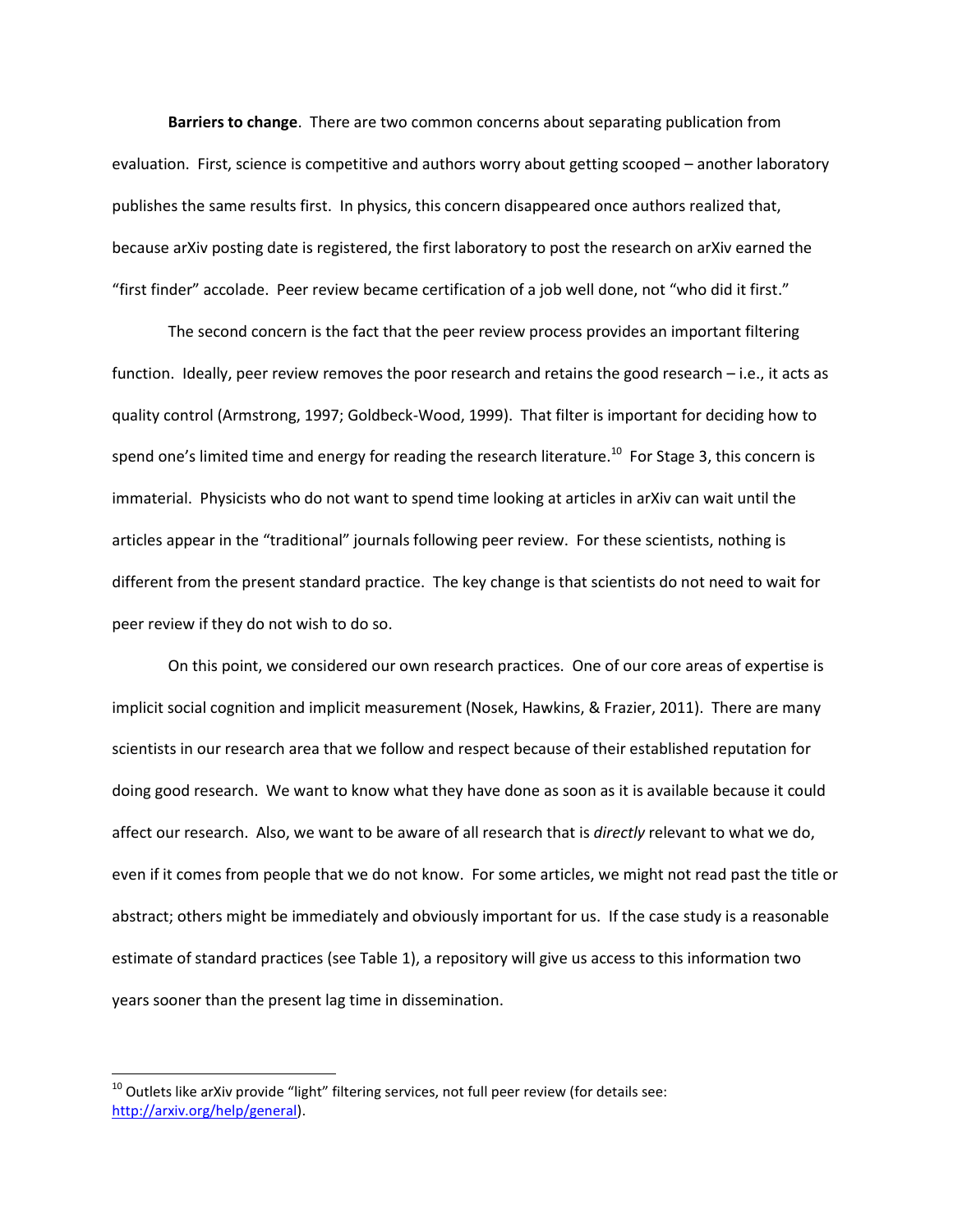**Barriers to change**. There are two common concerns about separating publication from evaluation. First, science is competitive and authors worry about getting scooped – another laboratory publishes the same results first. In physics, this concern disappeared once authors realized that, because arXiv posting date is registered, the first laboratory to post the research on arXiv earned the "first finder" accolade. Peer review became certification of a job well done, not "who did it first."

The second concern is the fact that the peer review process provides an important filtering function. Ideally, peer review removes the poor research and retains the good research – i.e., it acts as quality control (Armstrong, 1997; Goldbeck-Wood, 1999). That filter is important for deciding how to spend one's limited time and energy for reading the research literature.[10] For Stage 3, this concern is immaterial. Physicists who do not want to spend time looking at articles in arXiv can wait until the articles appear in the "traditional" journals following peer review. For these scientists, nothing is different from the present standard practice. The key change is that scientists do not need to wait for peer review if they do not wish to do so.

On this point, we considered our own research practices. One of our core areas of expertise is implicit social cognition and implicit measurement (Nosek, Hawkins, & Frazier, 2011). There are many scientists in our research area that we follow and respect because of their established reputation for doing good research. We want to know what they have done as soon as it is available because it could affect our research. Also, we want to be aware of all research that is *directly* relevant to what we do, even if it comes from people that we do not know. For some articles, we might not read past the title or abstract; others might be immediately and obviously important for us. If the case study is a reasonable estimate of standard practices (see Table 1), a repository will give us access to this information two years sooner than the present lag time in dissemination.

---

[10] Outlets like arXiv provide "light" filtering services, not full peer review (for details see: http://arxiv.org/help/general).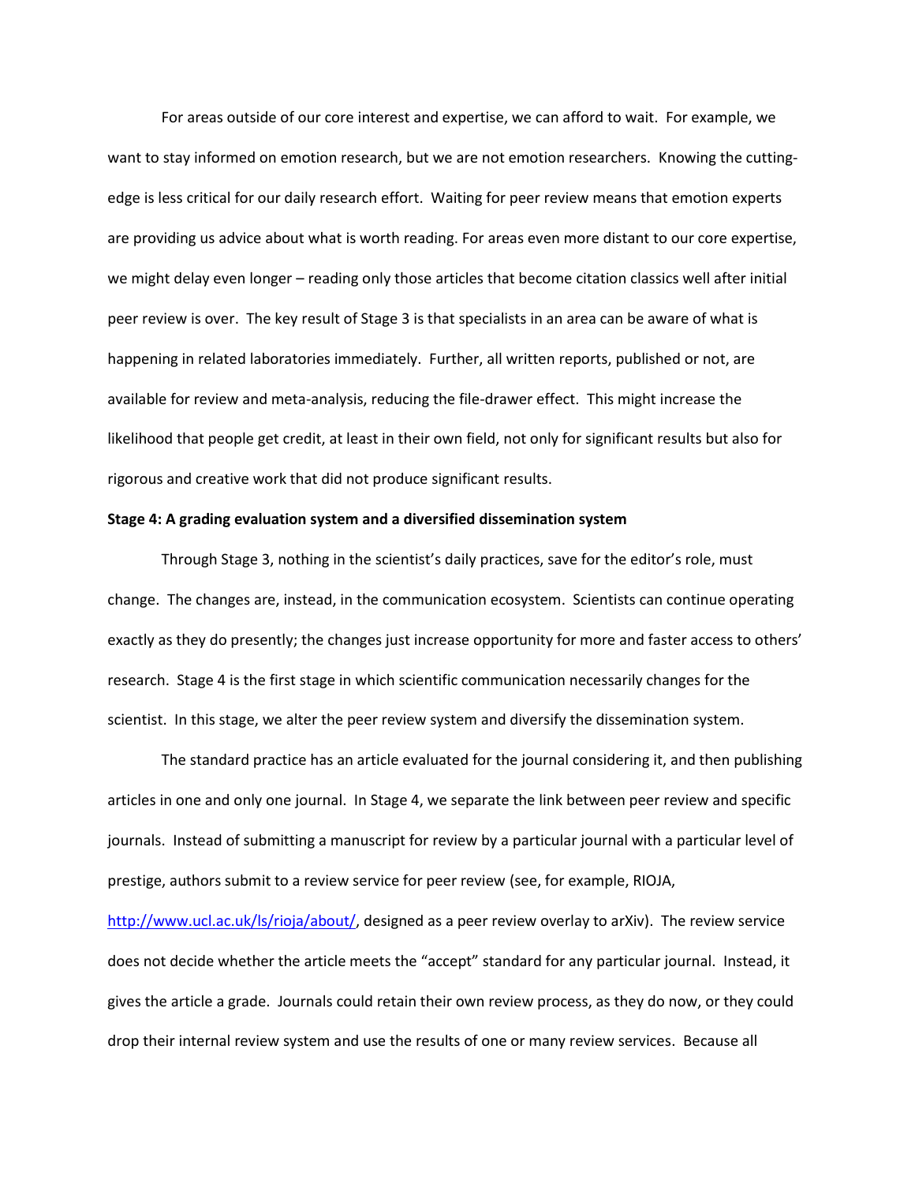For areas outside of our core interest and expertise, we can afford to wait. For example, we want to stay informed on emotion research, but we are not emotion researchers. Knowing the cutting-edge is less critical for our daily research effort. Waiting for peer review means that emotion experts are providing us advice about what is worth reading. For areas even more distant to our core expertise, we might delay even longer – reading only those articles that become citation classics well after initial peer review is over. The key result of Stage 3 is that specialists in an area can be aware of what is happening in related laboratories immediately. Further, all written reports, published or not, are available for review and meta-analysis, reducing the file-drawer effect. This might increase the likelihood that people get credit, at least in their own field, not only for significant results but also for rigorous and creative work that did not produce significant results.

**Stage 4: A grading evaluation system and a diversified dissemination system**

Through Stage 3, nothing in the scientist's daily practices, save for the editor's role, must change. The changes are, instead, in the communication ecosystem. Scientists can continue operating exactly as they do presently; the changes just increase opportunity for more and faster access to others' research. Stage 4 is the first stage in which scientific communication necessarily changes for the scientist. In this stage, we alter the peer review system and diversify the dissemination system.

The standard practice has an article evaluated for the journal considering it, and then publishing articles in one and only one journal. In Stage 4, we separate the link between peer review and specific journals. Instead of submitting a manuscript for review by a particular journal with a particular level of prestige, authors submit to a review service for peer review (see, for example, RIOJA, http://www.ucl.ac.uk/ls/rioja/about/, designed as a peer review overlay to arXiv). The review service does not decide whether the article meets the "accept" standard for any particular journal. Instead, it gives the article a grade. Journals could retain their own review process, as they do now, or they could drop their internal review system and use the results of one or many review services. Because all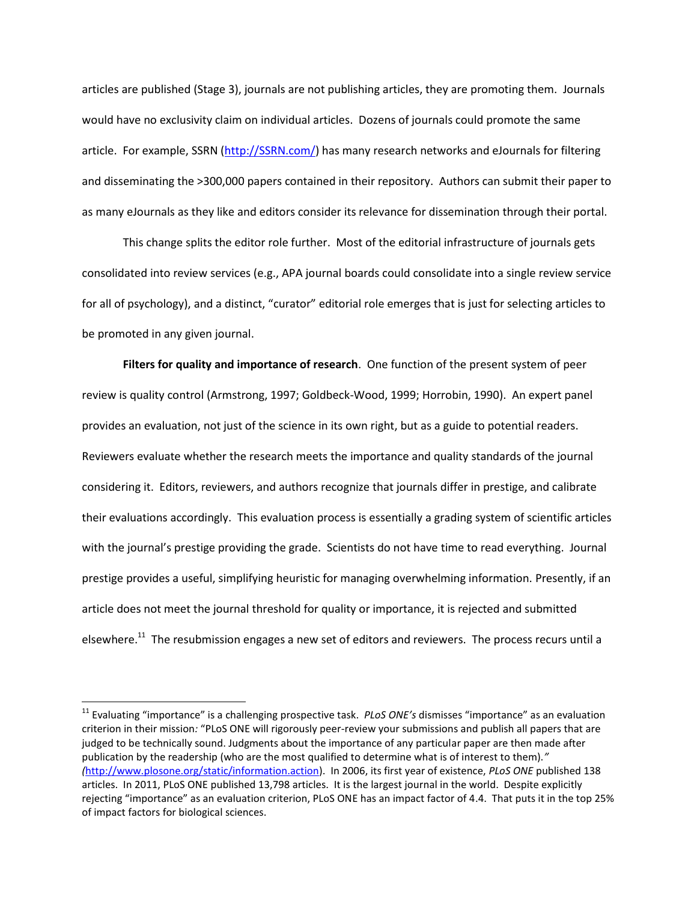articles are published (Stage 3), journals are not publishing articles, they are promoting them. Journals would have no exclusivity claim on individual articles. Dozens of journals could promote the same article. For example, SSRN (http://SSRN.com/) has many research networks and eJournals for filtering and disseminating the >300,000 papers contained in their repository. Authors can submit their paper to as many eJournals as they like and editors consider its relevance for dissemination through their portal.

This change splits the editor role further. Most of the editorial infrastructure of journals gets consolidated into review services (e.g., APA journal boards could consolidate into a single review service for all of psychology), and a distinct, "curator" editorial role emerges that is just for selecting articles to be promoted in any given journal.

**Filters for quality and importance of research**. One function of the present system of peer review is quality control (Armstrong, 1997; Goldbeck-Wood, 1999; Horrobin, 1990). An expert panel provides an evaluation, not just of the science in its own right, but as a guide to potential readers. Reviewers evaluate whether the research meets the importance and quality standards of the journal considering it. Editors, reviewers, and authors recognize that journals differ in prestige, and calibrate their evaluations accordingly. This evaluation process is essentially a grading system of scientific articles with the journal's prestige providing the grade. Scientists do not have time to read everything. Journal prestige provides a useful, simplifying heuristic for managing overwhelming information. Presently, if an article does not meet the journal threshold for quality or importance, it is rejected and submitted elsewhere.[11] The resubmission engages a new set of editors and reviewers. The process recurs until a

---

[11] Evaluating "importance" is a challenging prospective task. *PLoS ONE's* dismisses "importance" as an evaluation criterion in their mission*:* "PLoS ONE will rigorously peer-review your submissions and publish all papers that are judged to be technically sound. Judgments about the importance of any particular paper are then made after publication by the readership (who are the most qualified to determine what is of interest to them)*."* *(*http://www.plosone.org/static/information.action). In 2006, its first year of existence, *PLoS ONE* published 138 articles. In 2011, PLoS ONE published 13,798 articles. It is the largest journal in the world. Despite explicitly rejecting "importance" as an evaluation criterion, PLoS ONE has an impact factor of 4.4. That puts it in the top 25% of impact factors for biological sciences.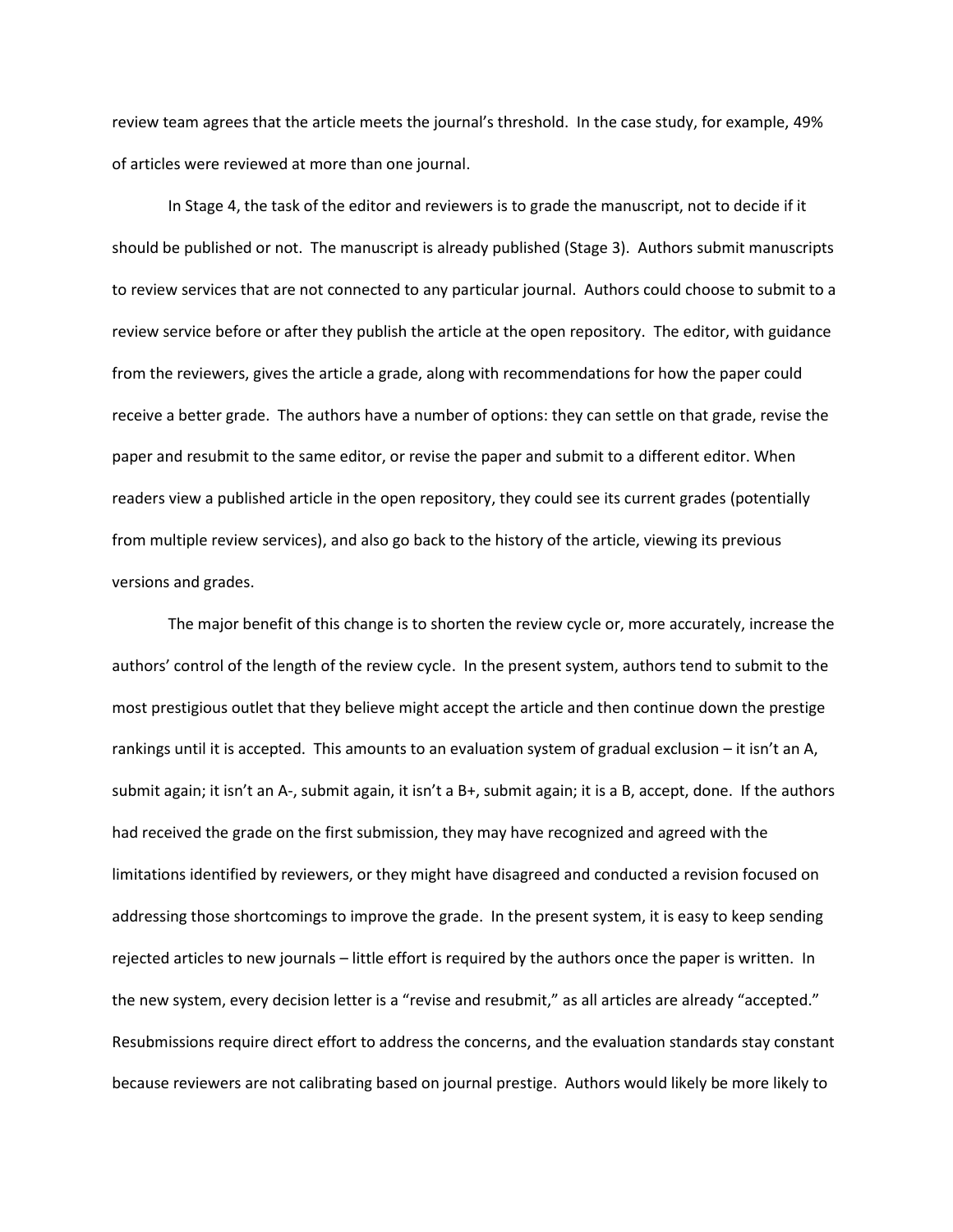review team agrees that the article meets the journal's threshold. In the case study, for example, 49% of articles were reviewed at more than one journal.

In Stage 4, the task of the editor and reviewers is to grade the manuscript, not to decide if it should be published or not. The manuscript is already published (Stage 3). Authors submit manuscripts to review services that are not connected to any particular journal. Authors could choose to submit to a review service before or after they publish the article at the open repository. The editor, with guidance from the reviewers, gives the article a grade, along with recommendations for how the paper could receive a better grade. The authors have a number of options: they can settle on that grade, revise the paper and resubmit to the same editor, or revise the paper and submit to a different editor. When readers view a published article in the open repository, they could see its current grades (potentially from multiple review services), and also go back to the history of the article, viewing its previous versions and grades.

The major benefit of this change is to shorten the review cycle or, more accurately, increase the authors' control of the length of the review cycle. In the present system, authors tend to submit to the most prestigious outlet that they believe might accept the article and then continue down the prestige rankings until it is accepted. This amounts to an evaluation system of gradual exclusion – it isn't an A, submit again; it isn't an A-, submit again, it isn't a B+, submit again; it is a B, accept, done. If the authors had received the grade on the first submission, they may have recognized and agreed with the limitations identified by reviewers, or they might have disagreed and conducted a revision focused on addressing those shortcomings to improve the grade. In the present system, it is easy to keep sending rejected articles to new journals – little effort is required by the authors once the paper is written. In the new system, every decision letter is a "revise and resubmit," as all articles are already "accepted." Resubmissions require direct effort to address the concerns, and the evaluation standards stay constant because reviewers are not calibrating based on journal prestige. Authors would likely be more likely to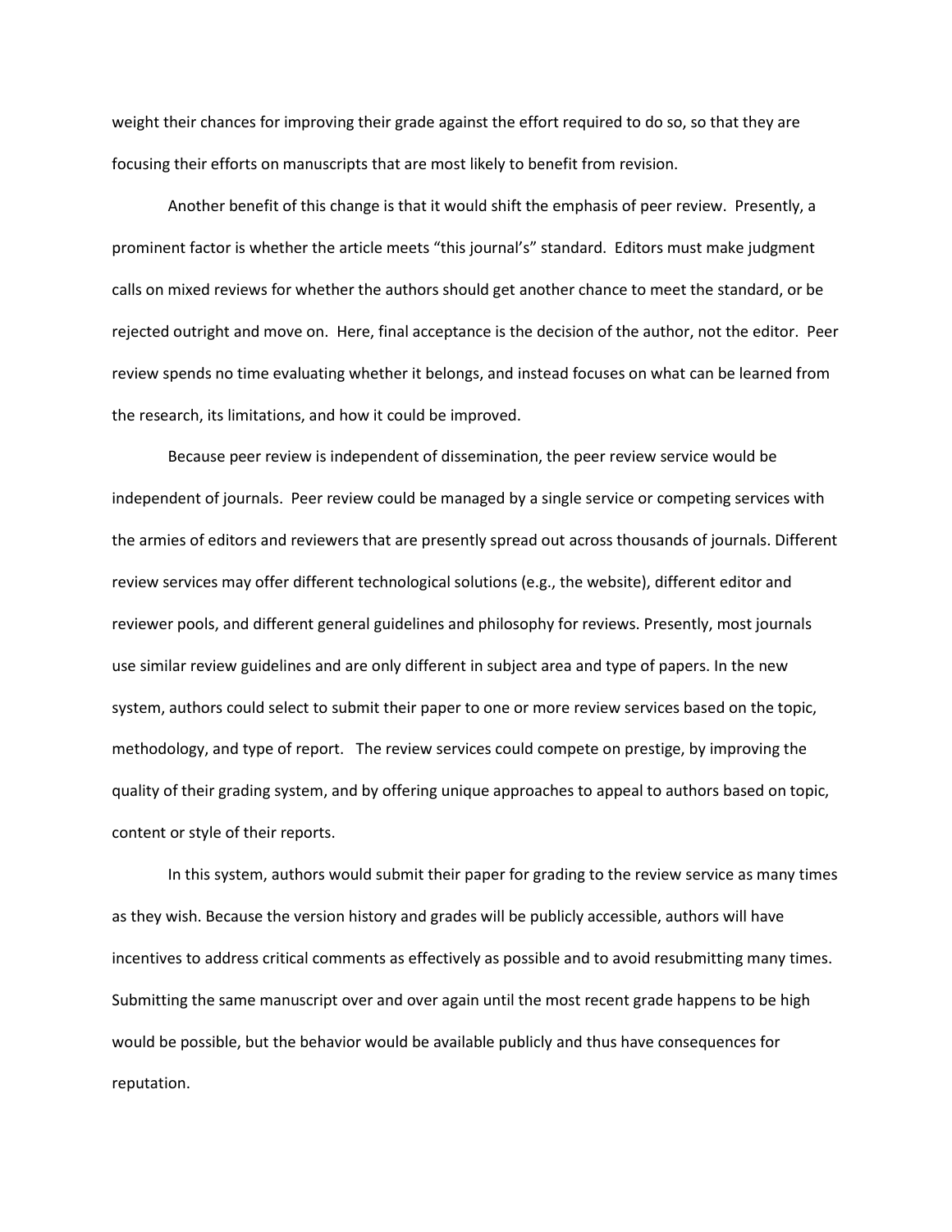weight their chances for improving their grade against the effort required to do so, so that they are focusing their efforts on manuscripts that are most likely to benefit from revision.

Another benefit of this change is that it would shift the emphasis of peer review. Presently, a prominent factor is whether the article meets "this journal's" standard. Editors must make judgment calls on mixed reviews for whether the authors should get another chance to meet the standard, or be rejected outright and move on. Here, final acceptance is the decision of the author, not the editor. Peer review spends no time evaluating whether it belongs, and instead focuses on what can be learned from the research, its limitations, and how it could be improved.

Because peer review is independent of dissemination, the peer review service would be independent of journals. Peer review could be managed by a single service or competing services with the armies of editors and reviewers that are presently spread out across thousands of journals. Different review services may offer different technological solutions (e.g., the website), different editor and reviewer pools, and different general guidelines and philosophy for reviews. Presently, most journals use similar review guidelines and are only different in subject area and type of papers. In the new system, authors could select to submit their paper to one or more review services based on the topic, methodology, and type of report. The review services could compete on prestige, by improving the quality of their grading system, and by offering unique approaches to appeal to authors based on topic, content or style of their reports.

In this system, authors would submit their paper for grading to the review service as many times as they wish. Because the version history and grades will be publicly accessible, authors will have incentives to address critical comments as effectively as possible and to avoid resubmitting many times. Submitting the same manuscript over and over again until the most recent grade happens to be high would be possible, but the behavior would be available publicly and thus have consequences for reputation.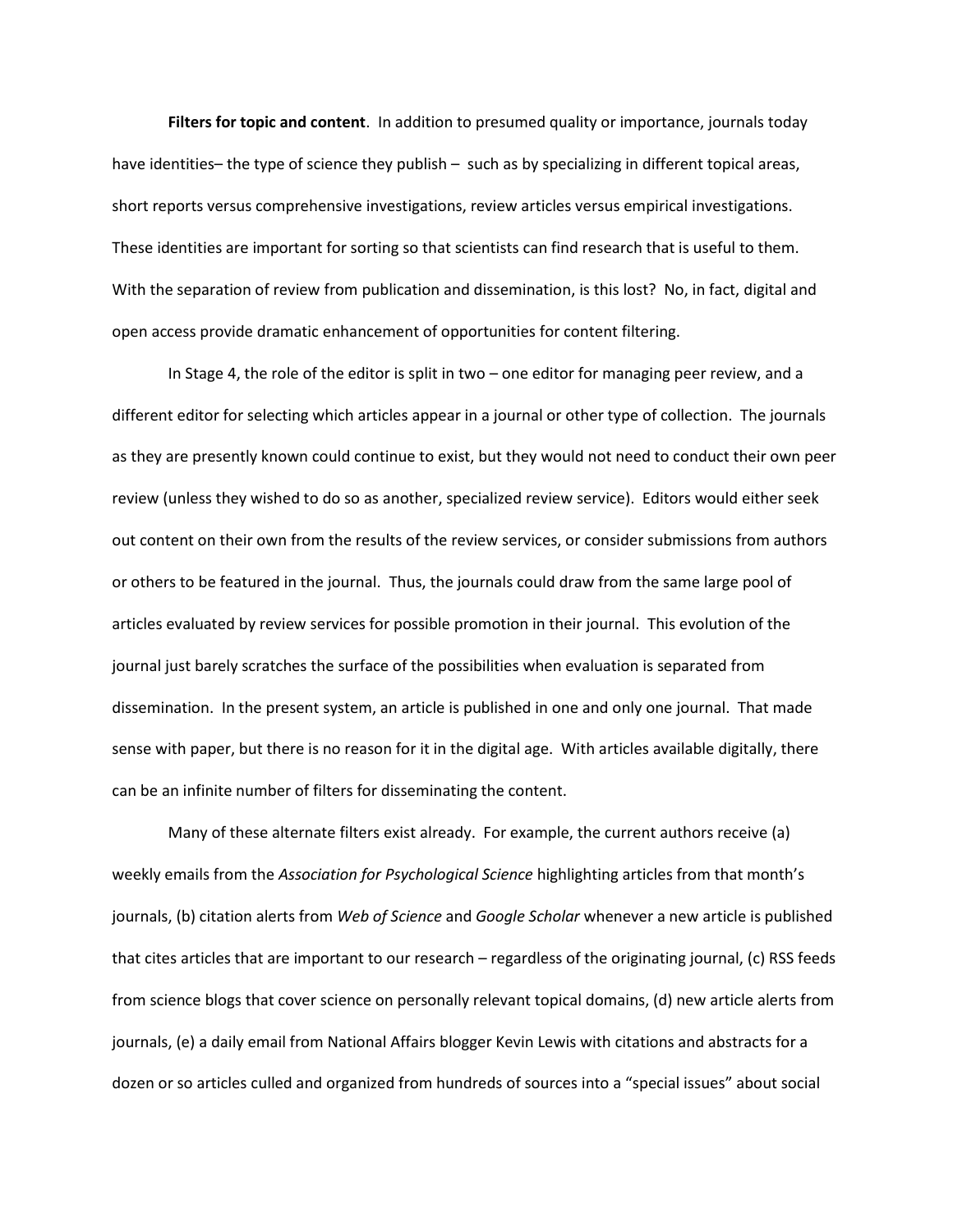**Filters for topic and content**. In addition to presumed quality or importance, journals today have identities– the type of science they publish – such as by specializing in different topical areas, short reports versus comprehensive investigations, review articles versus empirical investigations. These identities are important for sorting so that scientists can find research that is useful to them. With the separation of review from publication and dissemination, is this lost? No, in fact, digital and open access provide dramatic enhancement of opportunities for content filtering.

In Stage 4, the role of the editor is split in two – one editor for managing peer review, and a different editor for selecting which articles appear in a journal or other type of collection. The journals as they are presently known could continue to exist, but they would not need to conduct their own peer review (unless they wished to do so as another, specialized review service). Editors would either seek out content on their own from the results of the review services, or consider submissions from authors or others to be featured in the journal. Thus, the journals could draw from the same large pool of articles evaluated by review services for possible promotion in their journal. This evolution of the journal just barely scratches the surface of the possibilities when evaluation is separated from dissemination. In the present system, an article is published in one and only one journal. That made sense with paper, but there is no reason for it in the digital age. With articles available digitally, there can be an infinite number of filters for disseminating the content.

Many of these alternate filters exist already. For example, the current authors receive (a) weekly emails from the *Association for Psychological Science* highlighting articles from that month's journals, (b) citation alerts from *Web of Science* and *Google Scholar* whenever a new article is published that cites articles that are important to our research – regardless of the originating journal, (c) RSS feeds from science blogs that cover science on personally relevant topical domains, (d) new article alerts from journals, (e) a daily email from National Affairs blogger Kevin Lewis with citations and abstracts for a dozen or so articles culled and organized from hundreds of sources into a "special issues" about social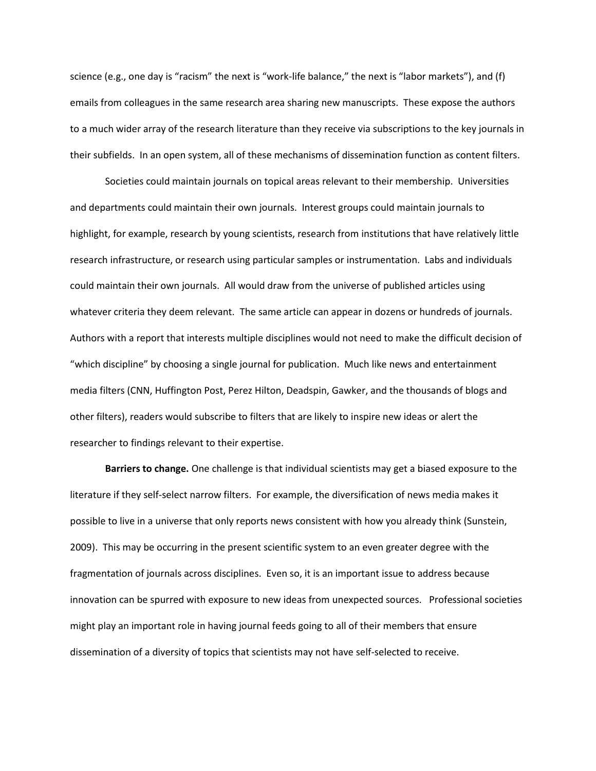science (e.g., one day is "racism" the next is "work-life balance," the next is "labor markets"), and (f) emails from colleagues in the same research area sharing new manuscripts. These expose the authors to a much wider array of the research literature than they receive via subscriptions to the key journals in their subfields. In an open system, all of these mechanisms of dissemination function as content filters.

Societies could maintain journals on topical areas relevant to their membership. Universities and departments could maintain their own journals. Interest groups could maintain journals to highlight, for example, research by young scientists, research from institutions that have relatively little research infrastructure, or research using particular samples or instrumentation. Labs and individuals could maintain their own journals. All would draw from the universe of published articles using whatever criteria they deem relevant. The same article can appear in dozens or hundreds of journals. Authors with a report that interests multiple disciplines would not need to make the difficult decision of "which discipline" by choosing a single journal for publication. Much like news and entertainment media filters (CNN, Huffington Post, Perez Hilton, Deadspin, Gawker, and the thousands of blogs and other filters), readers would subscribe to filters that are likely to inspire new ideas or alert the researcher to findings relevant to their expertise.

**Barriers to change.** One challenge is that individual scientists may get a biased exposure to the literature if they self-select narrow filters. For example, the diversification of news media makes it possible to live in a universe that only reports news consistent with how you already think (Sunstein, 2009). This may be occurring in the present scientific system to an even greater degree with the fragmentation of journals across disciplines. Even so, it is an important issue to address because innovation can be spurred with exposure to new ideas from unexpected sources. Professional societies might play an important role in having journal feeds going to all of their members that ensure dissemination of a diversity of topics that scientists may not have self-selected to receive.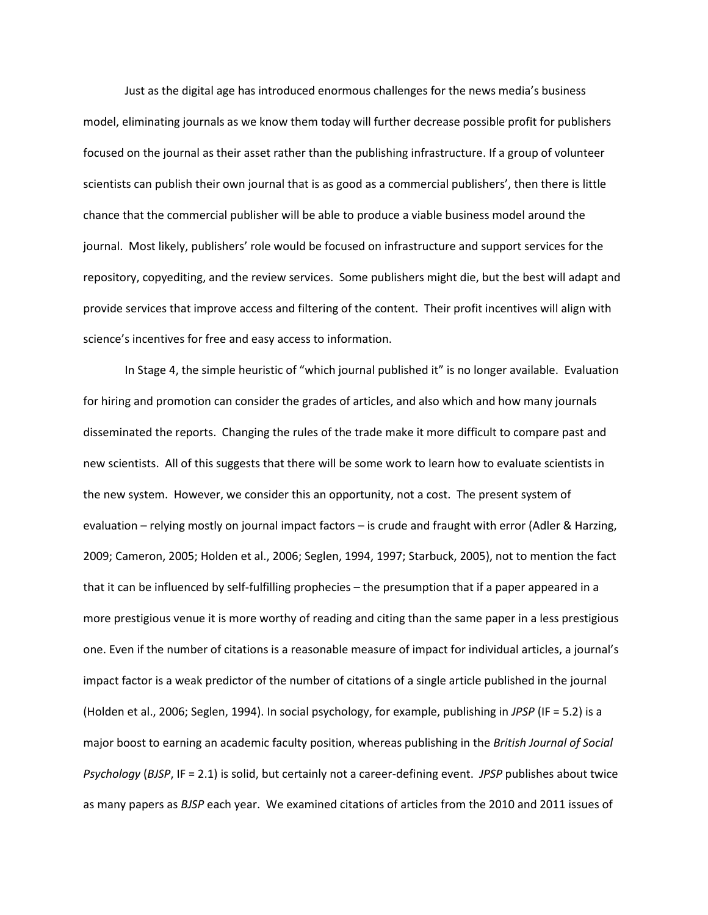Just as the digital age has introduced enormous challenges for the news media's business model, eliminating journals as we know them today will further decrease possible profit for publishers focused on the journal as their asset rather than the publishing infrastructure. If a group of volunteer scientists can publish their own journal that is as good as a commercial publishers', then there is little chance that the commercial publisher will be able to produce a viable business model around the journal. Most likely, publishers' role would be focused on infrastructure and support services for the repository, copyediting, and the review services. Some publishers might die, but the best will adapt and provide services that improve access and filtering of the content. Their profit incentives will align with science's incentives for free and easy access to information.

In Stage 4, the simple heuristic of "which journal published it" is no longer available. Evaluation for hiring and promotion can consider the grades of articles, and also which and how many journals disseminated the reports. Changing the rules of the trade make it more difficult to compare past and new scientists. All of this suggests that there will be some work to learn how to evaluate scientists in the new system. However, we consider this an opportunity, not a cost. The present system of evaluation – relying mostly on journal impact factors – is crude and fraught with error (Adler & Harzing, 2009; Cameron, 2005; Holden et al., 2006; Seglen, 1994, 1997; Starbuck, 2005), not to mention the fact that it can be influenced by self-fulfilling prophecies – the presumption that if a paper appeared in a more prestigious venue it is more worthy of reading and citing than the same paper in a less prestigious one. Even if the number of citations is a reasonable measure of impact for individual articles, a journal's impact factor is a weak predictor of the number of citations of a single article published in the journal (Holden et al., 2006; Seglen, 1994). In social psychology, for example, publishing in *JPSP* (IF = 5.2) is a major boost to earning an academic faculty position, whereas publishing in the *British Journal of Social Psychology* (*BJSP*, IF = 2.1) is solid, but certainly not a career-defining event. *JPSP* publishes about twice as many papers as *BJSP* each year. We examined citations of articles from the 2010 and 2011 issues of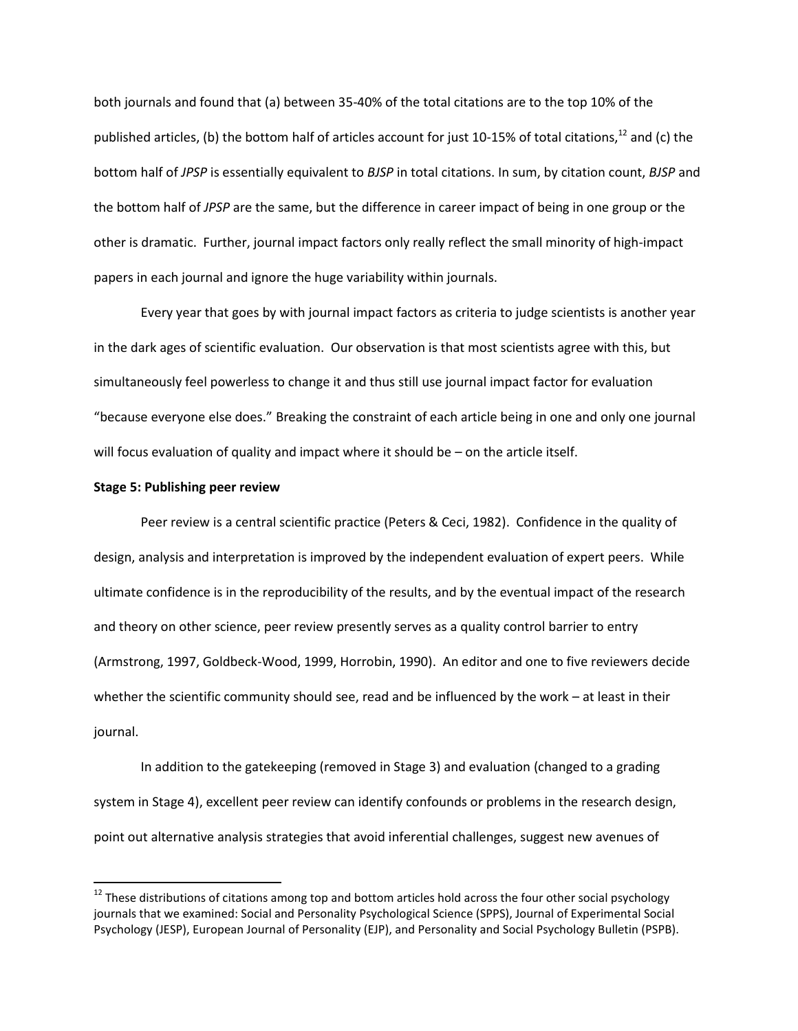both journals and found that (a) between 35-40% of the total citations are to the top 10% of the published articles, (b) the bottom half of articles account for just 10-15% of total citations,[12] and (c) the bottom half of *JPSP* is essentially equivalent to *BJSP* in total citations. In sum, by citation count, *BJSP* and the bottom half of *JPSP* are the same, but the difference in career impact of being in one group or the other is dramatic. Further, journal impact factors only really reflect the small minority of high-impact papers in each journal and ignore the huge variability within journals.

Every year that goes by with journal impact factors as criteria to judge scientists is another year in the dark ages of scientific evaluation. Our observation is that most scientists agree with this, but simultaneously feel powerless to change it and thus still use journal impact factor for evaluation "because everyone else does." Breaking the constraint of each article being in one and only one journal will focus evaluation of quality and impact where it should be – on the article itself.

**Stage 5: Publishing peer review**

Peer review is a central scientific practice (Peters & Ceci, 1982). Confidence in the quality of design, analysis and interpretation is improved by the independent evaluation of expert peers. While ultimate confidence is in the reproducibility of the results, and by the eventual impact of the research and theory on other science, peer review presently serves as a quality control barrier to entry (Armstrong, 1997, Goldbeck-Wood, 1999, Horrobin, 1990). An editor and one to five reviewers decide whether the scientific community should see, read and be influenced by the work – at least in their journal.

In addition to the gatekeeping (removed in Stage 3) and evaluation (changed to a grading system in Stage 4), excellent peer review can identify confounds or problems in the research design, point out alternative analysis strategies that avoid inferential challenges, suggest new avenues of

---

[12] These distributions of citations among top and bottom articles hold across the four other social psychology journals that we examined: Social and Personality Psychological Science (SPPS), Journal of Experimental Social Psychology (JESP), European Journal of Personality (EJP), and Personality and Social Psychology Bulletin (PSPB).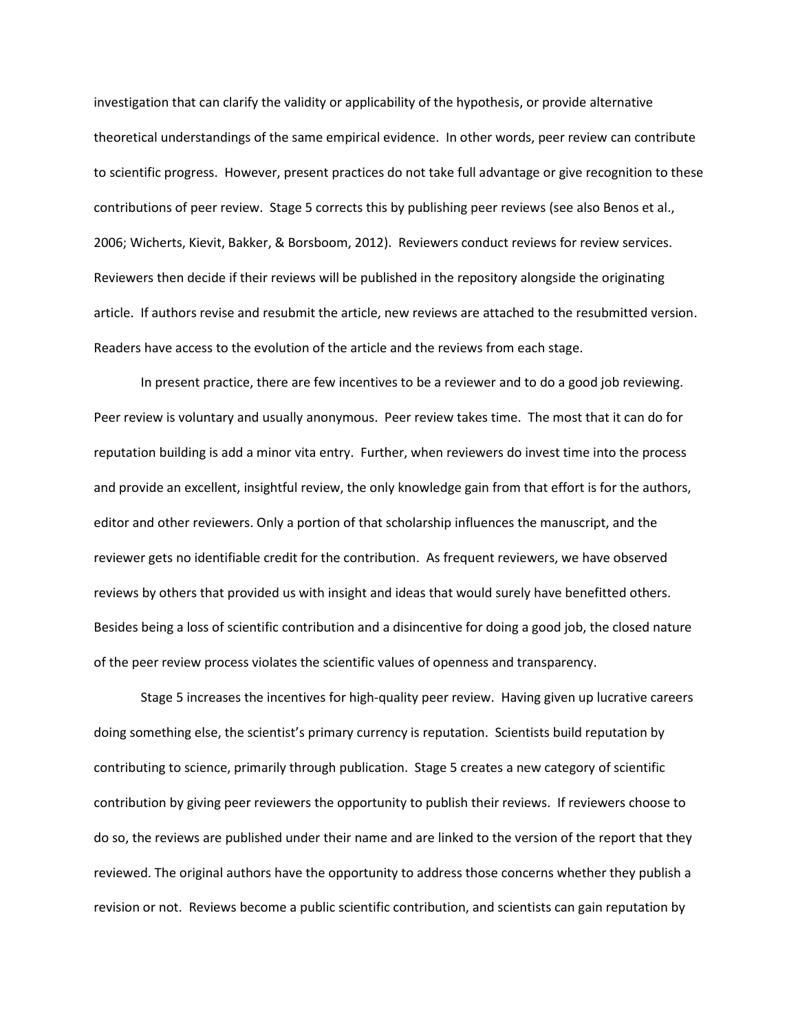investigation that can clarify the validity or applicability of the hypothesis, or provide alternative theoretical understandings of the same empirical evidence. In other words, peer review can contribute to scientific progress. However, present practices do not take full advantage or give recognition to these contributions of peer review. Stage 5 corrects this by publishing peer reviews (see also Benos et al., 2006; Wicherts, Kievit, Bakker, & Borsboom, 2012). Reviewers conduct reviews for review services. Reviewers then decide if their reviews will be published in the repository alongside the originating article. If authors revise and resubmit the article, new reviews are attached to the resubmitted version. Readers have access to the evolution of the article and the reviews from each stage.

In present practice, there are few incentives to be a reviewer and to do a good job reviewing. Peer review is voluntary and usually anonymous. Peer review takes time. The most that it can do for reputation building is add a minor vita entry. Further, when reviewers do invest time into the process and provide an excellent, insightful review, the only knowledge gain from that effort is for the authors, editor and other reviewers. Only a portion of that scholarship influences the manuscript, and the reviewer gets no identifiable credit for the contribution. As frequent reviewers, we have observed reviews by others that provided us with insight and ideas that would surely have benefitted others. Besides being a loss of scientific contribution and a disincentive for doing a good job, the closed nature of the peer review process violates the scientific values of openness and transparency.

Stage 5 increases the incentives for high-quality peer review. Having given up lucrative careers doing something else, the scientist's primary currency is reputation. Scientists build reputation by contributing to science, primarily through publication. Stage 5 creates a new category of scientific contribution by giving peer reviewers the opportunity to publish their reviews. If reviewers choose to do so, the reviews are published under their name and are linked to the version of the report that they reviewed. The original authors have the opportunity to address those concerns whether they publish a revision or not. Reviews become a public scientific contribution, and scientists can gain reputation by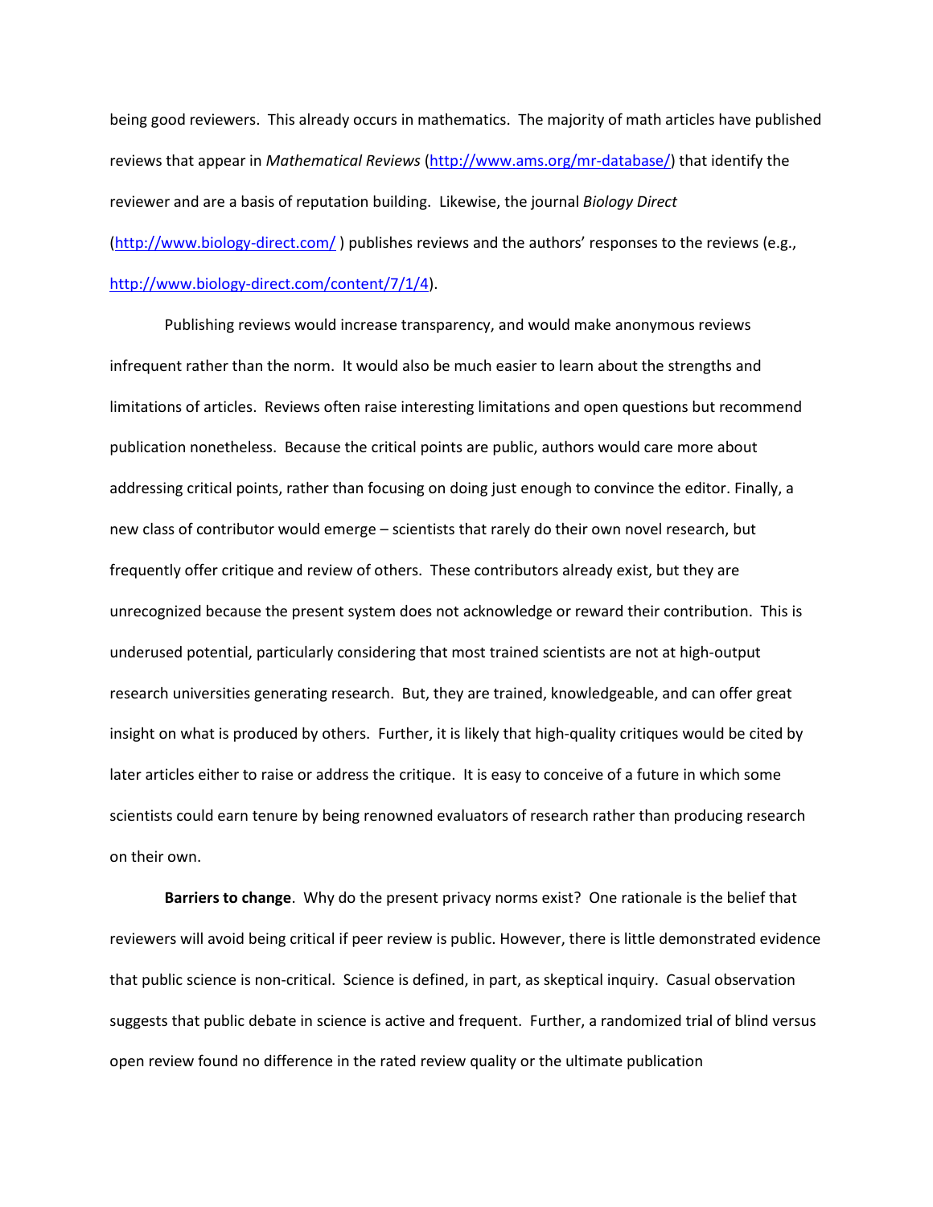being good reviewers. This already occurs in mathematics. The majority of math articles have published reviews that appear in *Mathematical Reviews* (http://www.ams.org/mr-database/) that identify the reviewer and are a basis of reputation building. Likewise, the journal *Biology Direct* (http://www.biology-direct.com/ ) publishes reviews and the authors' responses to the reviews (e.g., http://www.biology-direct.com/content/7/1/4).

Publishing reviews would increase transparency, and would make anonymous reviews infrequent rather than the norm. It would also be much easier to learn about the strengths and limitations of articles. Reviews often raise interesting limitations and open questions but recommend publication nonetheless. Because the critical points are public, authors would care more about addressing critical points, rather than focusing on doing just enough to convince the editor. Finally, a new class of contributor would emerge – scientists that rarely do their own novel research, but frequently offer critique and review of others. These contributors already exist, but they are unrecognized because the present system does not acknowledge or reward their contribution. This is underused potential, particularly considering that most trained scientists are not at high-output research universities generating research. But, they are trained, knowledgeable, and can offer great insight on what is produced by others. Further, it is likely that high-quality critiques would be cited by later articles either to raise or address the critique. It is easy to conceive of a future in which some scientists could earn tenure by being renowned evaluators of research rather than producing research on their own.

**Barriers to change**. Why do the present privacy norms exist? One rationale is the belief that reviewers will avoid being critical if peer review is public. However, there is little demonstrated evidence that public science is non-critical. Science is defined, in part, as skeptical inquiry. Casual observation suggests that public debate in science is active and frequent. Further, a randomized trial of blind versus open review found no difference in the rated review quality or the ultimate publication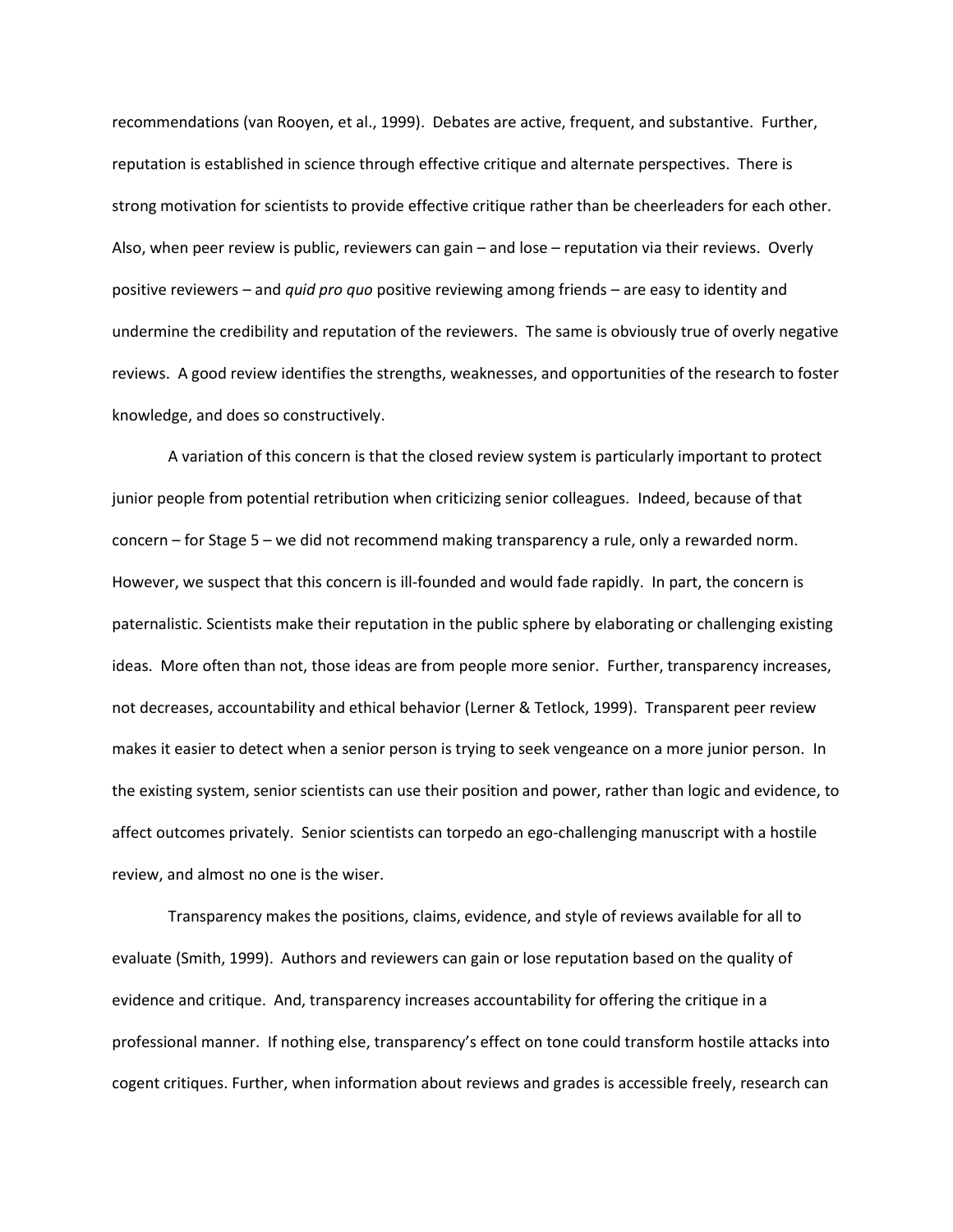recommendations (van Rooyen, et al., 1999). Debates are active, frequent, and substantive. Further, reputation is established in science through effective critique and alternate perspectives. There is strong motivation for scientists to provide effective critique rather than be cheerleaders for each other. Also, when peer review is public, reviewers can gain – and lose – reputation via their reviews. Overly positive reviewers – and *quid pro quo* positive reviewing among friends – are easy to identity and undermine the credibility and reputation of the reviewers. The same is obviously true of overly negative reviews. A good review identifies the strengths, weaknesses, and opportunities of the research to foster knowledge, and does so constructively.

A variation of this concern is that the closed review system is particularly important to protect junior people from potential retribution when criticizing senior colleagues. Indeed, because of that concern – for Stage 5 – we did not recommend making transparency a rule, only a rewarded norm. However, we suspect that this concern is ill-founded and would fade rapidly. In part, the concern is paternalistic. Scientists make their reputation in the public sphere by elaborating or challenging existing ideas. More often than not, those ideas are from people more senior. Further, transparency increases, not decreases, accountability and ethical behavior (Lerner & Tetlock, 1999). Transparent peer review makes it easier to detect when a senior person is trying to seek vengeance on a more junior person. In the existing system, senior scientists can use their position and power, rather than logic and evidence, to affect outcomes privately. Senior scientists can torpedo an ego-challenging manuscript with a hostile review, and almost no one is the wiser.

Transparency makes the positions, claims, evidence, and style of reviews available for all to evaluate (Smith, 1999). Authors and reviewers can gain or lose reputation based on the quality of evidence and critique. And, transparency increases accountability for offering the critique in a professional manner. If nothing else, transparency's effect on tone could transform hostile attacks into cogent critiques. Further, when information about reviews and grades is accessible freely, research can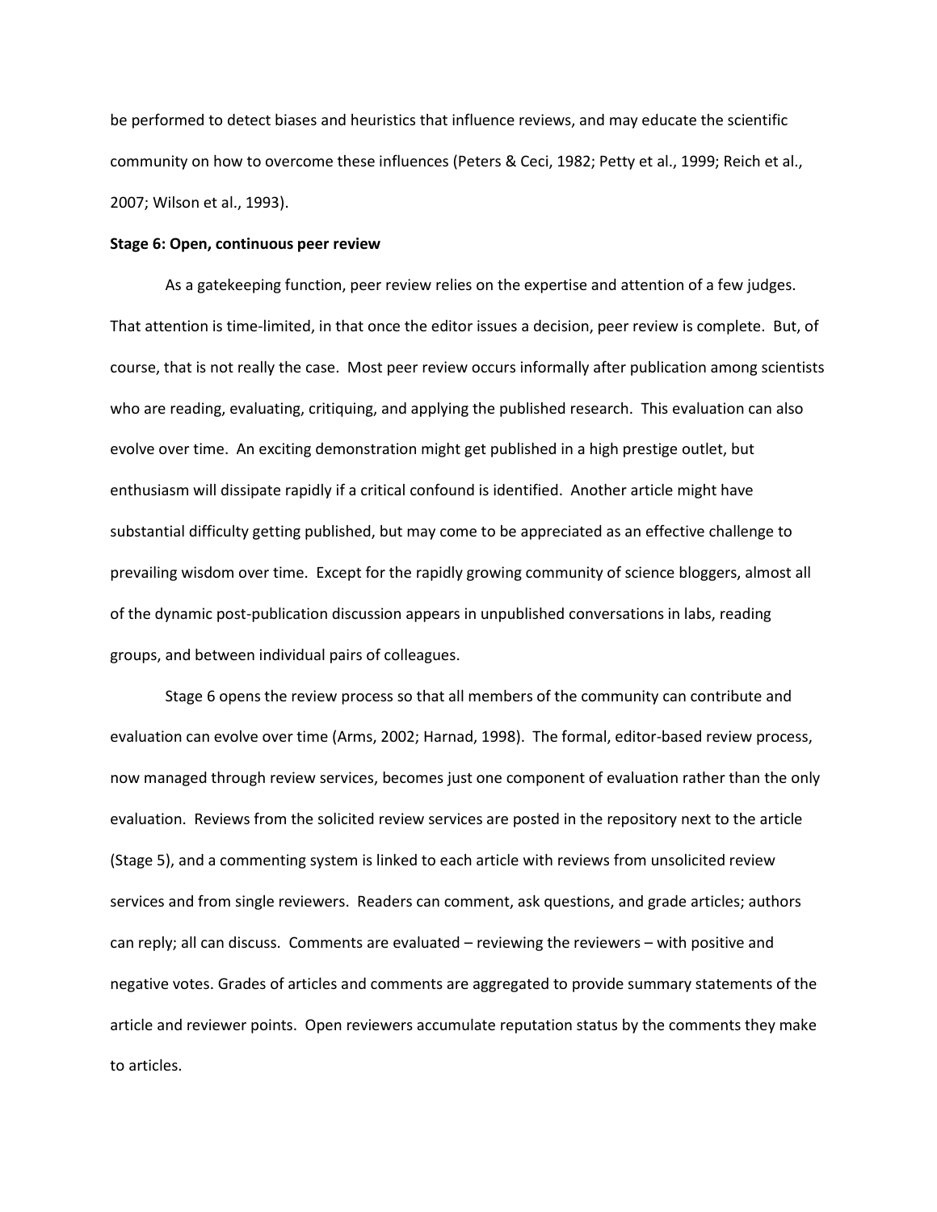be performed to detect biases and heuristics that influence reviews, and may educate the scientific community on how to overcome these influences (Peters & Ceci, 1982; Petty et al., 1999; Reich et al., 2007; Wilson et al., 1993).

**Stage 6: Open, continuous peer review**

As a gatekeeping function, peer review relies on the expertise and attention of a few judges. That attention is time-limited, in that once the editor issues a decision, peer review is complete. But, of course, that is not really the case. Most peer review occurs informally after publication among scientists who are reading, evaluating, critiquing, and applying the published research. This evaluation can also evolve over time. An exciting demonstration might get published in a high prestige outlet, but enthusiasm will dissipate rapidly if a critical confound is identified. Another article might have substantial difficulty getting published, but may come to be appreciated as an effective challenge to prevailing wisdom over time. Except for the rapidly growing community of science bloggers, almost all of the dynamic post-publication discussion appears in unpublished conversations in labs, reading groups, and between individual pairs of colleagues.

Stage 6 opens the review process so that all members of the community can contribute and evaluation can evolve over time (Arms, 2002; Harnad, 1998). The formal, editor-based review process, now managed through review services, becomes just one component of evaluation rather than the only evaluation. Reviews from the solicited review services are posted in the repository next to the article (Stage 5), and a commenting system is linked to each article with reviews from unsolicited review services and from single reviewers. Readers can comment, ask questions, and grade articles; authors can reply; all can discuss. Comments are evaluated – reviewing the reviewers – with positive and negative votes. Grades of articles and comments are aggregated to provide summary statements of the article and reviewer points. Open reviewers accumulate reputation status by the comments they make to articles.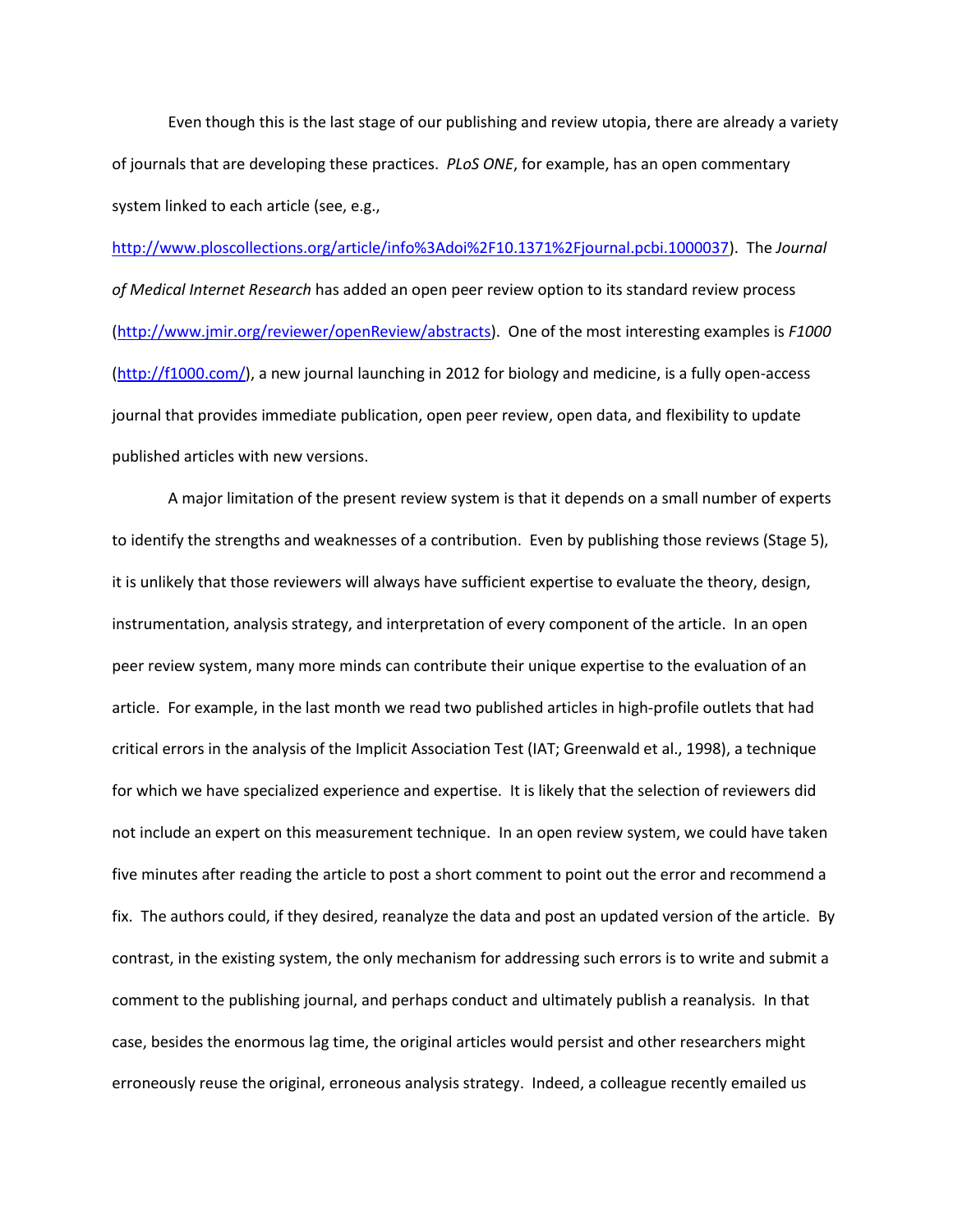Even though this is the last stage of our publishing and review utopia, there are already a variety of journals that are developing these practices. *PLoS ONE*, for example, has an open commentary system linked to each article (see, e.g., http://www.ploscollections.org/article/info%3Adoi%2F10.1371%2Fjournal.pcbi.1000037). The *Journal of Medical Internet Research* has added an open peer review option to its standard review process (http://www.jmir.org/reviewer/openReview/abstracts). One of the most interesting examples is *F1000* (http://f1000.com/), a new journal launching in 2012 for biology and medicine, is a fully open-access journal that provides immediate publication, open peer review, open data, and flexibility to update published articles with new versions.

A major limitation of the present review system is that it depends on a small number of experts to identify the strengths and weaknesses of a contribution. Even by publishing those reviews (Stage 5), it is unlikely that those reviewers will always have sufficient expertise to evaluate the theory, design, instrumentation, analysis strategy, and interpretation of every component of the article. In an open peer review system, many more minds can contribute their unique expertise to the evaluation of an article. For example, in the last month we read two published articles in high-profile outlets that had critical errors in the analysis of the Implicit Association Test (IAT; Greenwald et al., 1998), a technique for which we have specialized experience and expertise. It is likely that the selection of reviewers did not include an expert on this measurement technique. In an open review system, we could have taken five minutes after reading the article to post a short comment to point out the error and recommend a fix. The authors could, if they desired, reanalyze the data and post an updated version of the article. By contrast, in the existing system, the only mechanism for addressing such errors is to write and submit a comment to the publishing journal, and perhaps conduct and ultimately publish a reanalysis. In that case, besides the enormous lag time, the original articles would persist and other researchers might erroneously reuse the original, erroneous analysis strategy. Indeed, a colleague recently emailed us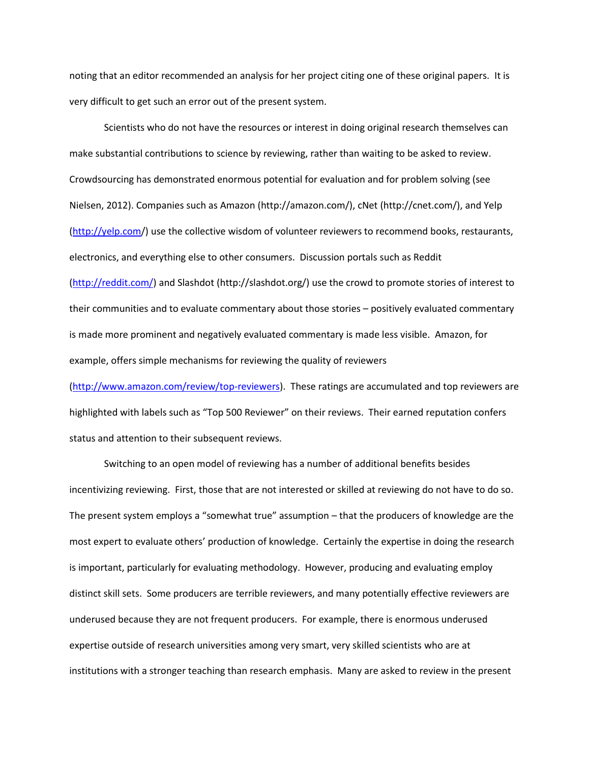noting that an editor recommended an analysis for her project citing one of these original papers. It is very difficult to get such an error out of the present system.

Scientists who do not have the resources or interest in doing original research themselves can make substantial contributions to science by reviewing, rather than waiting to be asked to review. Crowdsourcing has demonstrated enormous potential for evaluation and for problem solving (see Nielsen, 2012). Companies such as Amazon (http://amazon.com/), cNet (http://cnet.com/), and Yelp (http://yelp.com/) use the collective wisdom of volunteer reviewers to recommend books, restaurants, electronics, and everything else to other consumers. Discussion portals such as Reddit (http://reddit.com/) and Slashdot (http://slashdot.org/) use the crowd to promote stories of interest to their communities and to evaluate commentary about those stories – positively evaluated commentary is made more prominent and negatively evaluated commentary is made less visible. Amazon, for example, offers simple mechanisms for reviewing the quality of reviewers (http://www.amazon.com/review/top-reviewers). These ratings are accumulated and top reviewers are highlighted with labels such as "Top 500 Reviewer" on their reviews. Their earned reputation confers status and attention to their subsequent reviews.

Switching to an open model of reviewing has a number of additional benefits besides incentivizing reviewing. First, those that are not interested or skilled at reviewing do not have to do so. The present system employs a "somewhat true" assumption – that the producers of knowledge are the most expert to evaluate others' production of knowledge. Certainly the expertise in doing the research is important, particularly for evaluating methodology. However, producing and evaluating employ distinct skill sets. Some producers are terrible reviewers, and many potentially effective reviewers are underused because they are not frequent producers. For example, there is enormous underused expertise outside of research universities among very smart, very skilled scientists who are at institutions with a stronger teaching than research emphasis. Many are asked to review in the present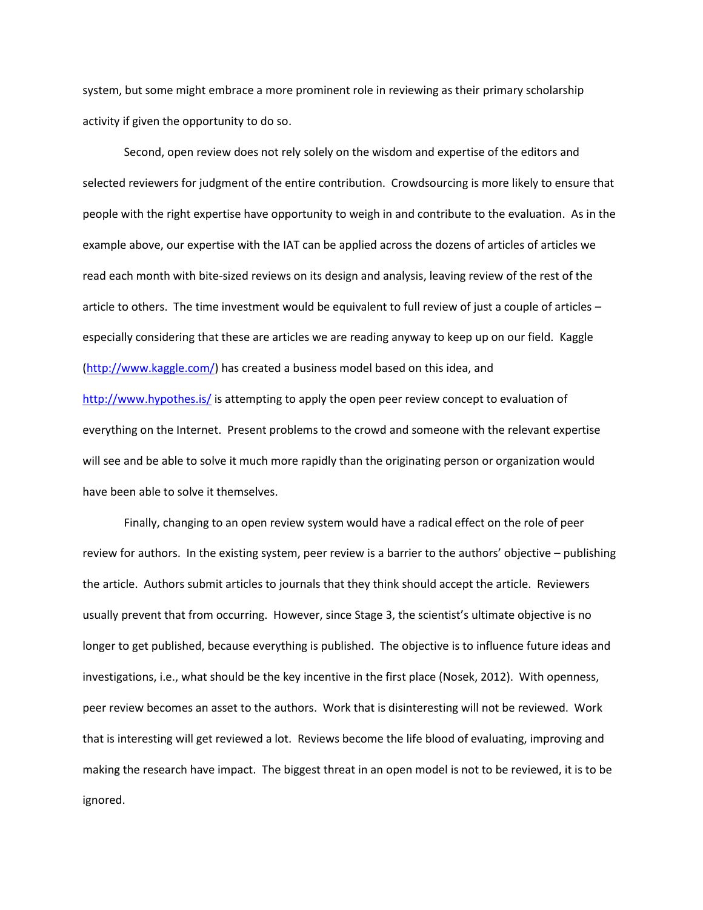system, but some might embrace a more prominent role in reviewing as their primary scholarship activity if given the opportunity to do so.

Second, open review does not rely solely on the wisdom and expertise of the editors and selected reviewers for judgment of the entire contribution. Crowdsourcing is more likely to ensure that people with the right expertise have opportunity to weigh in and contribute to the evaluation. As in the example above, our expertise with the IAT can be applied across the dozens of articles of articles we read each month with bite-sized reviews on its design and analysis, leaving review of the rest of the article to others. The time investment would be equivalent to full review of just a couple of articles – especially considering that these are articles we are reading anyway to keep up on our field. Kaggle (http://www.kaggle.com/) has created a business model based on this idea, and http://www.hypothes.is/ is attempting to apply the open peer review concept to evaluation of everything on the Internet. Present problems to the crowd and someone with the relevant expertise will see and be able to solve it much more rapidly than the originating person or organization would have been able to solve it themselves.

Finally, changing to an open review system would have a radical effect on the role of peer review for authors. In the existing system, peer review is a barrier to the authors' objective – publishing the article. Authors submit articles to journals that they think should accept the article. Reviewers usually prevent that from occurring. However, since Stage 3, the scientist's ultimate objective is no longer to get published, because everything is published. The objective is to influence future ideas and investigations, i.e., what should be the key incentive in the first place (Nosek, 2012). With openness, peer review becomes an asset to the authors. Work that is disinteresting will not be reviewed. Work that is interesting will get reviewed a lot. Reviews become the life blood of evaluating, improving and making the research have impact. The biggest threat in an open model is not to be reviewed, it is to be ignored.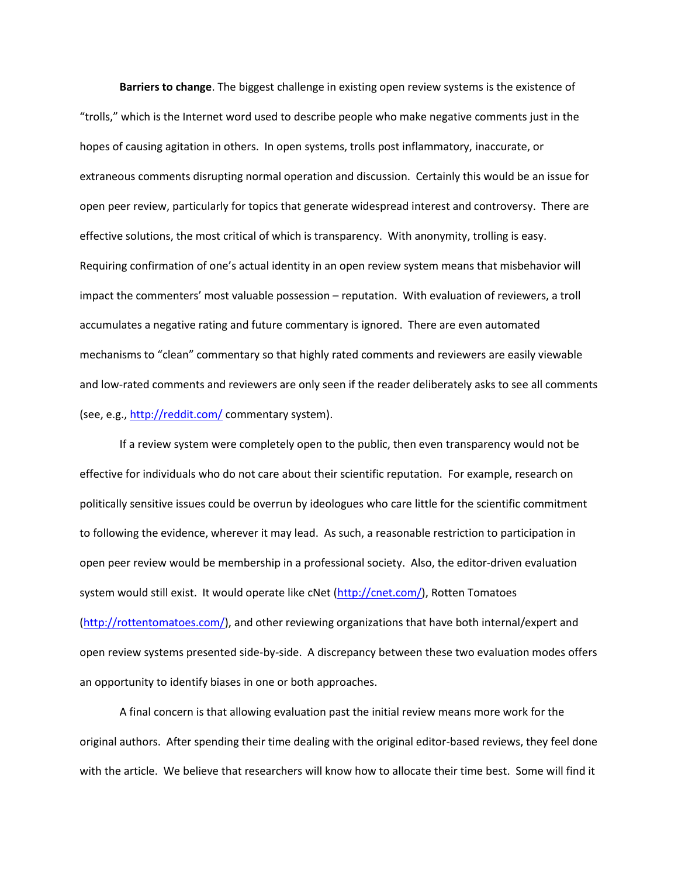**Barriers to change**. The biggest challenge in existing open review systems is the existence of "trolls," which is the Internet word used to describe people who make negative comments just in the hopes of causing agitation in others. In open systems, trolls post inflammatory, inaccurate, or extraneous comments disrupting normal operation and discussion. Certainly this would be an issue for open peer review, particularly for topics that generate widespread interest and controversy. There are effective solutions, the most critical of which is transparency. With anonymity, trolling is easy. Requiring confirmation of one's actual identity in an open review system means that misbehavior will impact the commenters' most valuable possession – reputation. With evaluation of reviewers, a troll accumulates a negative rating and future commentary is ignored. There are even automated mechanisms to "clean" commentary so that highly rated comments and reviewers are easily viewable and low-rated comments and reviewers are only seen if the reader deliberately asks to see all comments (see, e.g., http://reddit.com/ commentary system).

If a review system were completely open to the public, then even transparency would not be effective for individuals who do not care about their scientific reputation. For example, research on politically sensitive issues could be overrun by ideologues who care little for the scientific commitment to following the evidence, wherever it may lead. As such, a reasonable restriction to participation in open peer review would be membership in a professional society. Also, the editor-driven evaluation system would still exist. It would operate like cNet (http://cnet.com/), Rotten Tomatoes (http://rottentomatoes.com/), and other reviewing organizations that have both internal/expert and open review systems presented side-by-side. A discrepancy between these two evaluation modes offers an opportunity to identify biases in one or both approaches.

A final concern is that allowing evaluation past the initial review means more work for the original authors. After spending their time dealing with the original editor-based reviews, they feel done with the article. We believe that researchers will know how to allocate their time best. Some will find it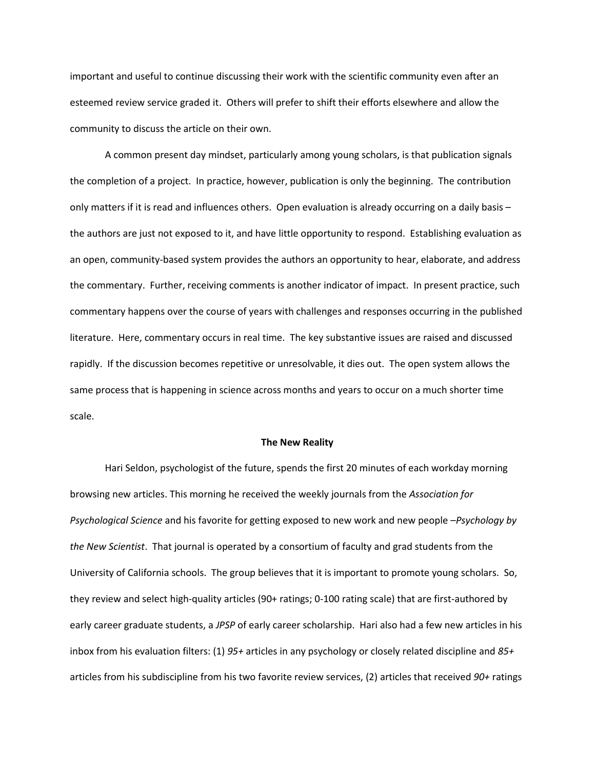important and useful to continue discussing their work with the scientific community even after an esteemed review service graded it. Others will prefer to shift their efforts elsewhere and allow the community to discuss the article on their own.

A common present day mindset, particularly among young scholars, is that publication signals the completion of a project. In practice, however, publication is only the beginning. The contribution only matters if it is read and influences others. Open evaluation is already occurring on a daily basis – the authors are just not exposed to it, and have little opportunity to respond. Establishing evaluation as an open, community-based system provides the authors an opportunity to hear, elaborate, and address the commentary. Further, receiving comments is another indicator of impact. In present practice, such commentary happens over the course of years with challenges and responses occurring in the published literature. Here, commentary occurs in real time. The key substantive issues are raised and discussed rapidly. If the discussion becomes repetitive or unresolvable, it dies out. The open system allows the same process that is happening in science across months and years to occur on a much shorter time scale.

## The New Reality

Hari Seldon, psychologist of the future, spends the first 20 minutes of each workday morning browsing new articles. This morning he received the weekly journals from the *Association for Psychological Science* and his favorite for getting exposed to new work and new people –*Psychology by the New Scientist*. That journal is operated by a consortium of faculty and grad students from the University of California schools. The group believes that it is important to promote young scholars. So, they review and select high-quality articles (90+ ratings; 0-100 rating scale) that are first-authored by early career graduate students, a *JPSP* of early career scholarship. Hari also had a few new articles in his inbox from his evaluation filters: (1) *95+* articles in any psychology or closely related discipline and *85+* articles from his subdiscipline from his two favorite review services, (2) articles that received *90+* ratings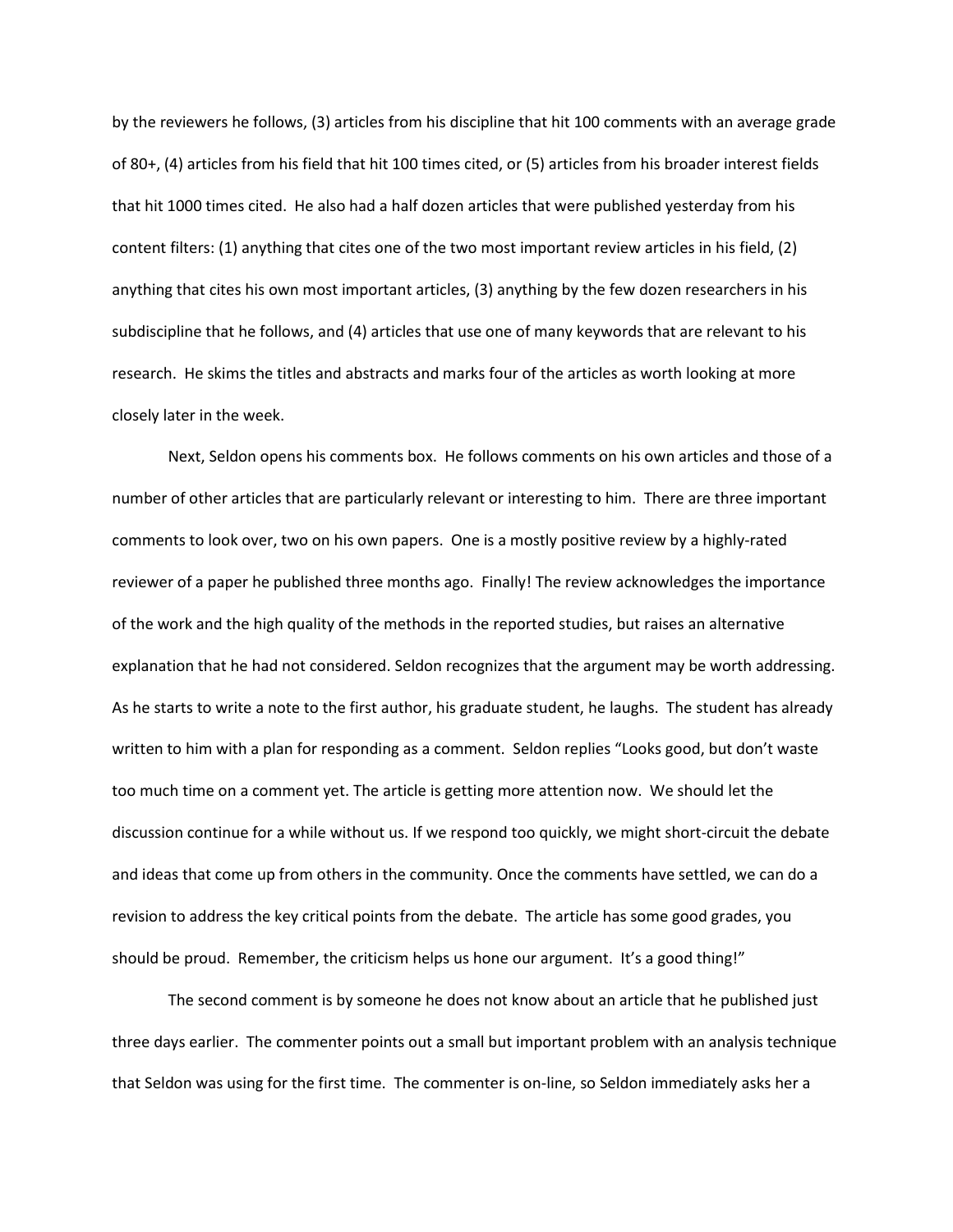by the reviewers he follows, (3) articles from his discipline that hit 100 comments with an average grade of 80+, (4) articles from his field that hit 100 times cited, or (5) articles from his broader interest fields that hit 1000 times cited. He also had a half dozen articles that were published yesterday from his content filters: (1) anything that cites one of the two most important review articles in his field, (2) anything that cites his own most important articles, (3) anything by the few dozen researchers in his subdiscipline that he follows, and (4) articles that use one of many keywords that are relevant to his research. He skims the titles and abstracts and marks four of the articles as worth looking at more closely later in the week.

Next, Seldon opens his comments box. He follows comments on his own articles and those of a number of other articles that are particularly relevant or interesting to him. There are three important comments to look over, two on his own papers. One is a mostly positive review by a highly-rated reviewer of a paper he published three months ago. Finally! The review acknowledges the importance of the work and the high quality of the methods in the reported studies, but raises an alternative explanation that he had not considered. Seldon recognizes that the argument may be worth addressing. As he starts to write a note to the first author, his graduate student, he laughs. The student has already written to him with a plan for responding as a comment. Seldon replies "Looks good, but don't waste too much time on a comment yet. The article is getting more attention now. We should let the discussion continue for a while without us. If we respond too quickly, we might short-circuit the debate and ideas that come up from others in the community. Once the comments have settled, we can do a revision to address the key critical points from the debate. The article has some good grades, you should be proud. Remember, the criticism helps us hone our argument. It's a good thing!"

The second comment is by someone he does not know about an article that he published just three days earlier. The commenter points out a small but important problem with an analysis technique that Seldon was using for the first time. The commenter is on-line, so Seldon immediately asks her a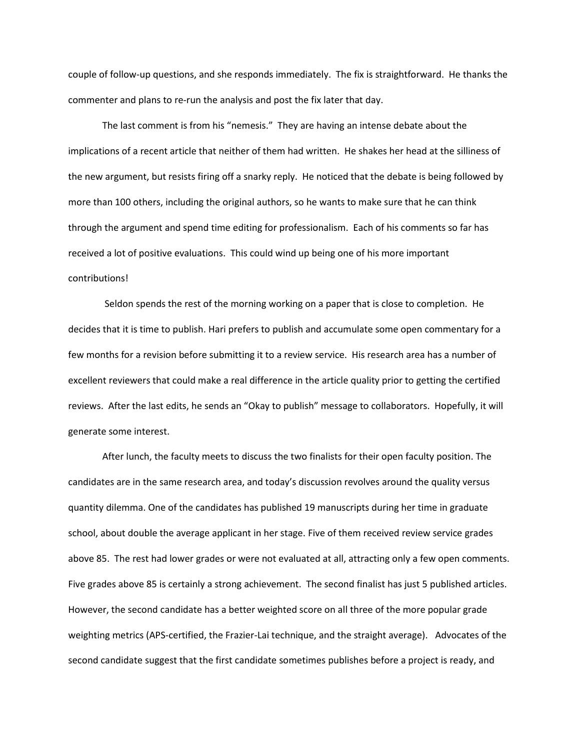couple of follow-up questions, and she responds immediately. The fix is straightforward. He thanks the commenter and plans to re-run the analysis and post the fix later that day.

The last comment is from his "nemesis." They are having an intense debate about the implications of a recent article that neither of them had written. He shakes her head at the silliness of the new argument, but resists firing off a snarky reply. He noticed that the debate is being followed by more than 100 others, including the original authors, so he wants to make sure that he can think through the argument and spend time editing for professionalism. Each of his comments so far has received a lot of positive evaluations. This could wind up being one of his more important contributions!

Seldon spends the rest of the morning working on a paper that is close to completion. He decides that it is time to publish. Hari prefers to publish and accumulate some open commentary for a few months for a revision before submitting it to a review service. His research area has a number of excellent reviewers that could make a real difference in the article quality prior to getting the certified reviews. After the last edits, he sends an "Okay to publish" message to collaborators. Hopefully, it will generate some interest.

After lunch, the faculty meets to discuss the two finalists for their open faculty position. The candidates are in the same research area, and today's discussion revolves around the quality versus quantity dilemma. One of the candidates has published 19 manuscripts during her time in graduate school, about double the average applicant in her stage. Five of them received review service grades above 85. The rest had lower grades or were not evaluated at all, attracting only a few open comments. Five grades above 85 is certainly a strong achievement. The second finalist has just 5 published articles. However, the second candidate has a better weighted score on all three of the more popular grade weighting metrics (APS-certified, the Frazier-Lai technique, and the straight average). Advocates of the second candidate suggest that the first candidate sometimes publishes before a project is ready, and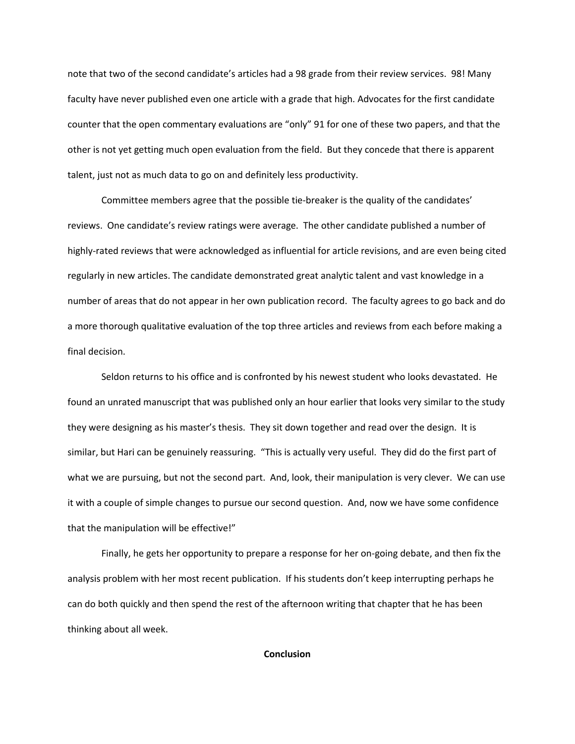note that two of the second candidate's articles had a 98 grade from their review services. 98! Many faculty have never published even one article with a grade that high. Advocates for the first candidate counter that the open commentary evaluations are "only" 91 for one of these two papers, and that the other is not yet getting much open evaluation from the field. But they concede that there is apparent talent, just not as much data to go on and definitely less productivity.

Committee members agree that the possible tie-breaker is the quality of the candidates' reviews. One candidate's review ratings were average. The other candidate published a number of highly-rated reviews that were acknowledged as influential for article revisions, and are even being cited regularly in new articles. The candidate demonstrated great analytic talent and vast knowledge in a number of areas that do not appear in her own publication record. The faculty agrees to go back and do a more thorough qualitative evaluation of the top three articles and reviews from each before making a final decision.

Seldon returns to his office and is confronted by his newest student who looks devastated. He found an unrated manuscript that was published only an hour earlier that looks very similar to the study they were designing as his master's thesis. They sit down together and read over the design. It is similar, but Hari can be genuinely reassuring. "This is actually very useful. They did do the first part of what we are pursuing, but not the second part. And, look, their manipulation is very clever. We can use it with a couple of simple changes to pursue our second question. And, now we have some confidence that the manipulation will be effective!"

Finally, he gets her opportunity to prepare a response for her on-going debate, and then fix the analysis problem with her most recent publication. If his students don't keep interrupting perhaps he can do both quickly and then spend the rest of the afternoon writing that chapter that he has been thinking about all week.

## Conclusion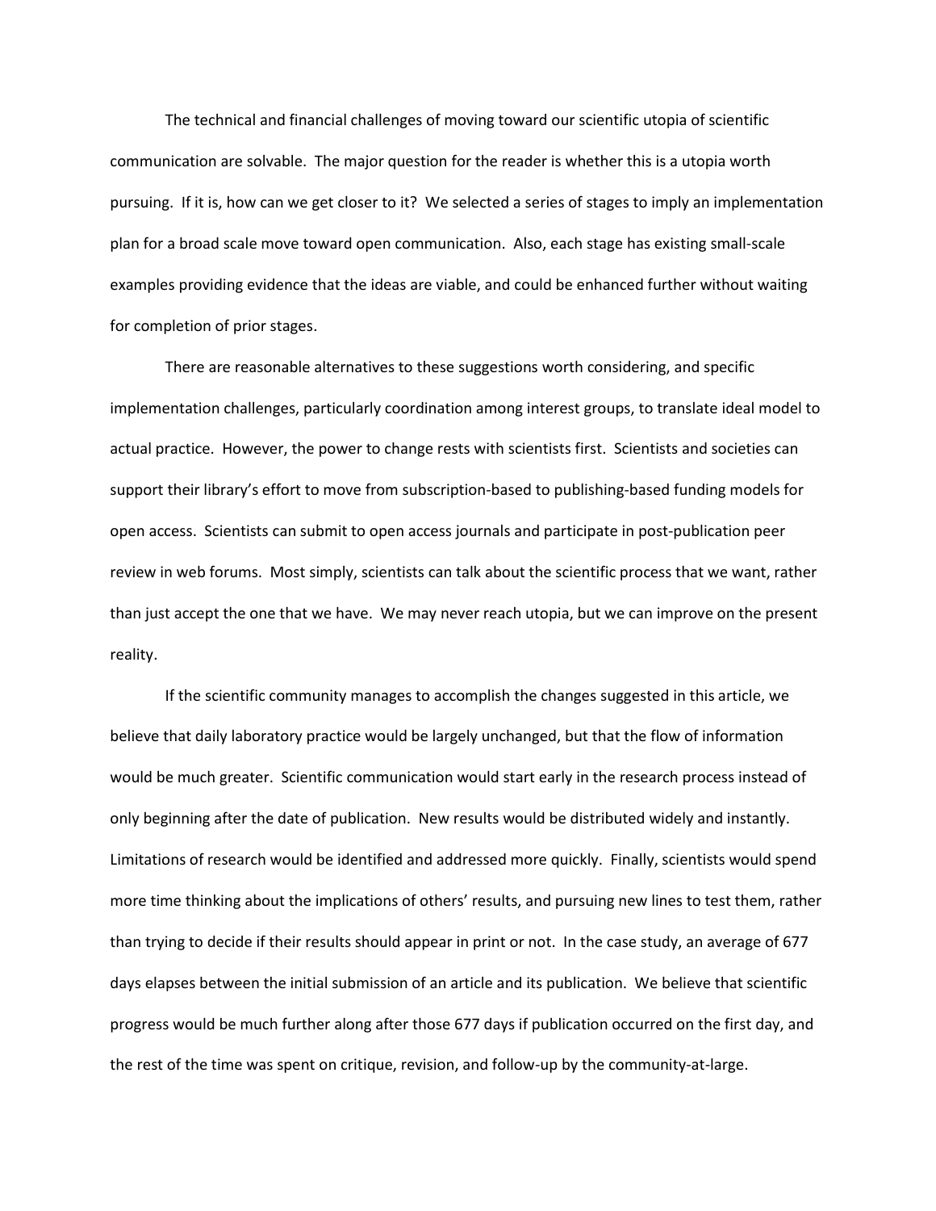The technical and financial challenges of moving toward our scientific utopia of scientific communication are solvable. The major question for the reader is whether this is a utopia worth pursuing. If it is, how can we get closer to it? We selected a series of stages to imply an implementation plan for a broad scale move toward open communication. Also, each stage has existing small-scale examples providing evidence that the ideas are viable, and could be enhanced further without waiting for completion of prior stages.

There are reasonable alternatives to these suggestions worth considering, and specific implementation challenges, particularly coordination among interest groups, to translate ideal model to actual practice. However, the power to change rests with scientists first. Scientists and societies can support their library's effort to move from subscription-based to publishing-based funding models for open access. Scientists can submit to open access journals and participate in post-publication peer review in web forums. Most simply, scientists can talk about the scientific process that we want, rather than just accept the one that we have. We may never reach utopia, but we can improve on the present reality.

If the scientific community manages to accomplish the changes suggested in this article, we believe that daily laboratory practice would be largely unchanged, but that the flow of information would be much greater. Scientific communication would start early in the research process instead of only beginning after the date of publication. New results would be distributed widely and instantly. Limitations of research would be identified and addressed more quickly. Finally, scientists would spend more time thinking about the implications of others' results, and pursuing new lines to test them, rather than trying to decide if their results should appear in print or not. In the case study, an average of 677 days elapses between the initial submission of an article and its publication. We believe that scientific progress would be much further along after those 677 days if publication occurred on the first day, and the rest of the time was spent on critique, revision, and follow-up by the community-at-large.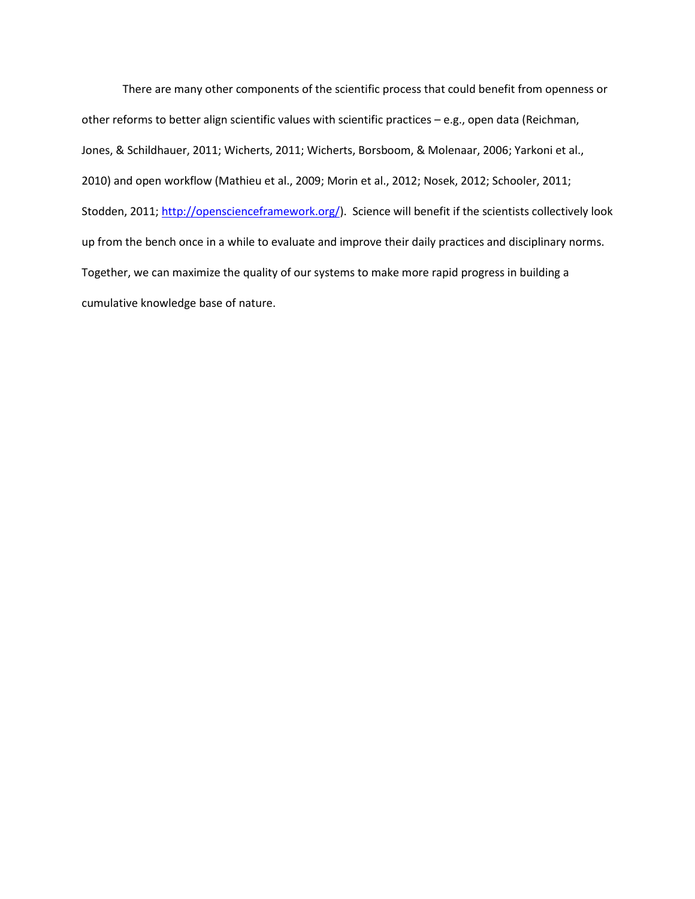There are many other components of the scientific process that could benefit from openness or other reforms to better align scientific values with scientific practices – e.g., open data (Reichman, Jones, & Schildhauer, 2011; Wicherts, 2011; Wicherts, Borsboom, & Molenaar, 2006; Yarkoni et al., 2010) and open workflow (Mathieu et al., 2009; Morin et al., 2012; Nosek, 2012; Schooler, 2011; Stodden, 2011; http://openscienceframework.org/). Science will benefit if the scientists collectively look up from the bench once in a while to evaluate and improve their daily practices and disciplinary norms. Together, we can maximize the quality of our systems to make more rapid progress in building a cumulative knowledge base of nature.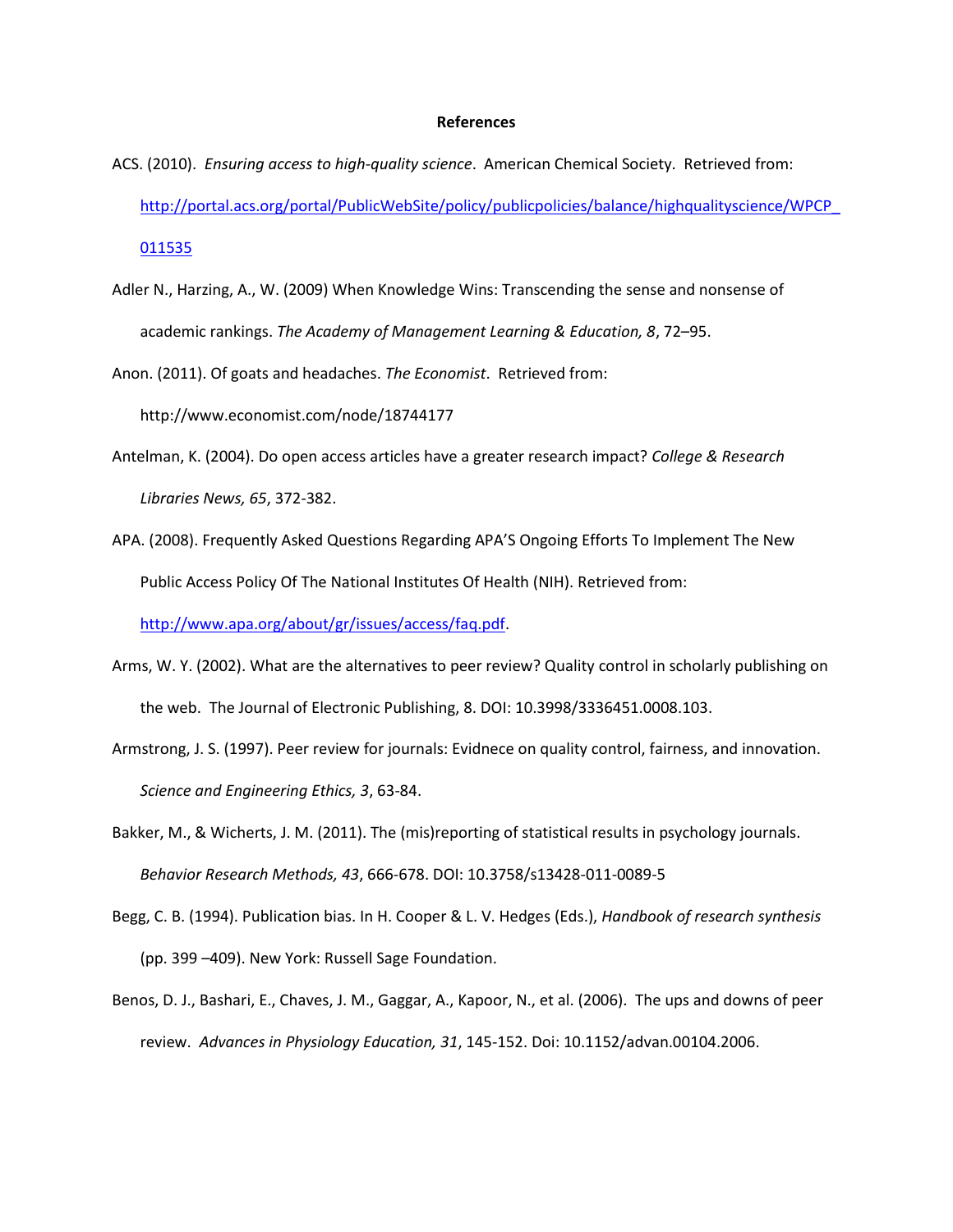**References**

ACS. (2010). *Ensuring access to high-quality science*. American Chemical Society. Retrieved from: http://portal.acs.org/portal/PublicWebSite/policy/publicpolicies/balance/highqualityscience/WPCP_011535

Adler N., Harzing, A., W. (2009) When Knowledge Wins: Transcending the sense and nonsense of academic rankings. *The Academy of Management Learning & Education, 8*, 72–95.

Anon. (2011). Of goats and headaches. *The Economist*. Retrieved from: http://www.economist.com/node/18744177

Antelman, K. (2004). Do open access articles have a greater research impact? *College & Research Libraries News, 65*, 372-382.

APA. (2008). Frequently Asked Questions Regarding APA'S Ongoing Efforts To Implement The New Public Access Policy Of The National Institutes Of Health (NIH). Retrieved from: http://www.apa.org/about/gr/issues/access/faq.pdf.

Arms, W. Y. (2002). What are the alternatives to peer review? Quality control in scholarly publishing on the web. The Journal of Electronic Publishing, 8. DOI: 10.3998/3336451.0008.103.

Armstrong, J. S. (1997). Peer review for journals: Evidnece on quality control, fairness, and innovation. *Science and Engineering Ethics, 3*, 63-84.

Bakker, M., & Wicherts, J. M. (2011). The (mis)reporting of statistical results in psychology journals. *Behavior Research Methods, 43*, 666-678. DOI: 10.3758/s13428-011-0089-5

Begg, C. B. (1994). Publication bias. In H. Cooper & L. V. Hedges (Eds.), *Handbook of research synthesis* (pp. 399 –409). New York: Russell Sage Foundation.

Benos, D. J., Bashari, E., Chaves, J. M., Gaggar, A., Kapoor, N., et al. (2006). The ups and downs of peer review. *Advances in Physiology Education, 31*, 145-152. Doi: 10.1152/advan.00104.2006.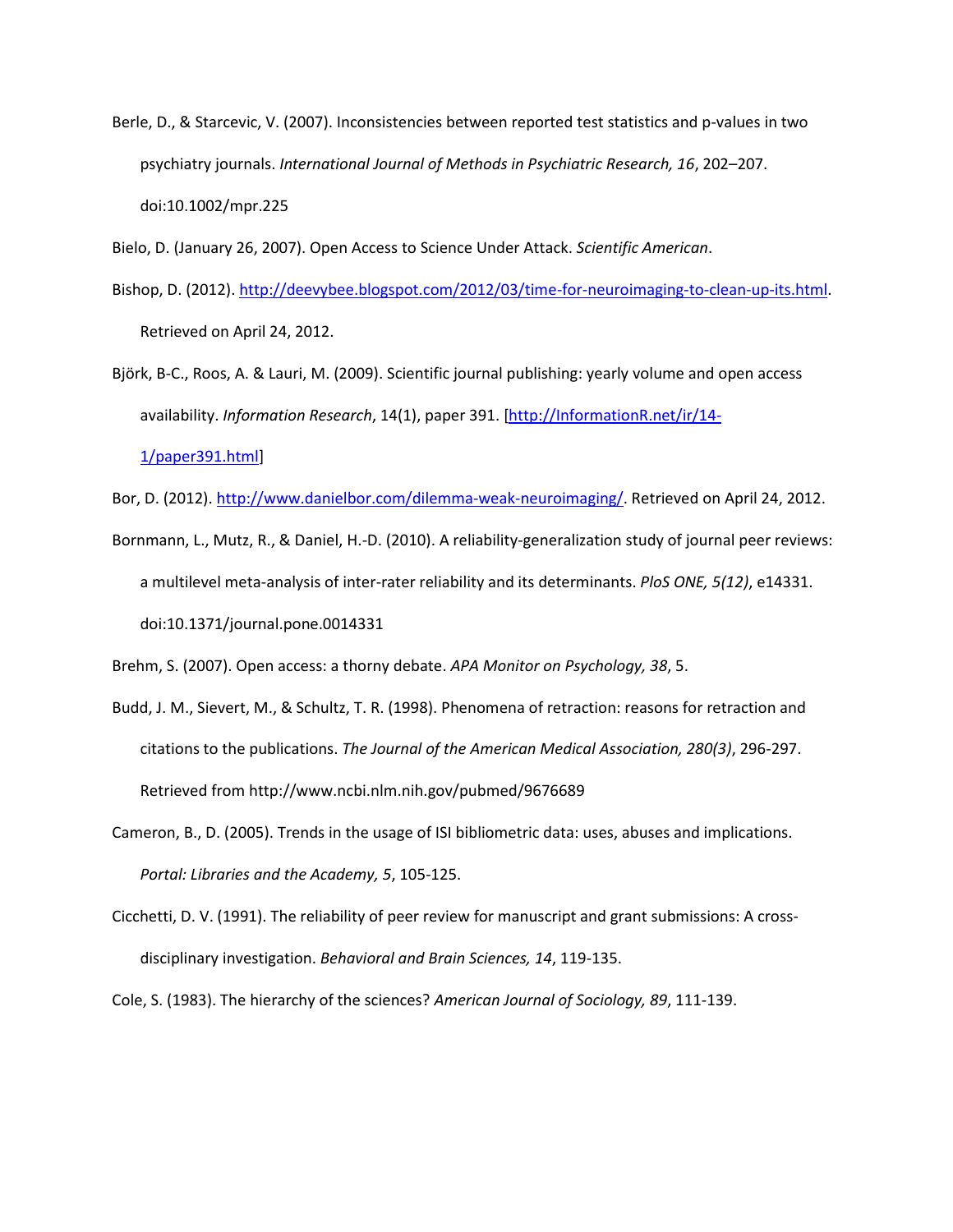Berle, D., & Starcevic, V. (2007). Inconsistencies between reported test statistics and p-values in two psychiatry journals. *International Journal of Methods in Psychiatric Research, 16*, 202–207. doi:10.1002/mpr.225

Bielo, D. (January 26, 2007). Open Access to Science Under Attack. *Scientific American*.

Bishop, D. (2012). http://deevybee.blogspot.com/2012/03/time-for-neuroimaging-to-clean-up-its.html. Retrieved on April 24, 2012.

Björk, B-C., Roos, A. & Lauri, M. (2009). Scientific journal publishing: yearly volume and open access availability. *Information Research*, 14(1), paper 391. [http://InformationR.net/ir/14-1/paper391.html]

Bor, D. (2012). http://www.danielbor.com/dilemma-weak-neuroimaging/. Retrieved on April 24, 2012.

Bornmann, L., Mutz, R., & Daniel, H.-D. (2010). A reliability-generalization study of journal peer reviews: a multilevel meta-analysis of inter-rater reliability and its determinants. *PloS ONE, 5(12)*, e14331. doi:10.1371/journal.pone.0014331

Brehm, S. (2007). Open access: a thorny debate. *APA Monitor on Psychology, 38*, 5.

Budd, J. M., Sievert, M., & Schultz, T. R. (1998). Phenomena of retraction: reasons for retraction and citations to the publications. *The Journal of the American Medical Association, 280(3)*, 296-297. Retrieved from http://www.ncbi.nlm.nih.gov/pubmed/9676689

Cameron, B., D. (2005). Trends in the usage of ISI bibliometric data: uses, abuses and implications. *Portal: Libraries and the Academy, 5*, 105-125.

Cicchetti, D. V. (1991). The reliability of peer review for manuscript and grant submissions: A cross-disciplinary investigation. *Behavioral and Brain Sciences, 14*, 119-135.

Cole, S. (1983). The hierarchy of the sciences? *American Journal of Sociology, 89*, 111-139.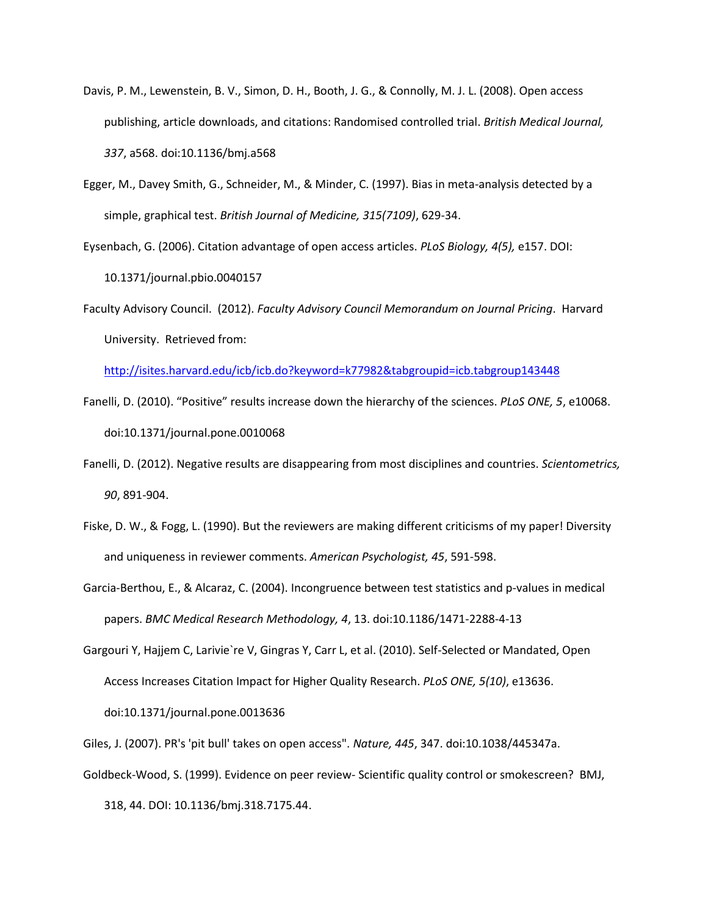Davis, P. M., Lewenstein, B. V., Simon, D. H., Booth, J. G., & Connolly, M. J. L. (2008). Open access publishing, article downloads, and citations: Randomised controlled trial. *British Medical Journal, 337*, a568. doi:10.1136/bmj.a568

Egger, M., Davey Smith, G., Schneider, M., & Minder, C. (1997). Bias in meta-analysis detected by a simple, graphical test. *British Journal of Medicine, 315(7109)*, 629-34.

Eysenbach, G. (2006). Citation advantage of open access articles. *PLoS Biology, 4(5),* e157. DOI: 10.1371/journal.pbio.0040157

Faculty Advisory Council. (2012). *Faculty Advisory Council Memorandum on Journal Pricing*. Harvard University. Retrieved from: http://isites.harvard.edu/icb/icb.do?keyword=k77982&tabgroupid=icb.tabgroup143448

Fanelli, D. (2010). "Positive" results increase down the hierarchy of the sciences. *PLoS ONE, 5*, e10068. doi:10.1371/journal.pone.0010068

Fanelli, D. (2012). Negative results are disappearing from most disciplines and countries. *Scientometrics, 90*, 891-904.

Fiske, D. W., & Fogg, L. (1990). But the reviewers are making different criticisms of my paper! Diversity and uniqueness in reviewer comments. *American Psychologist, 45*, 591-598.

Garcia-Berthou, E., & Alcaraz, C. (2004). Incongruence between test statistics and p-values in medical papers. *BMC Medical Research Methodology, 4*, 13. doi:10.1186/1471-2288-4-13

Gargouri Y, Hajjem C, Larivie`re V, Gingras Y, Carr L, et al. (2010). Self-Selected or Mandated, Open Access Increases Citation Impact for Higher Quality Research. *PLoS ONE, 5(10)*, e13636. doi:10.1371/journal.pone.0013636

Giles, J. (2007). PR's 'pit bull' takes on open access". *Nature, 445*, 347. doi:10.1038/445347a.

Goldbeck-Wood, S. (1999). Evidence on peer review- Scientific quality control or smokescreen? BMJ, 318, 44. DOI: 10.1136/bmj.318.7175.44.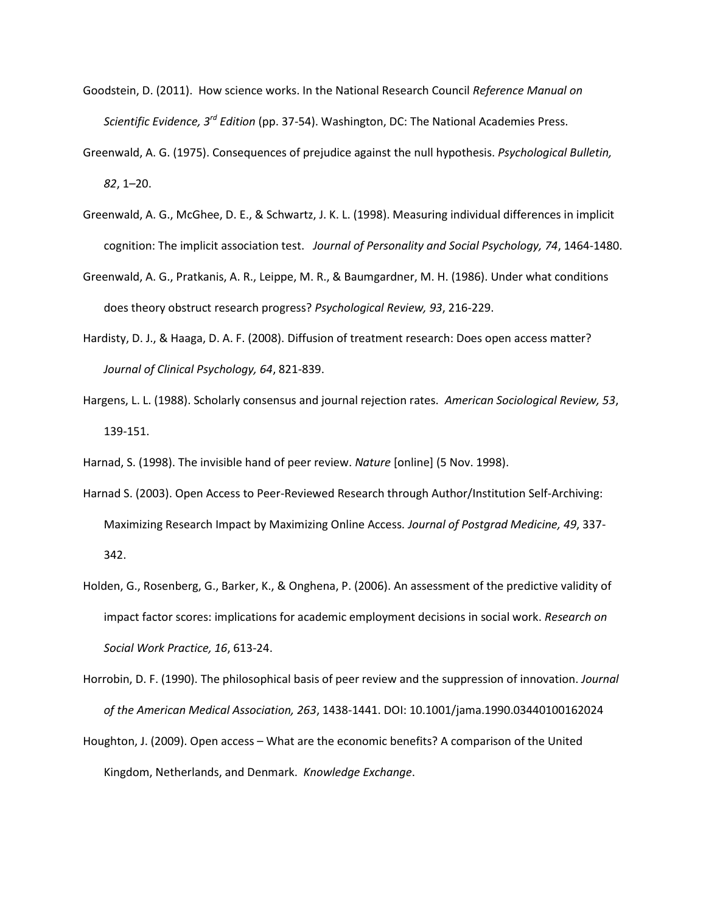Goodstein, D. (2011). How science works. In the National Research Council *Reference Manual on Scientific Evidence, 3rd Edition* (pp. 37-54). Washington, DC: The National Academies Press.

Greenwald, A. G. (1975). Consequences of prejudice against the null hypothesis. *Psychological Bulletin, 82*, 1–20.

Greenwald, A. G., McGhee, D. E., & Schwartz, J. K. L. (1998). Measuring individual differences in implicit cognition: The implicit association test. *Journal of Personality and Social Psychology, 74*, 1464-1480.

Greenwald, A. G., Pratkanis, A. R., Leippe, M. R., & Baumgardner, M. H. (1986). Under what conditions does theory obstruct research progress? *Psychological Review, 93*, 216-229.

Hardisty, D. J., & Haaga, D. A. F. (2008). Diffusion of treatment research: Does open access matter? *Journal of Clinical Psychology, 64*, 821-839.

Hargens, L. L. (1988). Scholarly consensus and journal rejection rates. *American Sociological Review, 53*, 139-151.

Harnad, S. (1998). The invisible hand of peer review. *Nature* [online] (5 Nov. 1998).

Harnad S. (2003). Open Access to Peer-Reviewed Research through Author/Institution Self-Archiving: Maximizing Research Impact by Maximizing Online Access. *Journal of Postgrad Medicine, 49*, 337-342.

Holden, G., Rosenberg, G., Barker, K., & Onghena, P. (2006). An assessment of the predictive validity of impact factor scores: implications for academic employment decisions in social work. *Research on Social Work Practice, 16*, 613-24.

Horrobin, D. F. (1990). The philosophical basis of peer review and the suppression of innovation. *Journal of the American Medical Association, 263*, 1438-1441. DOI: 10.1001/jama.1990.03440100162024

Houghton, J. (2009). Open access – What are the economic benefits? A comparison of the United Kingdom, Netherlands, and Denmark. *Knowledge Exchange*.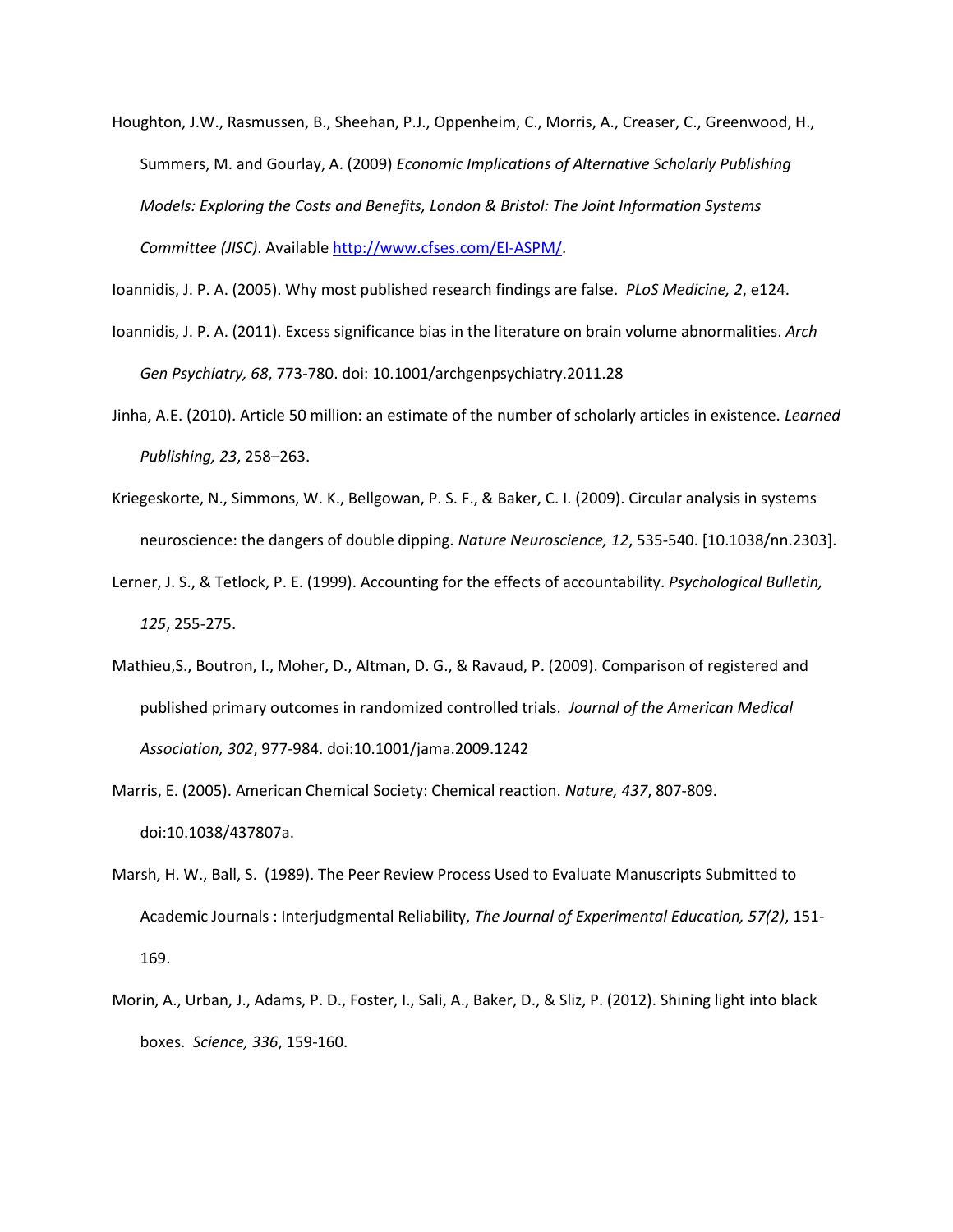Houghton, J.W., Rasmussen, B., Sheehan, P.J., Oppenheim, C., Morris, A., Creaser, C., Greenwood, H., Summers, M. and Gourlay, A. (2009) *Economic Implications of Alternative Scholarly Publishing Models: Exploring the Costs and Benefits, London & Bristol: The Joint Information Systems Committee (JISC)*. Available [http://www.cfses.com/EI-ASPM/](http://www.cfses.com/EI-ASPM/).

Ioannidis, J. P. A. (2005). Why most published research findings are false. *PLoS Medicine, 2*, e124.

Ioannidis, J. P. A. (2011). Excess significance bias in the literature on brain volume abnormalities. *Arch Gen Psychiatry, 68*, 773-780. doi: 10.1001/archgenpsychiatry.2011.28

Jinha, A.E. (2010). Article 50 million: an estimate of the number of scholarly articles in existence. *Learned Publishing, 23*, 258–263.

Kriegeskorte, N., Simmons, W. K., Bellgowan, P. S. F., & Baker, C. I. (2009). Circular analysis in systems neuroscience: the dangers of double dipping. *Nature Neuroscience, 12*, 535-540. [10.1038/nn.2303].

Lerner, J. S., & Tetlock, P. E. (1999). Accounting for the effects of accountability. *Psychological Bulletin, 125*, 255-275.

Mathieu,S., Boutron, I., Moher, D., Altman, D. G., & Ravaud, P. (2009). Comparison of registered and published primary outcomes in randomized controlled trials. *Journal of the American Medical Association, 302*, 977-984. doi:10.1001/jama.2009.1242

Marris, E. (2005). American Chemical Society: Chemical reaction. *Nature, 437*, 807-809. doi:10.1038/437807a.

Marsh, H. W., Ball, S. (1989). The Peer Review Process Used to Evaluate Manuscripts Submitted to Academic Journals : Interjudgmental Reliability, *The Journal of Experimental Education, 57(2)*, 151-169.

Morin, A., Urban, J., Adams, P. D., Foster, I., Sali, A., Baker, D., & Sliz, P. (2012). Shining light into black boxes. *Science, 336*, 159-160.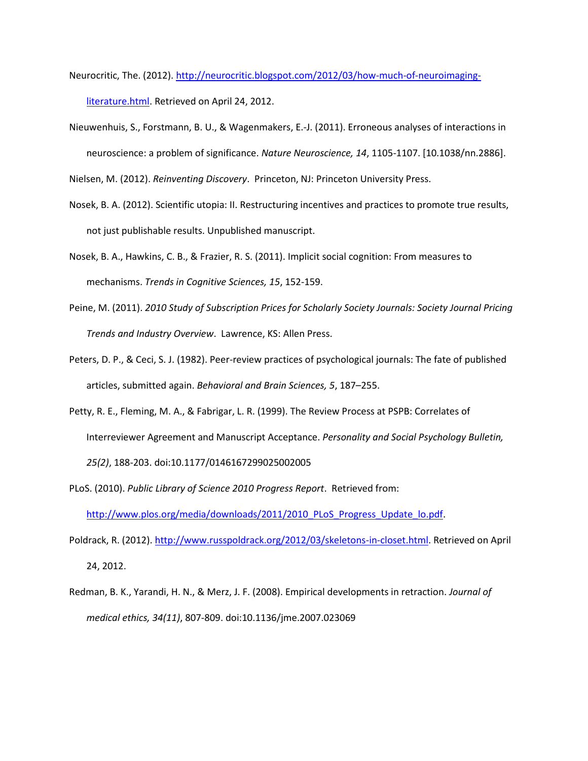Neurocritic, The. (2012). http://neurocritic.blogspot.com/2012/03/how-much-of-neuroimaging-literature.html. Retrieved on April 24, 2012.

Nieuwenhuis, S., Forstmann, B. U., & Wagenmakers, E.-J. (2011). Erroneous analyses of interactions in neuroscience: a problem of significance. *Nature Neuroscience, 14*, 1105-1107. [10.1038/nn.2886].

Nielsen, M. (2012). *Reinventing Discovery*. Princeton, NJ: Princeton University Press.

Nosek, B. A. (2012). Scientific utopia: II. Restructuring incentives and practices to promote true results, not just publishable results. Unpublished manuscript.

Nosek, B. A., Hawkins, C. B., & Frazier, R. S. (2011). Implicit social cognition: From measures to mechanisms. *Trends in Cognitive Sciences, 15*, 152-159.

Peine, M. (2011). *2010 Study of Subscription Prices for Scholarly Society Journals: Society Journal Pricing Trends and Industry Overview*. Lawrence, KS: Allen Press.

Peters, D. P., & Ceci, S. J. (1982). Peer-review practices of psychological journals: The fate of published articles, submitted again. *Behavioral and Brain Sciences, 5*, 187–255.

Petty, R. E., Fleming, M. A., & Fabrigar, L. R. (1999). The Review Process at PSPB: Correlates of Interreviewer Agreement and Manuscript Acceptance. *Personality and Social Psychology Bulletin, 25(2)*, 188-203. doi:10.1177/0146167299025002005

PLoS. (2010). *Public Library of Science 2010 Progress Report*. Retrieved from: http://www.plos.org/media/downloads/2011/2010_PLoS_Progress_Update_lo.pdf.

Poldrack, R. (2012). http://www.russpoldrack.org/2012/03/skeletons-in-closet.html. Retrieved on April 24, 2012.

Redman, B. K., Yarandi, H. N., & Merz, J. F. (2008). Empirical developments in retraction. *Journal of medical ethics, 34(11)*, 807-809. doi:10.1136/jme.2007.023069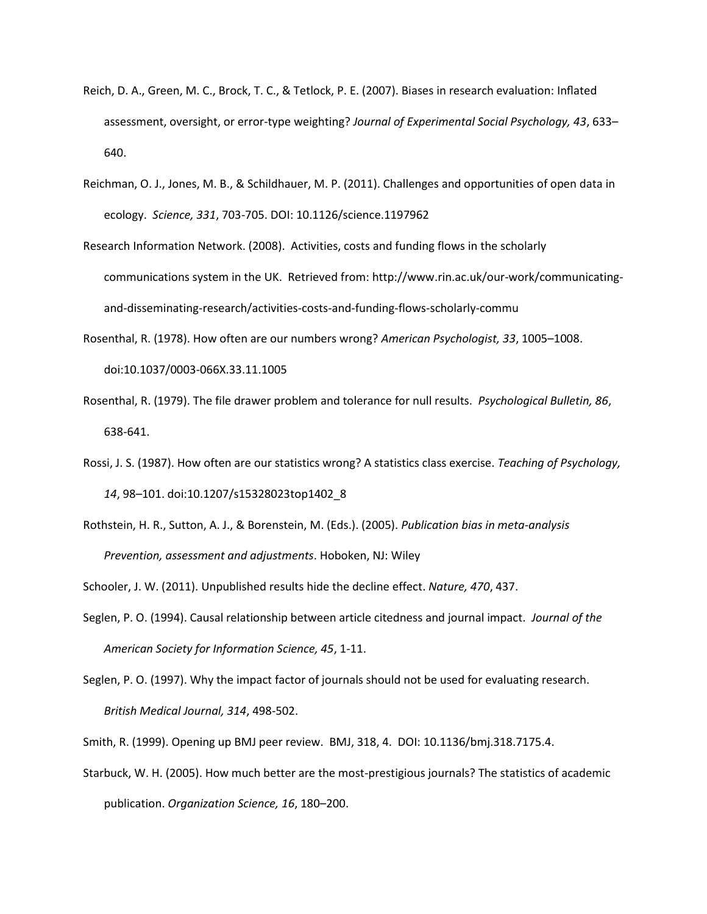Reich, D. A., Green, M. C., Brock, T. C., & Tetlock, P. E. (2007). Biases in research evaluation: Inflated assessment, oversight, or error-type weighting? *Journal of Experimental Social Psychology, 43*, 633–640.

Reichman, O. J., Jones, M. B., & Schildhauer, M. P. (2011). Challenges and opportunities of open data in ecology. *Science, 331*, 703-705. DOI: 10.1126/science.1197962

Research Information Network. (2008). Activities, costs and funding flows in the scholarly communications system in the UK. Retrieved from: http://www.rin.ac.uk/our-work/communicating-and-disseminating-research/activities-costs-and-funding-flows-scholarly-commu

Rosenthal, R. (1978). How often are our numbers wrong? *American Psychologist, 33*, 1005–1008. doi:10.1037/0003-066X.33.11.1005

Rosenthal, R. (1979). The file drawer problem and tolerance for null results. *Psychological Bulletin, 86*, 638-641.

Rossi, J. S. (1987). How often are our statistics wrong? A statistics class exercise. *Teaching of Psychology, 14*, 98–101. doi:10.1207/s15328023top1402_8

Rothstein, H. R., Sutton, A. J., & Borenstein, M. (Eds.). (2005). *Publication bias in meta-analysis Prevention, assessment and adjustments*. Hoboken, NJ: Wiley

Schooler, J. W. (2011). Unpublished results hide the decline effect. *Nature, 470*, 437.

Seglen, P. O. (1994). Causal relationship between article citedness and journal impact. *Journal of the American Society for Information Science, 45*, 1-11.

Seglen, P. O. (1997). Why the impact factor of journals should not be used for evaluating research. *British Medical Journal, 314*, 498-502.

Smith, R. (1999). Opening up BMJ peer review. BMJ, 318, 4. DOI: 10.1136/bmj.318.7175.4.

Starbuck, W. H. (2005). How much better are the most-prestigious journals? The statistics of academic publication. *Organization Science, 16*, 180–200.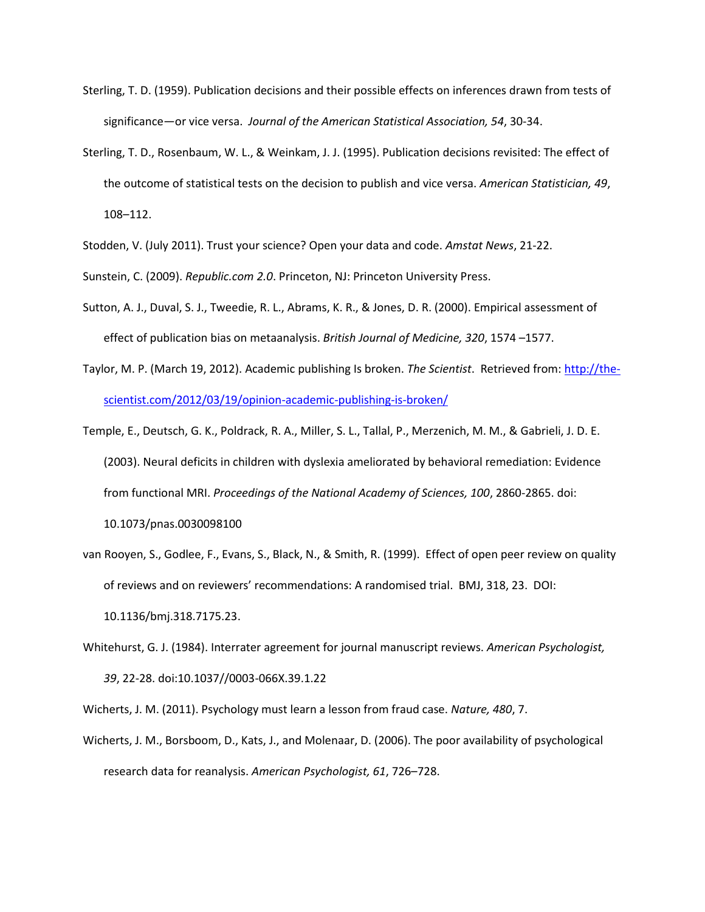Sterling, T. D. (1959). Publication decisions and their possible effects on inferences drawn from tests of significance—or vice versa. *Journal of the American Statistical Association, 54*, 30-34.

Sterling, T. D., Rosenbaum, W. L., & Weinkam, J. J. (1995). Publication decisions revisited: The effect of the outcome of statistical tests on the decision to publish and vice versa. *American Statistician, 49*, 108–112.

Stodden, V. (July 2011). Trust your science? Open your data and code. *Amstat News*, 21-22.

Sunstein, C. (2009). *Republic.com 2.0*. Princeton, NJ: Princeton University Press.

Sutton, A. J., Duval, S. J., Tweedie, R. L., Abrams, K. R., & Jones, D. R. (2000). Empirical assessment of effect of publication bias on metaanalysis. *British Journal of Medicine, 320*, 1574 –1577.

Taylor, M. P. (March 19, 2012). Academic publishing Is broken. *The Scientist*. Retrieved from: [http://the-scientist.com/2012/03/19/opinion-academic-publishing-is-broken/](http://the-scientist.com/2012/03/19/opinion-academic-publishing-is-broken/)

Temple, E., Deutsch, G. K., Poldrack, R. A., Miller, S. L., Tallal, P., Merzenich, M. M., & Gabrieli, J. D. E. (2003). Neural deficits in children with dyslexia ameliorated by behavioral remediation: Evidence from functional MRI. *Proceedings of the National Academy of Sciences, 100*, 2860-2865. doi: 10.1073/pnas.0030098100

van Rooyen, S., Godlee, F., Evans, S., Black, N., & Smith, R. (1999). Effect of open peer review on quality of reviews and on reviewers' recommendations: A randomised trial. BMJ, 318, 23. DOI: 10.1136/bmj.318.7175.23.

Whitehurst, G. J. (1984). Interrater agreement for journal manuscript reviews. *American Psychologist, 39*, 22-28. doi:10.1037//0003-066X.39.1.22

Wicherts, J. M. (2011). Psychology must learn a lesson from fraud case. *Nature, 480*, 7.

Wicherts, J. M., Borsboom, D., Kats, J., and Molenaar, D. (2006). The poor availability of psychological research data for reanalysis. *American Psychologist, 61*, 726–728.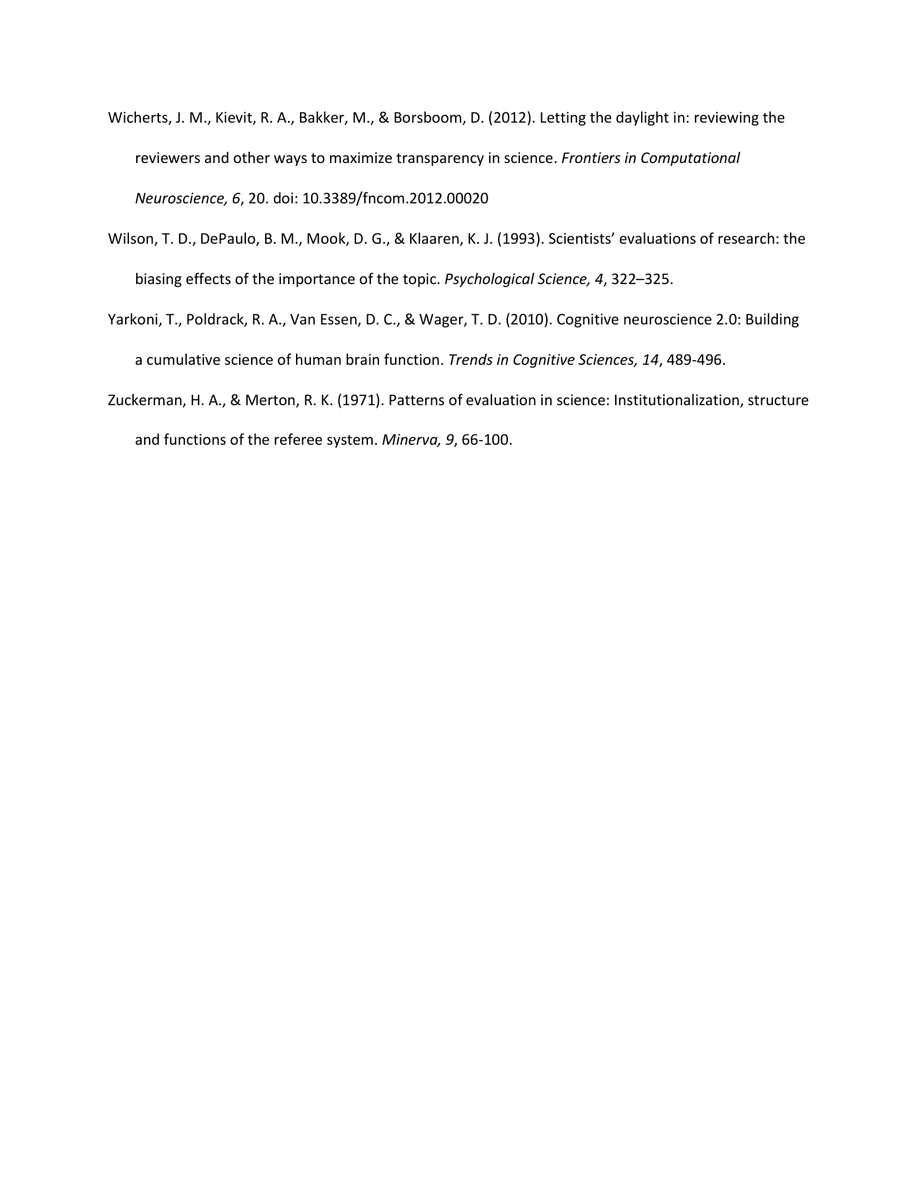Wicherts, J. M., Kievit, R. A., Bakker, M., & Borsboom, D. (2012). Letting the daylight in: reviewing the reviewers and other ways to maximize transparency in science. *Frontiers in Computational Neuroscience, 6*, 20. doi: 10.3389/fncom.2012.00020

Wilson, T. D., DePaulo, B. M., Mook, D. G., & Klaaren, K. J. (1993). Scientists' evaluations of research: the biasing effects of the importance of the topic. *Psychological Science, 4*, 322–325.

Yarkoni, T., Poldrack, R. A., Van Essen, D. C., & Wager, T. D. (2010). Cognitive neuroscience 2.0: Building a cumulative science of human brain function. *Trends in Cognitive Sciences, 14*, 489-496.

Zuckerman, H. A., & Merton, R. K. (1971). Patterns of evaluation in science: Institutionalization, structure and functions of the referee system. *Minerva, 9*, 66-100.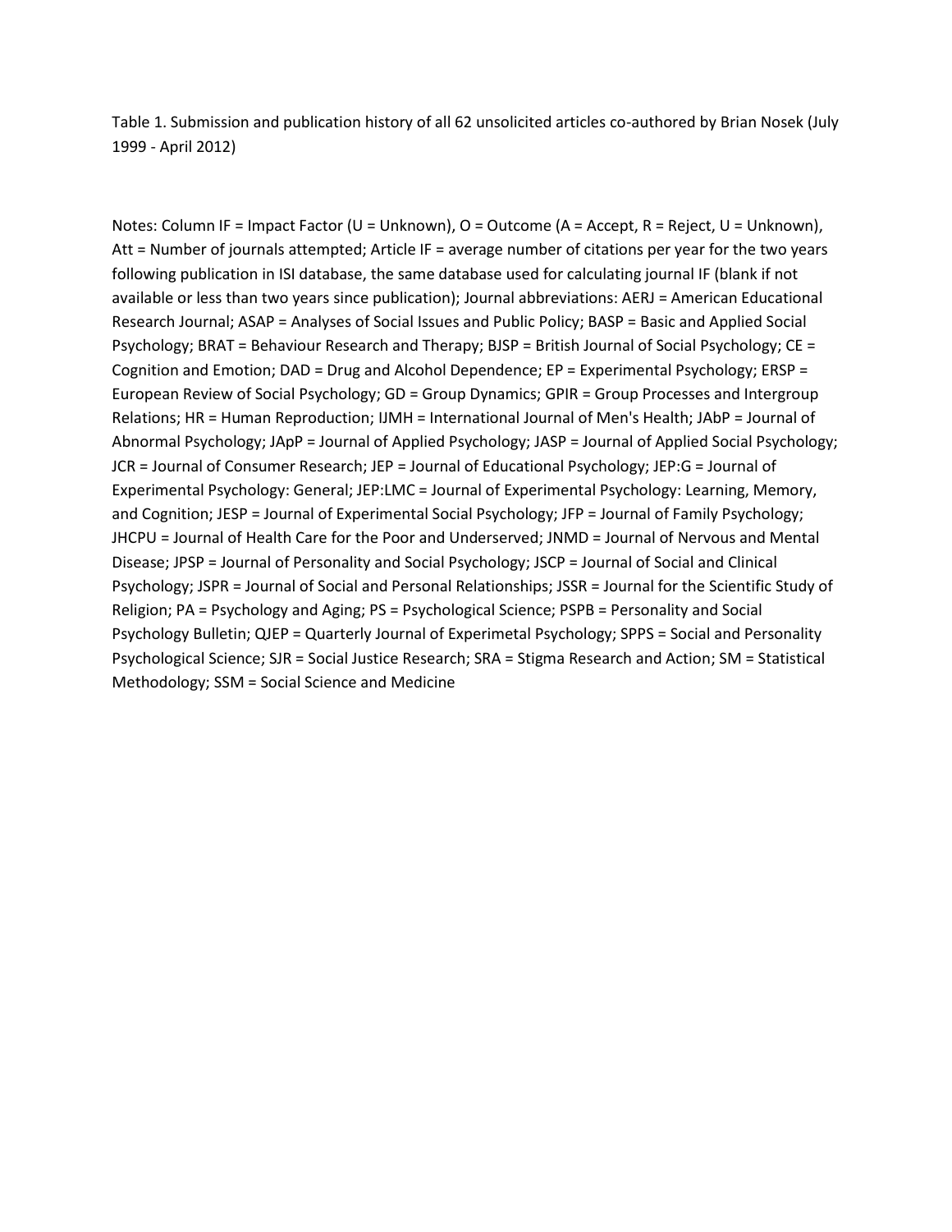Table 1. Submission and publication history of all 62 unsolicited articles co-authored by Brian Nosek (July 1999 - April 2012)

Notes: Column IF = Impact Factor (U = Unknown), O = Outcome (A = Accept, R = Reject, U = Unknown), Att = Number of journals attempted; Article IF = average number of citations per year for the two years following publication in ISI database, the same database used for calculating journal IF (blank if not available or less than two years since publication); Journal abbreviations: AERJ = American Educational Research Journal; ASAP = Analyses of Social Issues and Public Policy; BASP = Basic and Applied Social Psychology; BRAT = Behaviour Research and Therapy; BJSP = British Journal of Social Psychology; CE = Cognition and Emotion; DAD = Drug and Alcohol Dependence; EP = Experimental Psychology; ERSP = European Review of Social Psychology; GD = Group Dynamics; GPIR = Group Processes and Intergroup Relations; HR = Human Reproduction; IJMH = International Journal of Men's Health; JAbP = Journal of Abnormal Psychology; JApP = Journal of Applied Psychology; JASP = Journal of Applied Social Psychology; JCR = Journal of Consumer Research; JEP = Journal of Educational Psychology; JEP:G = Journal of Experimental Psychology: General; JEP:LMC = Journal of Experimental Psychology: Learning, Memory, and Cognition; JESP = Journal of Experimental Social Psychology; JFP = Journal of Family Psychology; JHCPU = Journal of Health Care for the Poor and Underserved; JNMD = Journal of Nervous and Mental Disease; JPSP = Journal of Personality and Social Psychology; JSCP = Journal of Social and Clinical Psychology; JSPR = Journal of Social and Personal Relationships; JSSR = Journal for the Scientific Study of Religion; PA = Psychology and Aging; PS = Psychological Science; PSPB = Personality and Social Psychology Bulletin; QJEP = Quarterly Journal of Experimetal Psychology; SPPS = Social and Personality Psychological Science; SJR = Social Justice Research; SRA = Stigma Research and Action; SM = Statistical Methodology; SSM = Social Science and Medicine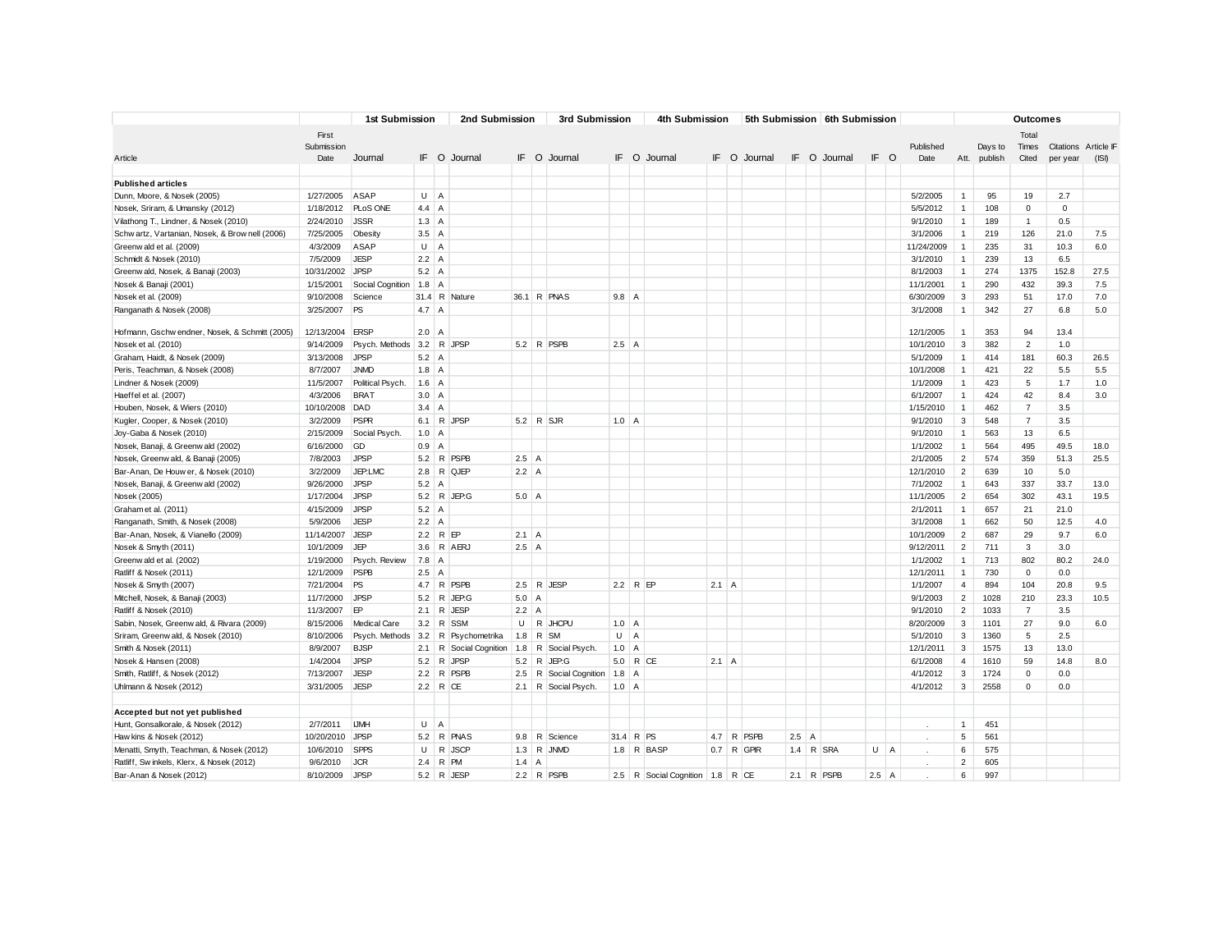| Article | First Submission Date | 1st Submission Journal | IF | O | 2nd Submission Journal | IF | O | 3rd Submission Journal | IF | O | 4th Submission Journal | IF | O | 5th Submission Journal | IF | O | 6th Submission Journal | IF | O | Published Date | Att. | Days to publish | Total Times Cited | Citations per year | Article IF (ISI) |
|---|---|---|---|---|---|---|---|---|---|---|---|---|---|---|---|---|---|---|---|---|---|---|---|---|---|
| **Published articles** | | | | | | | | | | | | | | | | | | | | | | | | | |
| Dunn, Moore, & Nosek (2005) | 1/27/2005 | ASAP | U | A | | | | | | | | | | | | | | | | 5/2/2005 | 1 | 95 | 19 | 2.7 | |
| Nosek, Sriram, & Umansky (2012) | 1/18/2012 | PLoS ONE | 4.4 | A | | | | | | | | | | | | | | | | 5/5/2012 | 1 | 108 | 0 | 0 | |
| Vilathong T., Lindner, & Nosek (2010) | 2/24/2010 | JSSR | 1.3 | A | | | | | | | | | | | | | | | | 9/1/2010 | 1 | 189 | 1 | 0.5 | |
| Schwartz, Vartanian, Nosek, & Brownell (2006) | 7/25/2005 | Obesity | 3.5 | A | | | | | | | | | | | | | | | | 3/1/2006 | 1 | 219 | 126 | 21.0 | 7.5 |
| Greenwald et al. (2009) | 4/3/2009 | ASAP | U | A | | | | | | | | | | | | | | | | 11/24/2009 | 1 | 235 | 31 | 10.3 | 6.0 |
| Schmidt & Nosek (2010) | 7/5/2009 | JESP | 2.2 | A | | | | | | | | | | | | | | | | 3/1/2010 | 1 | 239 | 13 | 6.5 | |
| Greenwald, Nosek, & Banaji (2003) | 10/31/2002 | JPSP | 5.2 | A | | | | | | | | | | | | | | | | 8/1/2003 | 1 | 274 | 1375 | 152.8 | 27.5 |
| Nosek & Banaji (2001) | 1/15/2001 | Social Cognition | 1.8 | A | | | | | | | | | | | | | | | | 11/1/2001 | 1 | 290 | 432 | 39.3 | 7.5 |
| Nosek et al. (2009) | 9/10/2008 | Science | 31.4 | R | Nature | 36.1 | R | PNAS | 9.8 | A | | | | | | | | | | 6/30/2009 | 3 | 293 | 51 | 17.0 | 7.0 |
| Ranganath & Nosek (2008) | 3/25/2007 | PS | 4.7 | A | | | | | | | | | | | | | | | | 3/1/2008 | 1 | 342 | 27 | 6.8 | 5.0 |
| Hofmann, Gschwendner, Nosek, & Schmitt (2005) | 12/13/2004 | ERSP | 2.0 | A | | | | | | | | | | | | | | | | 12/1/2005 | 1 | 353 | 94 | 13.4 | |
| Nosek et al. (2010) | 9/14/2009 | Psych. Methods | 3.2 | R | JPSP | 5.2 | R | PSPB | 2.5 | A | | | | | | | | | | 10/1/2010 | 3 | 382 | 2 | 1.0 | |
| Graham, Haidt, & Nosek (2009) | 3/13/2008 | JPSP | 5.2 | A | | | | | | | | | | | | | | | | 5/1/2009 | 1 | 414 | 181 | 60.3 | 26.5 |
| Peris, Teachman, & Nosek (2008) | 8/7/2007 | JNMD | 1.8 | A | | | | | | | | | | | | | | | | 10/1/2008 | 1 | 421 | 22 | 5.5 | 5.5 |
| Lindner & Nosek (2009) | 11/5/2007 | Political Psych. | 1.6 | A | | | | | | | | | | | | | | | | 1/1/2009 | 1 | 423 | 5 | 1.7 | 1.0 |
| Haeffel et al. (2007) | 4/3/2006 | BRAT | 3.0 | A | | | | | | | | | | | | | | | | 6/1/2007 | 1 | 424 | 42 | 8.4 | 3.0 |
| Houben, Nosek, & Wiers (2010) | 10/10/2008 | DAD | 3.4 | A | | | | | | | | | | | | | | | | 1/15/2010 | 1 | 462 | 7 | 3.5 | |
| Kugler, Cooper, & Nosek (2010) | 3/2/2009 | PSPR | 6.1 | R | JPSP | 5.2 | R | SJR | 1.0 | A | | | | | | | | | | 9/1/2010 | 3 | 548 | 7 | 3.5 | |
| Joy-Gaba & Nosek (2010) | 2/15/2009 | Social Psych. | 1.0 | A | | | | | | | | | | | | | | | | 9/1/2010 | 1 | 563 | 13 | 6.5 | |
| Nosek, Banaji, & Greenwald (2002) | 6/16/2000 | GD | 0.9 | A | | | | | | | | | | | | | | | | 1/1/2002 | 1 | 564 | 495 | 49.5 | 18.0 |
| Nosek, Greenwald, & Banaji (2005) | 7/8/2003 | JPSP | 5.2 | R | PSPB | 2.5 | A | | | | | | | | | | | | | 2/1/2005 | 2 | 574 | 359 | 51.3 | 25.5 |
| Bar-Anan, De Houwer, & Nosek (2010) | 3/2/2009 | JEP:LMC | 2.8 | R | QJEP | 2.2 | A | | | | | | | | | | | | | 12/1/2010 | 2 | 639 | 10 | 5.0 | |
| Nosek, Banaji, & Greenwald (2002) | 9/26/2000 | JPSP | 5.2 | A | | | | | | | | | | | | | | | | 7/1/2002 | 1 | 643 | 337 | 33.7 | 13.0 |
| Nosek (2005) | 1/17/2004 | JPSP | 5.2 | R | JEP:G | 5.0 | A | | | | | | | | | | | | | 11/1/2005 | 2 | 654 | 302 | 43.1 | 19.5 |
| Graham et al. (2011) | 4/15/2009 | JPSP | 5.2 | A | | | | | | | | | | | | | | | | 2/1/2011 | 1 | 657 | 21 | 21.0 | |
| Ranganath, Smith, & Nosek (2008) | 5/9/2006 | JESP | 2.2 | A | | | | | | | | | | | | | | | | 3/1/2008 | 1 | 662 | 50 | 12.5 | 4.0 |
| Bar-Anan, Nosek, & Vianello (2009) | 11/14/2007 | JESP | 2.2 | R | EP | 2.1 | A | | | | | | | | | | | | | 10/1/2009 | 2 | 687 | 29 | 9.7 | 6.0 |
| Nosek & Smyth (2011) | 10/1/2009 | JEP | 3.6 | R | AERJ | 2.5 | A | | | | | | | | | | | | | 9/12/2011 | 2 | 711 | 3 | 3.0 | |
| Greenwald et al. (2002) | 1/19/2000 | Psych. Review | 7.8 | A | | | | | | | | | | | | | | | | 1/1/2002 | 1 | 713 | 802 | 80.2 | 24.0 |
| Ratliff & Nosek (2011) | 12/1/2009 | PSPB | 2.5 | A | | | | | | | | | | | | | | | | 12/1/2011 | 1 | 730 | 0 | 0.0 | |
| Nosek & Smyth (2007) | 7/21/2004 | PS | 4.7 | R | PSPB | 2.5 | R | JESP | 2.2 | R | EP | 2.1 | A | | | | | | | 1/1/2007 | 4 | 894 | 104 | 20.8 | 9.5 |
| Mitchell, Nosek, & Banaji (2003) | 11/7/2000 | JPSP | 5.2 | R | JEP:G | 5.0 | A | | | | | | | | | | | | | 9/1/2003 | 2 | 1028 | 210 | 23.3 | 10.5 |
| Ratliff & Nosek (2010) | 11/3/2007 | EP | 2.1 | R | JESP | 2.2 | A | | | | | | | | | | | | | 9/1/2010 | 2 | 1033 | 7 | 3.5 | |
| Sabin, Nosek, Greenwald, & Rivara (2009) | 8/15/2006 | Medical Care | 3.2 | R | SSM | U | R | JHCPU | 1.0 | A | | | | | | | | | | 8/20/2009 | 3 | 1101 | 27 | 9.0 | 6.0 |
| Sriram, Greenwald, & Nosek (2010) | 8/10/2006 | Psych. Methods | 3.2 | R | Psychometrika | 1.8 | R | SM | U | A | | | | | | | | | | 5/1/2010 | 3 | 1360 | 5 | 2.5 | |
| Smith & Nosek (2011) | 8/9/2007 | BJSP | 2.1 | R | Social Cognition | 1.8 | R | Social Psych. | 1.0 | A | | | | | | | | | | 12/1/2011 | 3 | 1575 | 13 | 13.0 | |
| Nosek & Hansen (2008) | 1/4/2004 | JPSP | 5.2 | R | JPSP | 5.2 | R | JEP:G | 5.0 | R | CE | 2.1 | A | | | | | | | 6/1/2008 | 4 | 1610 | 59 | 14.8 | 8.0 |
| Smith, Ratliff, & Nosek (2012) | 7/13/2007 | JESP | 2.2 | R | PSPB | 2.5 | R | Social Cognition | 1.8 | A | | | | | | | | | | 4/1/2012 | 3 | 1724 | 0 | 0.0 | |
| Uhlmann & Nosek (2012) | 3/31/2005 | JESP | 2.2 | R | CE | 2.1 | R | Social Psych. | 1.0 | A | | | | | | | | | | 4/1/2012 | 3 | 2558 | 0 | 0.0 | |
| **Accepted but not yet published** | | | | | | | | | | | | | | | | | | | | | | | | | |
| Hunt, Gonsalkorale, & Nosek (2012) | 2/7/2011 | IJMH | U | A | | | | | | | | | | | | | | | | . | 1 | 451 | | | |
| Hawkins & Nosek (2012) | 10/20/2010 | JPSP | 5.2 | R | PNAS | 9.8 | R | Science | 31.4 | R | PS | 4.7 | R | PSPB | 2.5 | A | | | | . | 5 | 561 | | | |
| Menatti, Smyth, Teachman, & Nosek (2012) | 10/6/2010 | SPPS | U | R | JSCP | 1.3 | R | JNMD | 1.8 | R | BASP | 0.7 | R | GPIR | 1.4 | R | SRA | U | A | . | 6 | 575 | | | |
| Ratliff, Swinkels, Klerx, & Nosek (2012) | 9/6/2010 | JCR | 2.4 | R | PM | 1.4 | A | | | | | | | | | | | | | . | 2 | 605 | | | |
| Bar-Anan & Nosek (2012) | 8/10/2009 | JPSP | 5.2 | R | JESP | 2.2 | R | PSPB | 2.5 | R | Social Cognition | 1.8 | R | CE | 2.1 | R | PSPB | 2.5 | A | . | 6 | 997 | | | |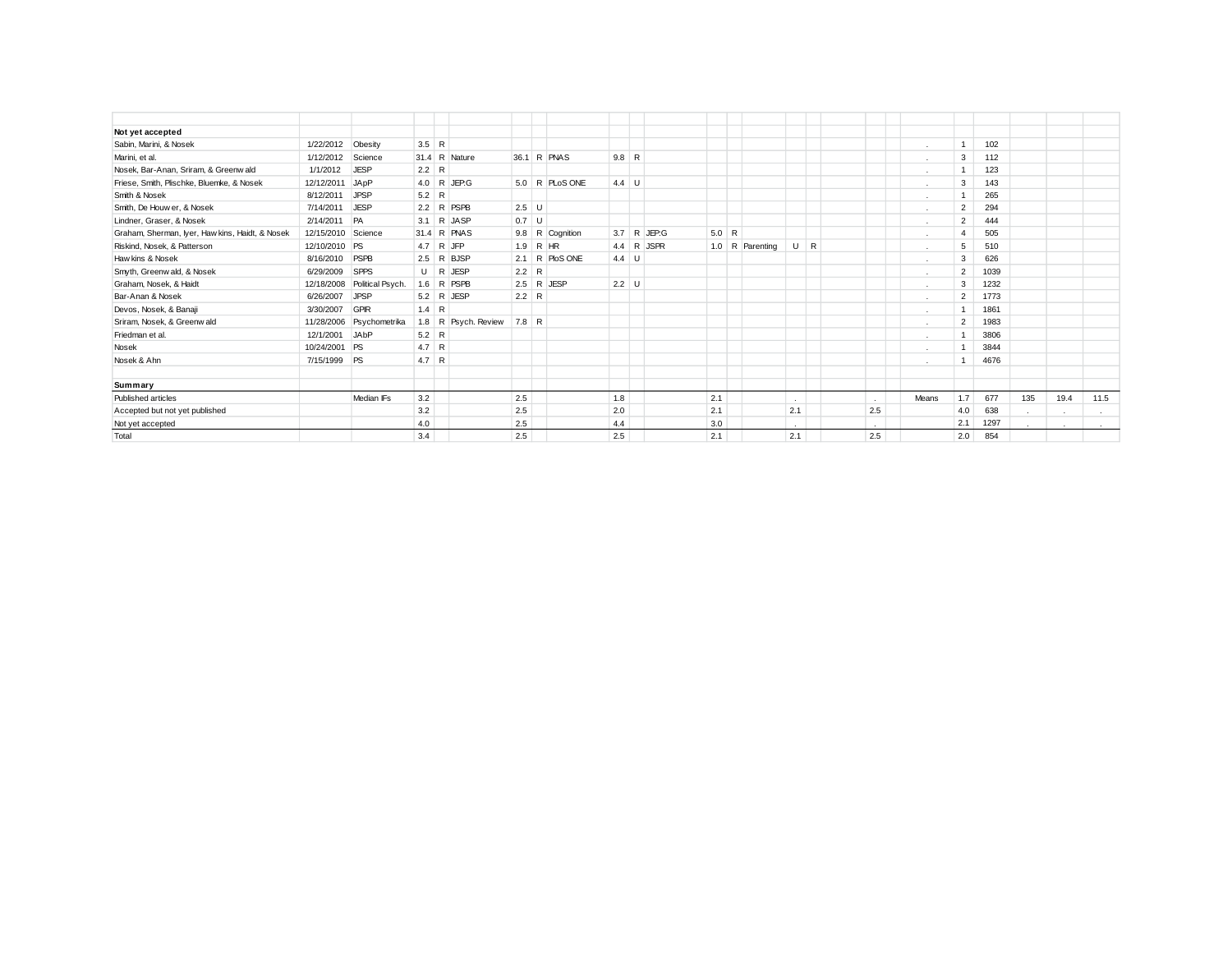| | | | | | | | | | | | | | | | | | | | | | | | | | |
|---|---|---|---|---|---|---|---|---|---|---|---|---|---|---|---|---|---|---|---|---|---|---|---|---|---|
| **Not yet accepted** | | | | | | | | | | | | | | | | | | | | | | | | | |
| Sabin, Marini, & Nosek | 1/22/2012 | Obesity | 3.5 | R | | | | | | | | | | | | | | | | . | 1 | 102 | | | |
| Marini, et al. | 1/12/2012 | Science | 31.4 | R | Nature | 36.1 | R | PNAS | 9.8 | R | | | | | | | | | | . | 3 | 112 | | | |
| Nosek, Bar-Anan, Sriram, & Greenwald | 1/1/2012 | JESP | 2.2 | R | | | | | | | | | | | | | | | | . | 1 | 123 | | | |
| Friese, Smith, Plischke, Bluemke, & Nosek | 12/12/2011 | JApP | 4.0 | R | JEP:G | 5.0 | R | PLoS ONE | 4.4 | U | | | | | | | | | | . | 3 | 143 | | | |
| Smith & Nosek | 8/12/2011 | JPSP | 5.2 | R | | | | | | | | | | | | | | | | . | 1 | 265 | | | |
| Smith, De Houwer, & Nosek | 7/14/2011 | JESP | 2.2 | R | PSPB | 2.5 | U | | | | | | | | | | | | | . | 2 | 294 | | | |
| Lindner, Graser, & Nosek | 2/14/2011 | PA | 3.1 | R | JASP | 0.7 | U | | | | | | | | | | | | | . | 2 | 444 | | | |
| Graham, Sherman, Iyer, Hawkins, Haidt, & Nosek | 12/15/2010 | Science | 31.4 | R | PNAS | 9.8 | R | Cognition | 3.7 | R | JEP:G | 5.0 | R | | | | | | | . | 4 | 505 | | | |
| Riskind, Nosek, & Patterson | 12/10/2010 | PS | 4.7 | R | JFP | 1.9 | R | HR | 4.4 | R | JSPR | 1.0 | R | Parenting | U | R | | | | . | 5 | 510 | | | |
| Hawkins & Nosek | 8/16/2010 | PSPB | 2.5 | R | BJSP | 2.1 | R | PloS ONE | 4.4 | U | | | | | | | | | | . | 3 | 626 | | | |
| Smyth, Greenwald, & Nosek | 6/29/2009 | SPPS | U | R | JESP | 2.2 | R | | | | | | | | | | | | | . | 2 | 1039 | | | |
| Graham, Nosek, & Haidt | 12/18/2008 | Political Psych. | 1.6 | R | PSPB | 2.5 | R | JESP | 2.2 | U | | | | | | | | | | . | 3 | 1232 | | | |
| Bar-Anan & Nosek | 6/26/2007 | JPSP | 5.2 | R | JESP | 2.2 | R | | | | | | | | | | | | | . | 2 | 1773 | | | |
| Devos, Nosek, & Banaji | 3/30/2007 | GPIR | 1.4 | R | | | | | | | | | | | | | | | | . | 1 | 1861 | | | |
| Sriram, Nosek, & Greenwald | 11/28/2006 | Psychometrika | 1.8 | R | Psych. Review | 7.8 | R | | | | | | | | | | | | | . | 2 | 1983 | | | |
| Friedman et al. | 12/1/2001 | JAbP | 5.2 | R | | | | | | | | | | | | | | | | . | 1 | 3806 | | | |
| Nosek | 10/24/2001 | PS | 4.7 | R | | | | | | | | | | | | | | | | . | 1 | 3844 | | | |
| Nosek & Ahn | 7/15/1999 | PS | 4.7 | R | | | | | | | | | | | | | | | | . | 1 | 4676 | | | |
| | | | | | | | | | | | | | | | | | | | | | | | | | |
| **Summary** | | | | | | | | | | | | | | | | | | | | | | | | | |
| Published articles | | Median IFs | 3.2 | | | 2.5 | | | 1.8 | | | 2.1 | | | . | | | . | | Means | 1.7 | 677 | 135 | 19.4 | 11.5 |
| Accepted but not yet published | | | 3.2 | | | 2.5 | | | 2.0 | | | 2.1 | | | 2.1 | | | 2.5 | | | 4.0 | 638 | . | . | . |
| Not yet accepted | | | 4.0 | | | 2.5 | | | 4.4 | | | 3.0 | | | . | | | . | | | 2.1 | 1297 | . | . | . |
| Total | | | 3.4 | | | 2.5 | | | 2.5 | | | 2.1 | | | 2.1 | | | 2.5 | | | 2.0 | 854 | | | |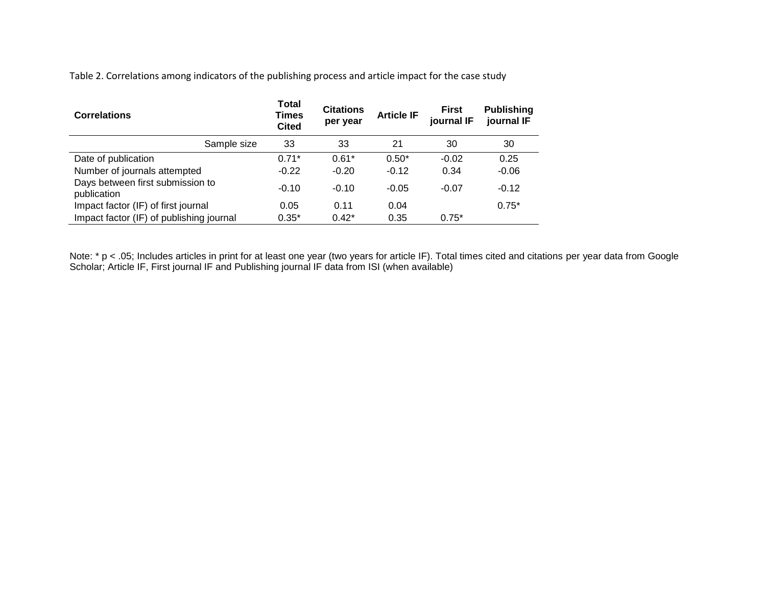Table 2. Correlations among indicators of the publishing process and article impact for the case study

| Correlations | Total Times Cited | Citations per year | Article IF | First journal IF | Publishing journal IF |
|---|---|---|---|---|---|
| Sample size | 33 | 33 | 21 | 30 | 30 |
| Date of publication | 0.71* | 0.61* | 0.50* | -0.02 | 0.25 |
| Number of journals attempted | -0.22 | -0.20 | -0.12 | 0.34 | -0.06 |
| Days between first submission to publication | -0.10 | -0.10 | -0.05 | -0.07 | -0.12 |
| Impact factor (IF) of first journal | 0.05 | 0.11 | 0.04 | | 0.75* |
| Impact factor (IF) of publishing journal | 0.35* | 0.42* | 0.35 | 0.75* | |

Note: * $p < .05$; Includes articles in print for at least one year (two years for article IF). Total times cited and citations per year data from Google Scholar; Article IF, First journal IF and Publishing journal IF data from ISI (when available)